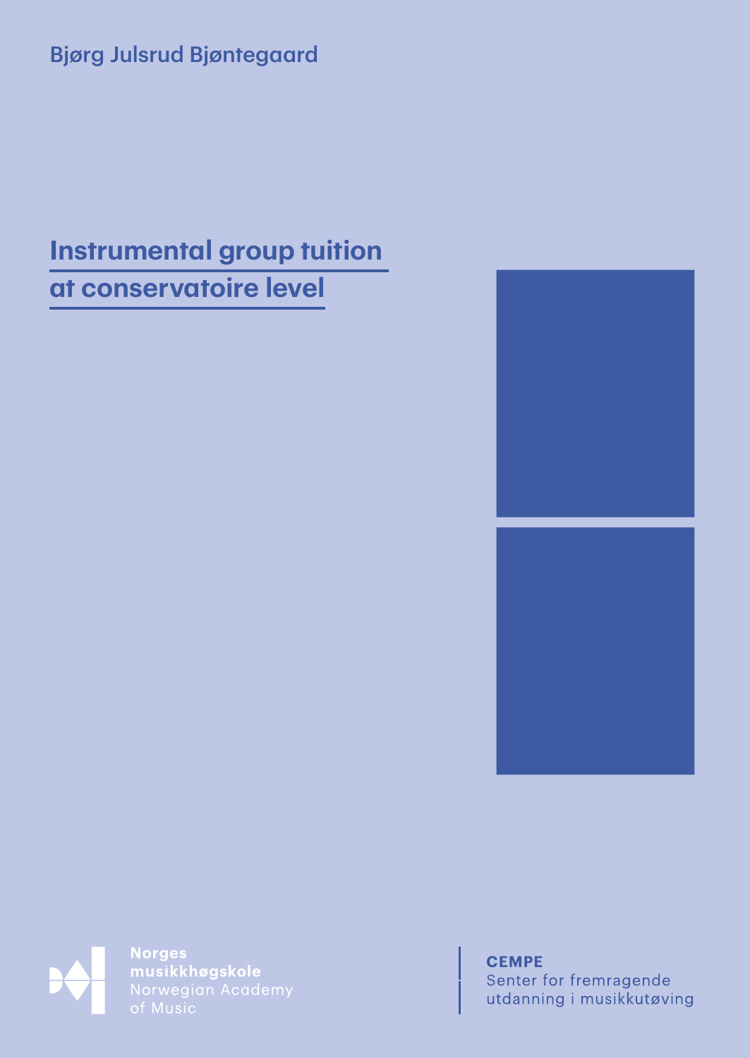Bjørg Julsrud Bjøntegaard

# Instrumental group tuition at conservatoire level

**Norges musikkhøgskole**
Norwegian Academy of Music

**CEMPE**
Senter for fremragende utdanning i musikkutøving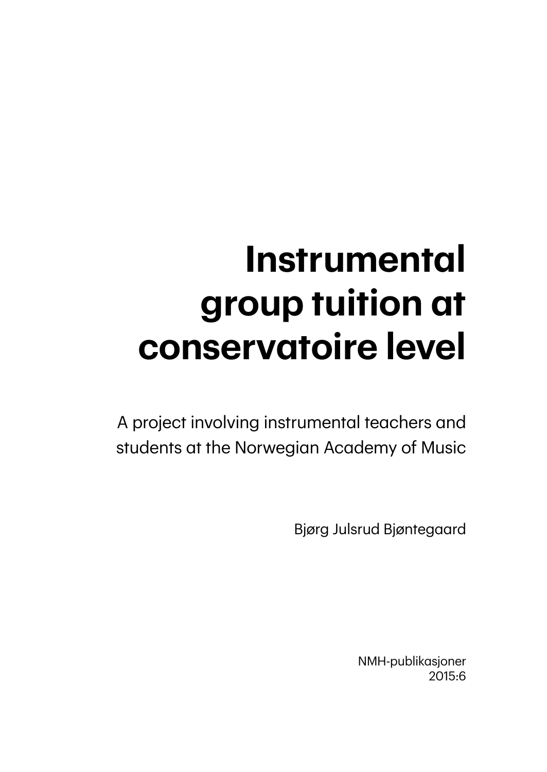# Instrumental group tuition at conservatoire level

A project involving instrumental teachers and students at the Norwegian Academy of Music

Bjørg Julsrud Bjøntegaard

NMH-publikasjoner
2015:6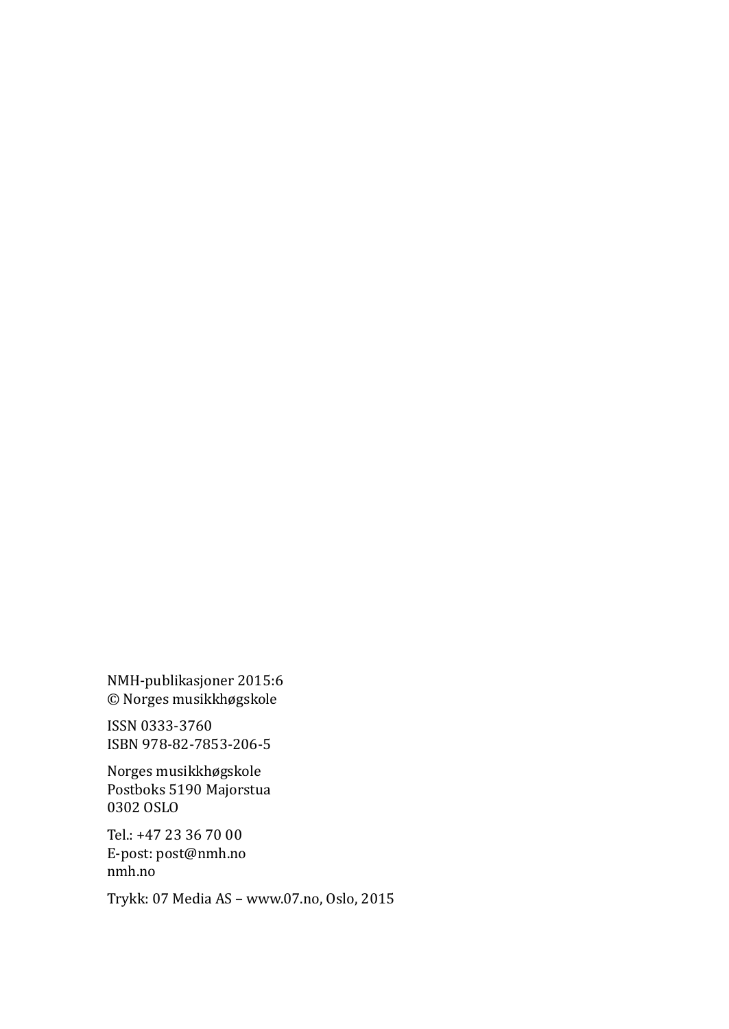NMH-publikasjoner 2015:6
© Norges musikkhøgskole

ISSN 0333-3760
ISBN 978-82-7853-206-5

Norges musikkhøgskole
Postboks 5190 Majorstua
0302 OSLO

Tel.: +47 23 36 70 00
E-post: post@nmh.no
nmh.no

Trykk: 07 Media AS – www.07.no, Oslo, 2015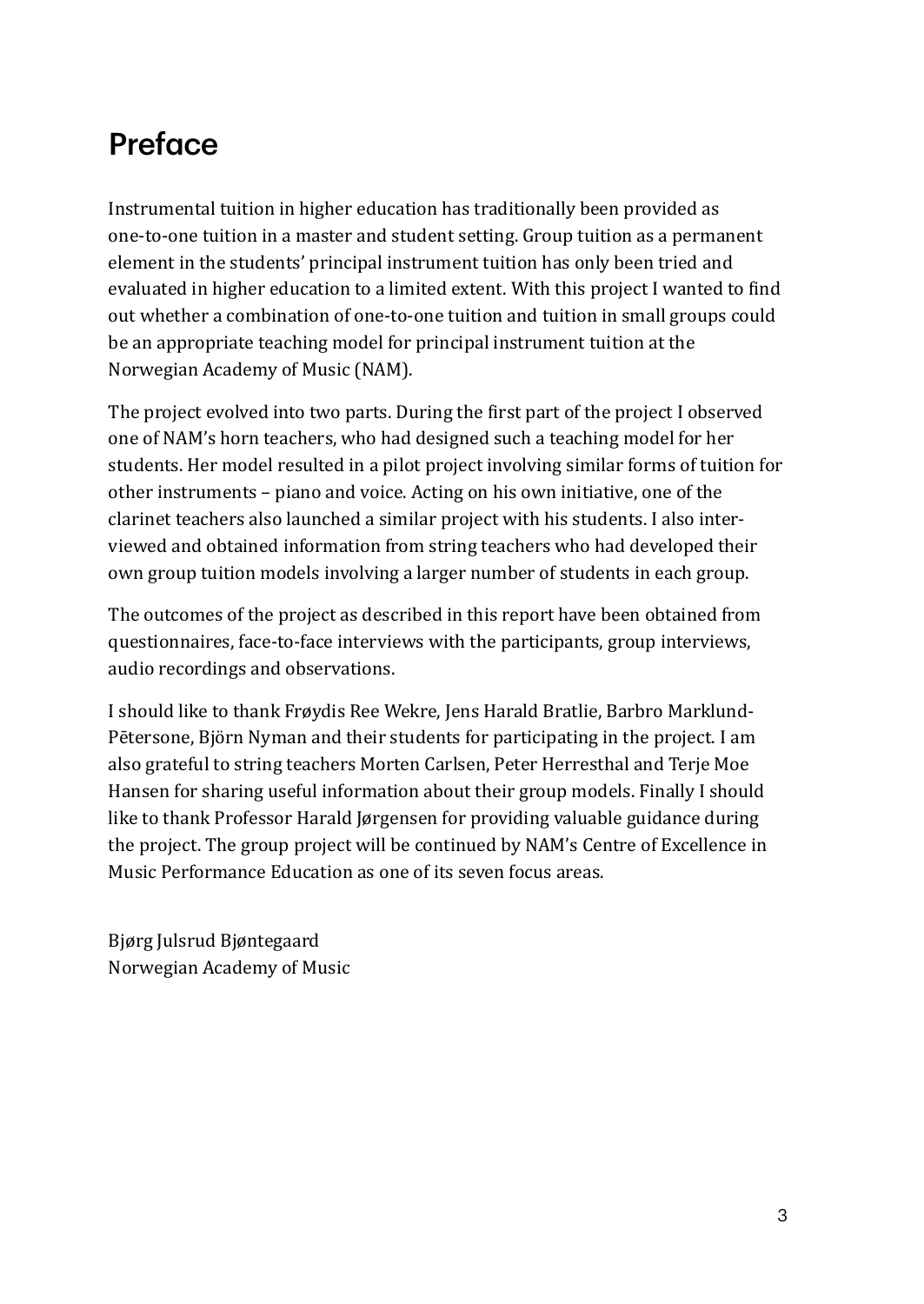# Preface

Instrumental tuition in higher education has traditionally been provided as one-to-one tuition in a master and student setting. Group tuition as a permanent element in the students' principal instrument tuition has only been tried and evaluated in higher education to a limited extent. With this project I wanted to find out whether a combination of one-to-one tuition and tuition in small groups could be an appropriate teaching model for principal instrument tuition at the Norwegian Academy of Music (NAM).

The project evolved into two parts. During the first part of the project I observed one of NAM's horn teachers, who had designed such a teaching model for her students. Her model resulted in a pilot project involving similar forms of tuition for other instruments – piano and voice. Acting on his own initiative, one of the clarinet teachers also launched a similar project with his students. I also interviewed and obtained information from string teachers who had developed their own group tuition models involving a larger number of students in each group.

The outcomes of the project as described in this report have been obtained from questionnaires, face-to-face interviews with the participants, group interviews, audio recordings and observations.

I should like to thank Frøydis Ree Wekre, Jens Harald Bratlie, Barbro Marklund-Pētersone, Björn Nyman and their students for participating in the project. I am also grateful to string teachers Morten Carlsen, Peter Herresthal and Terje Moe Hansen for sharing useful information about their group models. Finally I should like to thank Professor Harald Jørgensen for providing valuable guidance during the project. The group project will be continued by NAM's Centre of Excellence in Music Performance Education as one of its seven focus areas.

Bjørg Julsrud Bjøntegaard
Norwegian Academy of Music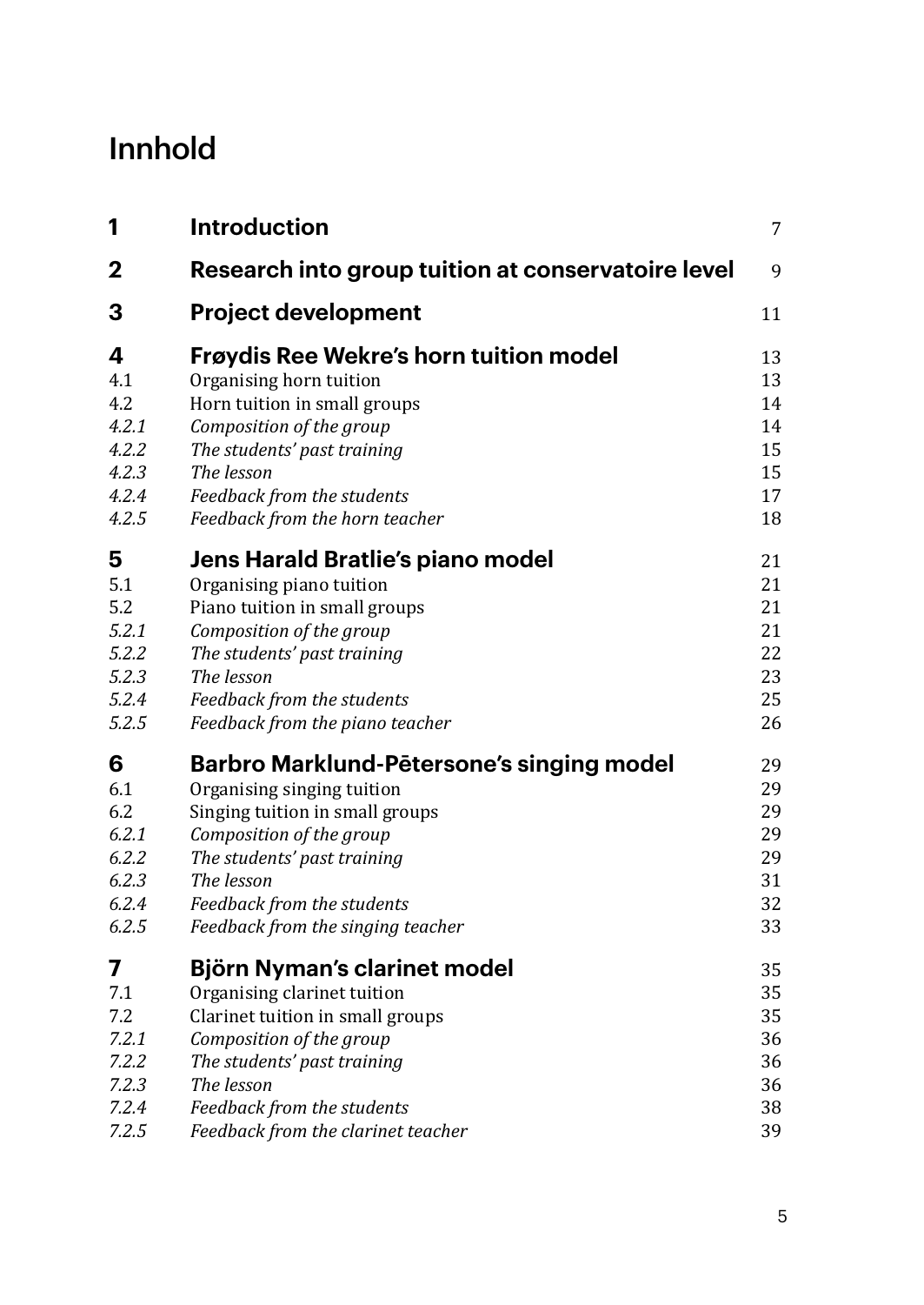# Innhold

| | | |
|---|---|---|
| **1** | **Introduction** | 7 |
| **2** | **Research into group tuition at conservatoire level** | 9 |
| **3** | **Project development** | 11 |
| **4** | **Frøydis Ree Wekre's horn tuition model** | 13 |
| 4.1 | Organising horn tuition | 13 |
| 4.2 | Horn tuition in small groups | 14 |
| *4.2.1* | *Composition of the group* | 14 |
| *4.2.2* | *The students' past training* | 15 |
| *4.2.3* | *The lesson* | 15 |
| *4.2.4* | *Feedback from the students* | 17 |
| *4.2.5* | *Feedback from the horn teacher* | 18 |
| **5** | **Jens Harald Bratlie's piano model** | 21 |
| 5.1 | Organising piano tuition | 21 |
| 5.2 | Piano tuition in small groups | 21 |
| *5.2.1* | *Composition of the group* | 21 |
| *5.2.2* | *The students' past training* | 22 |
| *5.2.3* | *The lesson* | 23 |
| *5.2.4* | *Feedback from the students* | 25 |
| *5.2.5* | *Feedback from the piano teacher* | 26 |
| **6** | **Barbro Marklund-Pētersone's singing model** | 29 |
| 6.1 | Organising singing tuition | 29 |
| 6.2 | Singing tuition in small groups | 29 |
| *6.2.1* | *Composition of the group* | 29 |
| *6.2.2* | *The students' past training* | 29 |
| *6.2.3* | *The lesson* | 31 |
| *6.2.4* | *Feedback from the students* | 32 |
| *6.2.5* | *Feedback from the singing teacher* | 33 |
| **7** | **Björn Nyman's clarinet model** | 35 |
| 7.1 | Organising clarinet tuition | 35 |
| 7.2 | Clarinet tuition in small groups | 35 |
| *7.2.1* | *Composition of the group* | 36 |
| *7.2.2* | *The students' past training* | 36 |
| *7.2.3* | *The lesson* | 36 |
| *7.2.4* | *Feedback from the students* | 38 |
| *7.2.5* | *Feedback from the clarinet teacher* | 39 |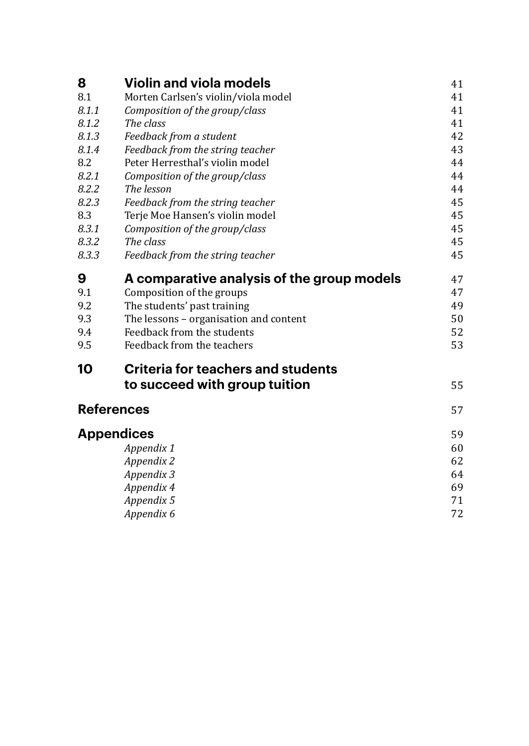| | | |
|---|---|---|
| **8** | **Violin and viola models** | 41 |
| 8.1 | Morten Carlsen's violin/viola model | 41 |
| *8.1.1* | *Composition of the group/class* | 41 |
| *8.1.2* | *The class* | 41 |
| *8.1.3* | *Feedback from a student* | 42 |
| *8.1.4* | *Feedback from the string teacher* | 43 |
| 8.2 | Peter Herresthal's violin model | 44 |
| *8.2.1* | *Composition of the group/class* | 44 |
| *8.2.2* | *The lesson* | 44 |
| *8.2.3* | *Feedback from the string teacher* | 45 |
| 8.3 | Terje Moe Hansen's violin model | 45 |
| *8.3.1* | *Composition of the group/class* | 45 |
| *8.3.2* | *The class* | 45 |
| *8.3.3* | *Feedback from the string teacher* | 45 |
| **9** | **A comparative analysis of the group models** | 47 |
| 9.1 | Composition of the groups | 47 |
| 9.2 | The students' past training | 49 |
| 9.3 | The lessons – organisation and content | 50 |
| 9.4 | Feedback from the students | 52 |
| 9.5 | Feedback from the teachers | 53 |
| **10** | **Criteria for teachers and students to succeed with group tuition** | 55 |
| **References** | | 57 |
| **Appendices** | | 59 |
| | *Appendix 1* | 60 |
| | *Appendix 2* | 62 |
| | *Appendix 3* | 64 |
| | *Appendix 4* | 69 |
| | *Appendix 5* | 71 |
| | *Appendix 6* | 72 |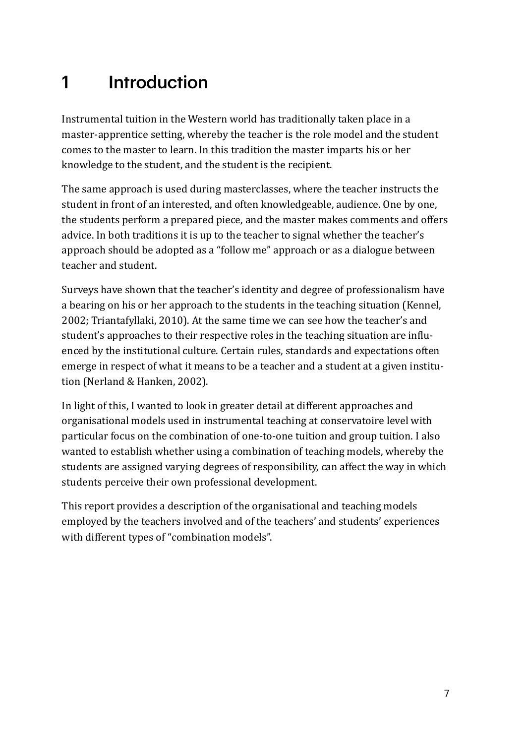# 1 Introduction

Instrumental tuition in the Western world has traditionally taken place in a master-apprentice setting, whereby the teacher is the role model and the student comes to the master to learn. In this tradition the master imparts his or her knowledge to the student, and the student is the recipient.

The same approach is used during masterclasses, where the teacher instructs the student in front of an interested, and often knowledgeable, audience. One by one, the students perform a prepared piece, and the master makes comments and offers advice. In both traditions it is up to the teacher to signal whether the teacher's approach should be adopted as a "follow me" approach or as a dialogue between teacher and student.

Surveys have shown that the teacher's identity and degree of professionalism have a bearing on his or her approach to the students in the teaching situation (Kennel, 2002; Triantafyllaki, 2010). At the same time we can see how the teacher's and student's approaches to their respective roles in the teaching situation are influenced by the institutional culture. Certain rules, standards and expectations often emerge in respect of what it means to be a teacher and a student at a given institution (Nerland & Hanken, 2002).

In light of this, I wanted to look in greater detail at different approaches and organisational models used in instrumental teaching at conservatoire level with particular focus on the combination of one-to-one tuition and group tuition. I also wanted to establish whether using a combination of teaching models, whereby the students are assigned varying degrees of responsibility, can affect the way in which students perceive their own professional development.

This report provides a description of the organisational and teaching models employed by the teachers involved and of the teachers' and students' experiences with different types of "combination models".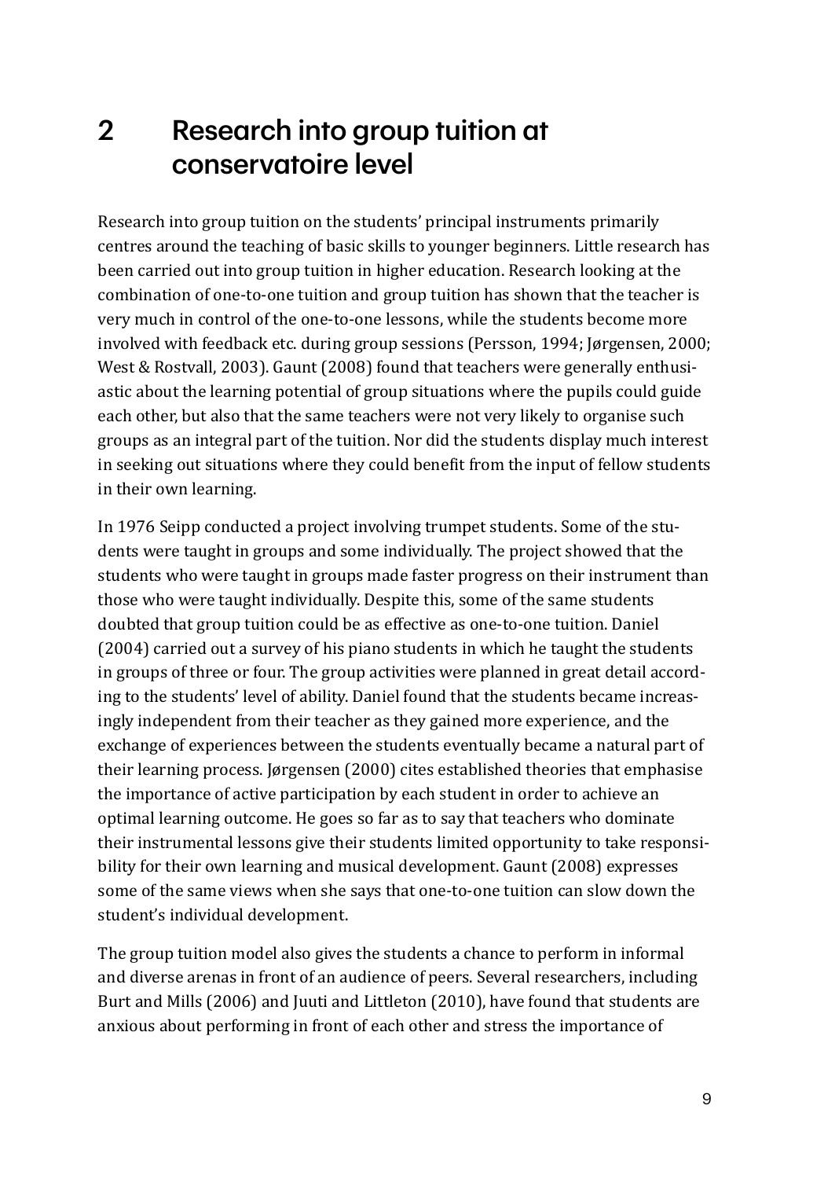# 2 Research into group tuition at conservatoire level

Research into group tuition on the students' principal instruments primarily centres around the teaching of basic skills to younger beginners. Little research has been carried out into group tuition in higher education. Research looking at the combination of one-to-one tuition and group tuition has shown that the teacher is very much in control of the one-to-one lessons, while the students become more involved with feedback etc. during group sessions (Persson, 1994; Jørgensen, 2000; West & Rostvall, 2003). Gaunt (2008) found that teachers were generally enthusiastic about the learning potential of group situations where the pupils could guide each other, but also that the same teachers were not very likely to organise such groups as an integral part of the tuition. Nor did the students display much interest in seeking out situations where they could benefit from the input of fellow students in their own learning.

In 1976 Seipp conducted a project involving trumpet students. Some of the students were taught in groups and some individually. The project showed that the students who were taught in groups made faster progress on their instrument than those who were taught individually. Despite this, some of the same students doubted that group tuition could be as effective as one-to-one tuition. Daniel (2004) carried out a survey of his piano students in which he taught the students in groups of three or four. The group activities were planned in great detail according to the students' level of ability. Daniel found that the students became increasingly independent from their teacher as they gained more experience, and the exchange of experiences between the students eventually became a natural part of their learning process. Jørgensen (2000) cites established theories that emphasise the importance of active participation by each student in order to achieve an optimal learning outcome. He goes so far as to say that teachers who dominate their instrumental lessons give their students limited opportunity to take responsibility for their own learning and musical development. Gaunt (2008) expresses some of the same views when she says that one-to-one tuition can slow down the student's individual development.

The group tuition model also gives the students a chance to perform in informal and diverse arenas in front of an audience of peers. Several researchers, including Burt and Mills (2006) and Juuti and Littleton (2010), have found that students are anxious about performing in front of each other and stress the importance of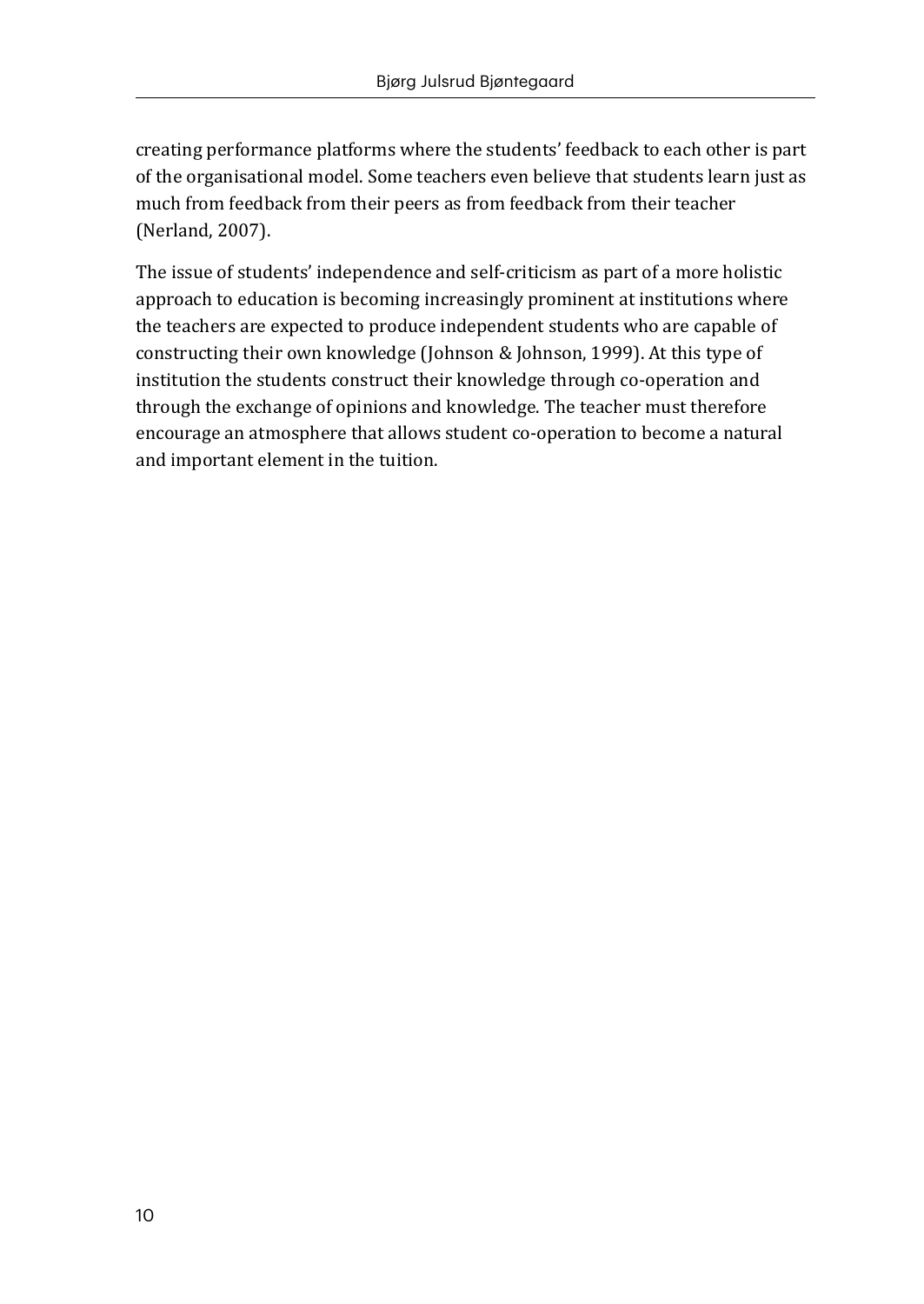creating performance platforms where the students' feedback to each other is part of the organisational model. Some teachers even believe that students learn just as much from feedback from their peers as from feedback from their teacher (Nerland, 2007).

The issue of students' independence and self-criticism as part of a more holistic approach to education is becoming increasingly prominent at institutions where the teachers are expected to produce independent students who are capable of constructing their own knowledge (Johnson & Johnson, 1999). At this type of institution the students construct their knowledge through co-operation and through the exchange of opinions and knowledge. The teacher must therefore encourage an atmosphere that allows student co-operation to become a natural and important element in the tuition.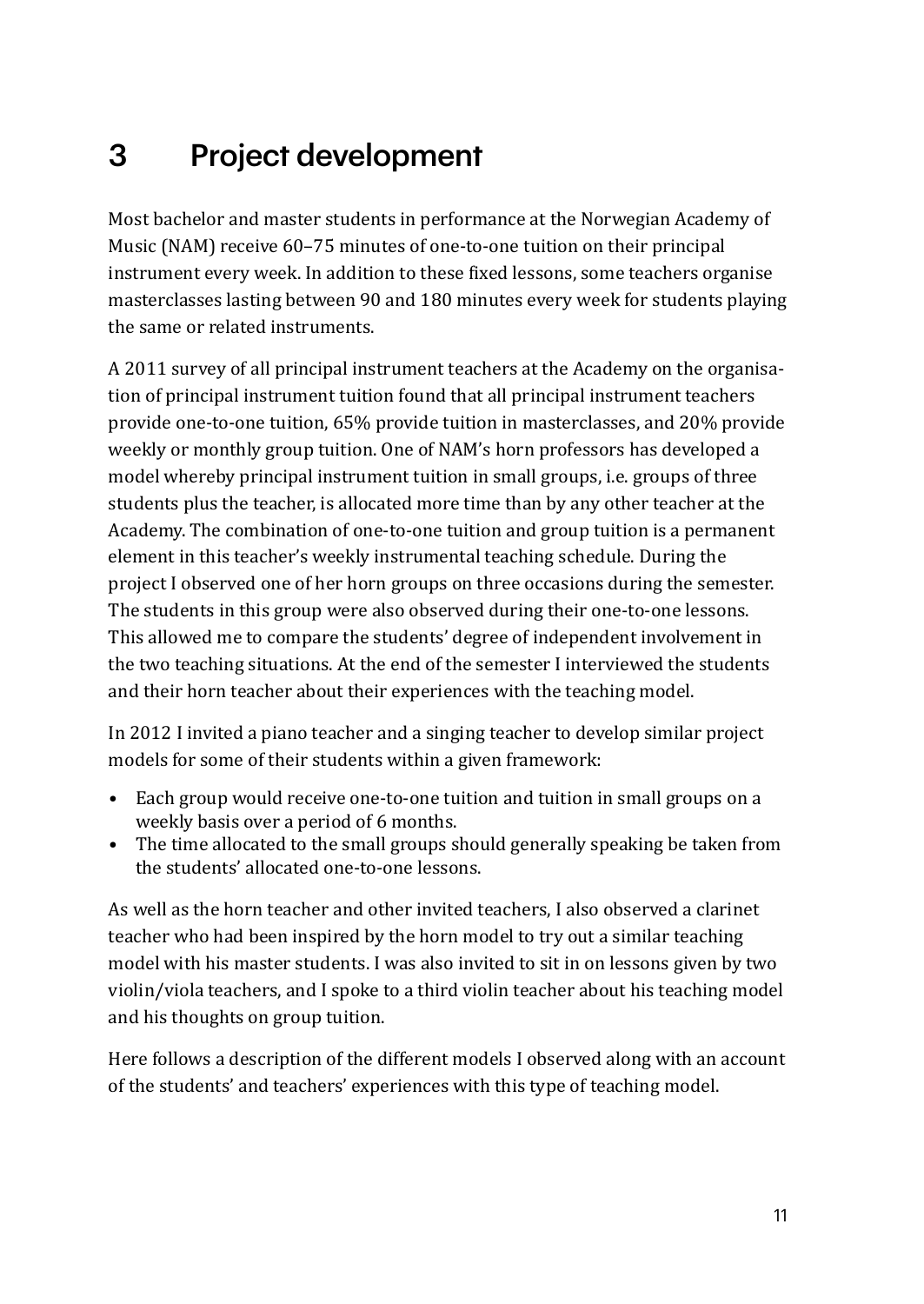# 3 Project development

Most bachelor and master students in performance at the Norwegian Academy of Music (NAM) receive 60–75 minutes of one-to-one tuition on their principal instrument every week. In addition to these fixed lessons, some teachers organise masterclasses lasting between 90 and 180 minutes every week for students playing the same or related instruments.

A 2011 survey of all principal instrument teachers at the Academy on the organisation of principal instrument tuition found that all principal instrument teachers provide one-to-one tuition, 65% provide tuition in masterclasses, and 20% provide weekly or monthly group tuition. One of NAM's horn professors has developed a model whereby principal instrument tuition in small groups, i.e. groups of three students plus the teacher, is allocated more time than by any other teacher at the Academy. The combination of one-to-one tuition and group tuition is a permanent element in this teacher's weekly instrumental teaching schedule. During the project I observed one of her horn groups on three occasions during the semester. The students in this group were also observed during their one-to-one lessons. This allowed me to compare the students' degree of independent involvement in the two teaching situations. At the end of the semester I interviewed the students and their horn teacher about their experiences with the teaching model.

In 2012 I invited a piano teacher and a singing teacher to develop similar project models for some of their students within a given framework:

- Each group would receive one-to-one tuition and tuition in small groups on a weekly basis over a period of 6 months.
- The time allocated to the small groups should generally speaking be taken from the students' allocated one-to-one lessons.

As well as the horn teacher and other invited teachers, I also observed a clarinet teacher who had been inspired by the horn model to try out a similar teaching model with his master students. I was also invited to sit in on lessons given by two violin/viola teachers, and I spoke to a third violin teacher about his teaching model and his thoughts on group tuition.

Here follows a description of the different models I observed along with an account of the students' and teachers' experiences with this type of teaching model.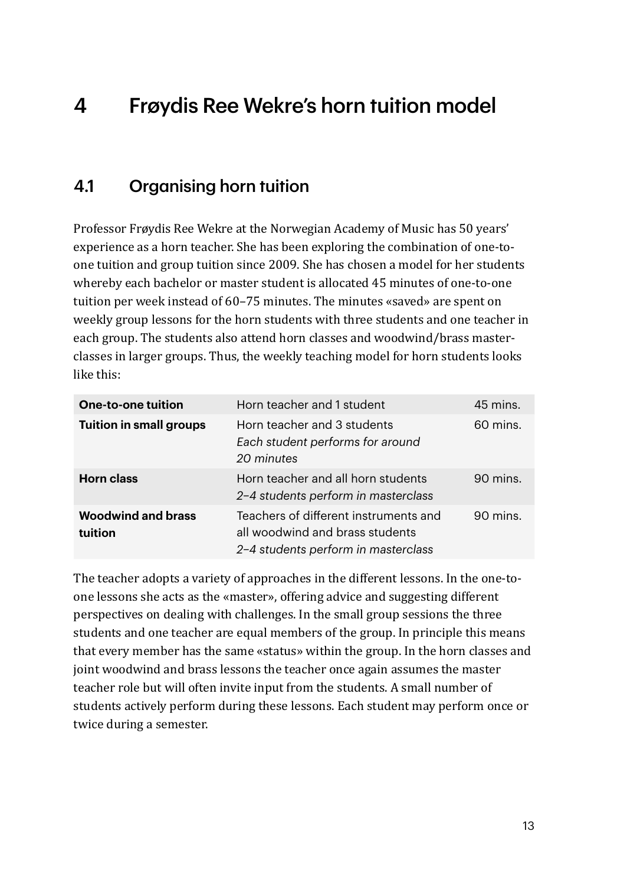# 4 Frøydis Ree Wekre's horn tuition model

## 4.1 Organising horn tuition

Professor Frøydis Ree Wekre at the Norwegian Academy of Music has 50 years' experience as a horn teacher. She has been exploring the combination of one-to-one tuition and group tuition since 2009. She has chosen a model for her students whereby each bachelor or master student is allocated 45 minutes of one-to-one tuition per week instead of 60–75 minutes. The minutes «saved» are spent on weekly group lessons for the horn students with three students and one teacher in each group. The students also attend horn classes and woodwind/brass master-classes in larger groups. Thus, the weekly teaching model for horn students looks like this:

| | | |
|---|---|---|
| **One-to-one tuition** | Horn teacher and 1 student | 45 mins. |
| **Tuition in small groups** | Horn teacher and 3 students<br>*Each student performs for around 20 minutes* | 60 mins. |
| **Horn class** | Horn teacher and all horn students<br>*2–4 students perform in masterclass* | 90 mins. |
| **Woodwind and brass tuition** | Teachers of different instruments and all woodwind and brass students<br>*2–4 students perform in masterclass* | 90 mins. |

The teacher adopts a variety of approaches in the different lessons. In the one-to-one lessons she acts as the «master», offering advice and suggesting different perspectives on dealing with challenges. In the small group sessions the three students and one teacher are equal members of the group. In principle this means that every member has the same «status» within the group. In the horn classes and joint woodwind and brass lessons the teacher once again assumes the master teacher role but will often invite input from the students. A small number of students actively perform during these lessons. Each student may perform once or twice during a semester.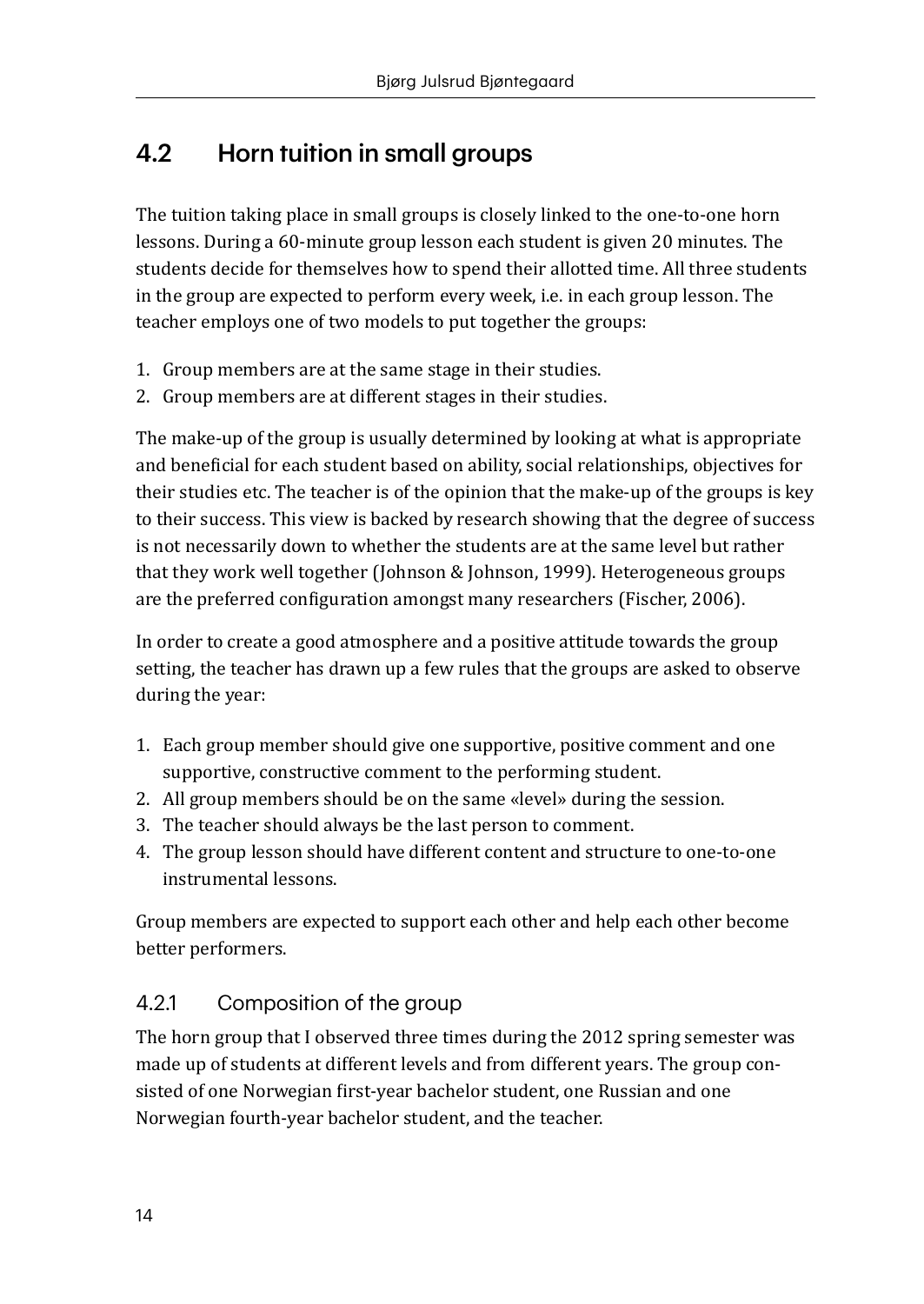## 4.2 Horn tuition in small groups

The tuition taking place in small groups is closely linked to the one-to-one horn lessons. During a 60-minute group lesson each student is given 20 minutes. The students decide for themselves how to spend their allotted time. All three students in the group are expected to perform every week, i.e. in each group lesson. The teacher employs one of two models to put together the groups:

1. Group members are at the same stage in their studies.
2. Group members are at different stages in their studies.

The make-up of the group is usually determined by looking at what is appropriate and beneficial for each student based on ability, social relationships, objectives for their studies etc. The teacher is of the opinion that the make-up of the groups is key to their success. This view is backed by research showing that the degree of success is not necessarily down to whether the students are at the same level but rather that they work well together (Johnson & Johnson, 1999). Heterogeneous groups are the preferred configuration amongst many researchers (Fischer, 2006).

In order to create a good atmosphere and a positive attitude towards the group setting, the teacher has drawn up a few rules that the groups are asked to observe during the year:

1. Each group member should give one supportive, positive comment and one supportive, constructive comment to the performing student.
2. All group members should be on the same «level» during the session.
3. The teacher should always be the last person to comment.
4. The group lesson should have different content and structure to one-to-one instrumental lessons.

Group members are expected to support each other and help each other become better performers.

### 4.2.1 Composition of the group

The horn group that I observed three times during the 2012 spring semester was made up of students at different levels and from different years. The group consisted of one Norwegian first-year bachelor student, one Russian and one Norwegian fourth-year bachelor student, and the teacher.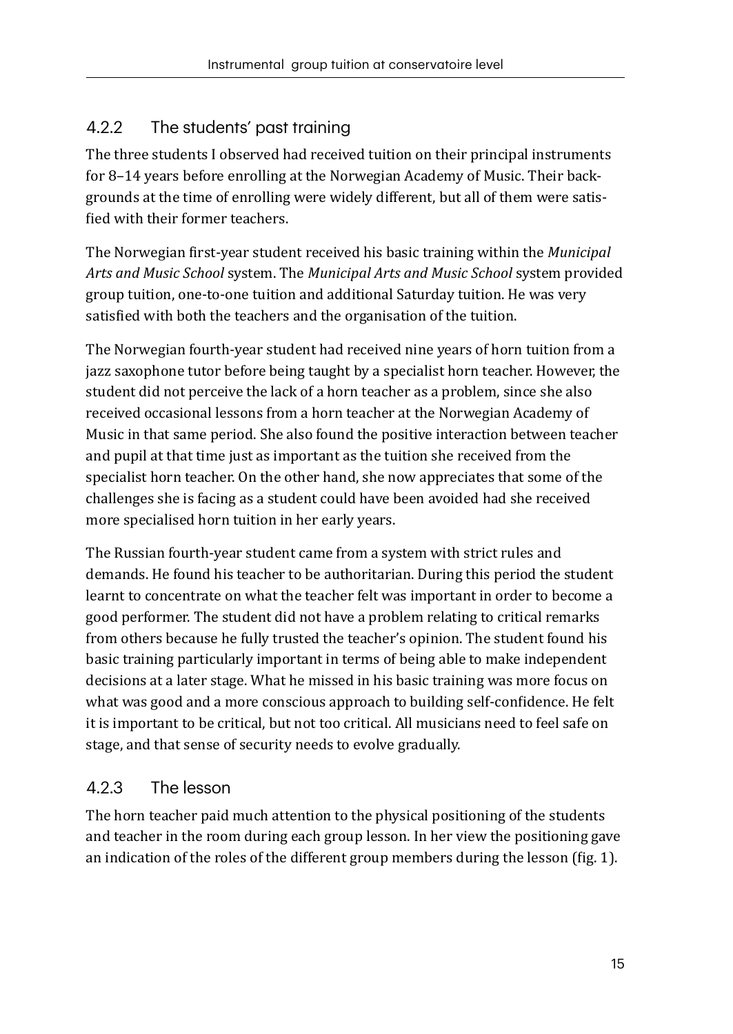### 4.2.2 The students' past training

The three students I observed had received tuition on their principal instruments for 8–14 years before enrolling at the Norwegian Academy of Music. Their backgrounds at the time of enrolling were widely different, but all of them were satisfied with their former teachers.

The Norwegian first-year student received his basic training within the *Municipal Arts and Music School* system. The *Municipal Arts and Music School* system provided group tuition, one-to-one tuition and additional Saturday tuition. He was very satisfied with both the teachers and the organisation of the tuition.

The Norwegian fourth-year student had received nine years of horn tuition from a jazz saxophone tutor before being taught by a specialist horn teacher. However, the student did not perceive the lack of a horn teacher as a problem, since she also received occasional lessons from a horn teacher at the Norwegian Academy of Music in that same period. She also found the positive interaction between teacher and pupil at that time just as important as the tuition she received from the specialist horn teacher. On the other hand, she now appreciates that some of the challenges she is facing as a student could have been avoided had she received more specialised horn tuition in her early years.

The Russian fourth-year student came from a system with strict rules and demands. He found his teacher to be authoritarian. During this period the student learnt to concentrate on what the teacher felt was important in order to become a good performer. The student did not have a problem relating to critical remarks from others because he fully trusted the teacher's opinion. The student found his basic training particularly important in terms of being able to make independent decisions at a later stage. What he missed in his basic training was more focus on what was good and a more conscious approach to building self-confidence. He felt it is important to be critical, but not too critical. All musicians need to feel safe on stage, and that sense of security needs to evolve gradually.

### 4.2.3 The lesson

The horn teacher paid much attention to the physical positioning of the students and teacher in the room during each group lesson. In her view the positioning gave an indication of the roles of the different group members during the lesson (fig. 1).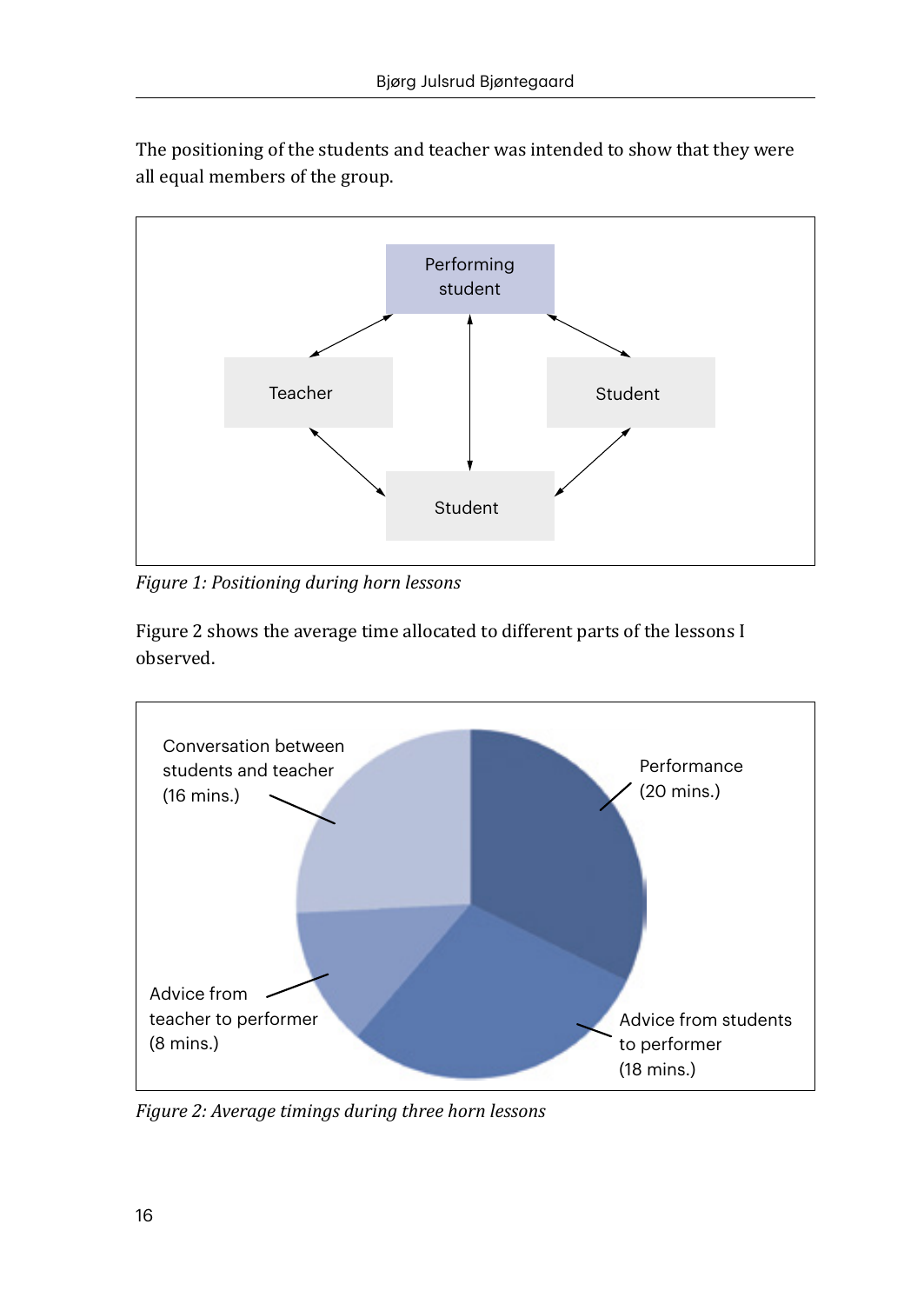The positioning of the students and teacher was intended to show that they were all equal members of the group.

*Figure 1: Positioning during horn lessons*

Figure 2 shows the average time allocated to different parts of the lessons I observed.

*Figure 2: Average timings during three horn lessons*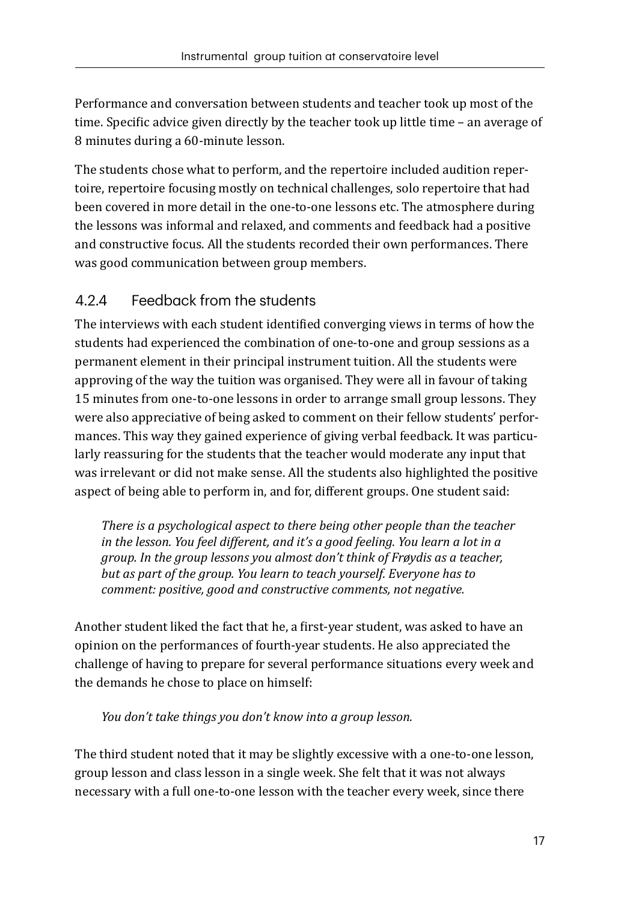Performance and conversation between students and teacher took up most of the time. Specific advice given directly by the teacher took up little time – an average of 8 minutes during a 60-minute lesson.

The students chose what to perform, and the repertoire included audition repertoire, repertoire focusing mostly on technical challenges, solo repertoire that had been covered in more detail in the one-to-one lessons etc. The atmosphere during the lessons was informal and relaxed, and comments and feedback had a positive and constructive focus. All the students recorded their own performances. There was good communication between group members.

### 4.2.4 Feedback from the students

The interviews with each student identified converging views in terms of how the students had experienced the combination of one-to-one and group sessions as a permanent element in their principal instrument tuition. All the students were approving of the way the tuition was organised. They were all in favour of taking 15 minutes from one-to-one lessons in order to arrange small group lessons. They were also appreciative of being asked to comment on their fellow students' performances. This way they gained experience of giving verbal feedback. It was particularly reassuring for the students that the teacher would moderate any input that was irrelevant or did not make sense. All the students also highlighted the positive aspect of being able to perform in, and for, different groups. One student said:

> *There is a psychological aspect to there being other people than the teacher in the lesson. You feel different, and it's a good feeling. You learn a lot in a group. In the group lessons you almost don't think of Frøydis as a teacher, but as part of the group. You learn to teach yourself. Everyone has to comment: positive, good and constructive comments, not negative.*

Another student liked the fact that he, a first-year student, was asked to have an opinion on the performances of fourth-year students. He also appreciated the challenge of having to prepare for several performance situations every week and the demands he chose to place on himself:

> *You don't take things you don't know into a group lesson.*

The third student noted that it may be slightly excessive with a one-to-one lesson, group lesson and class lesson in a single week. She felt that it was not always necessary with a full one-to-one lesson with the teacher every week, since there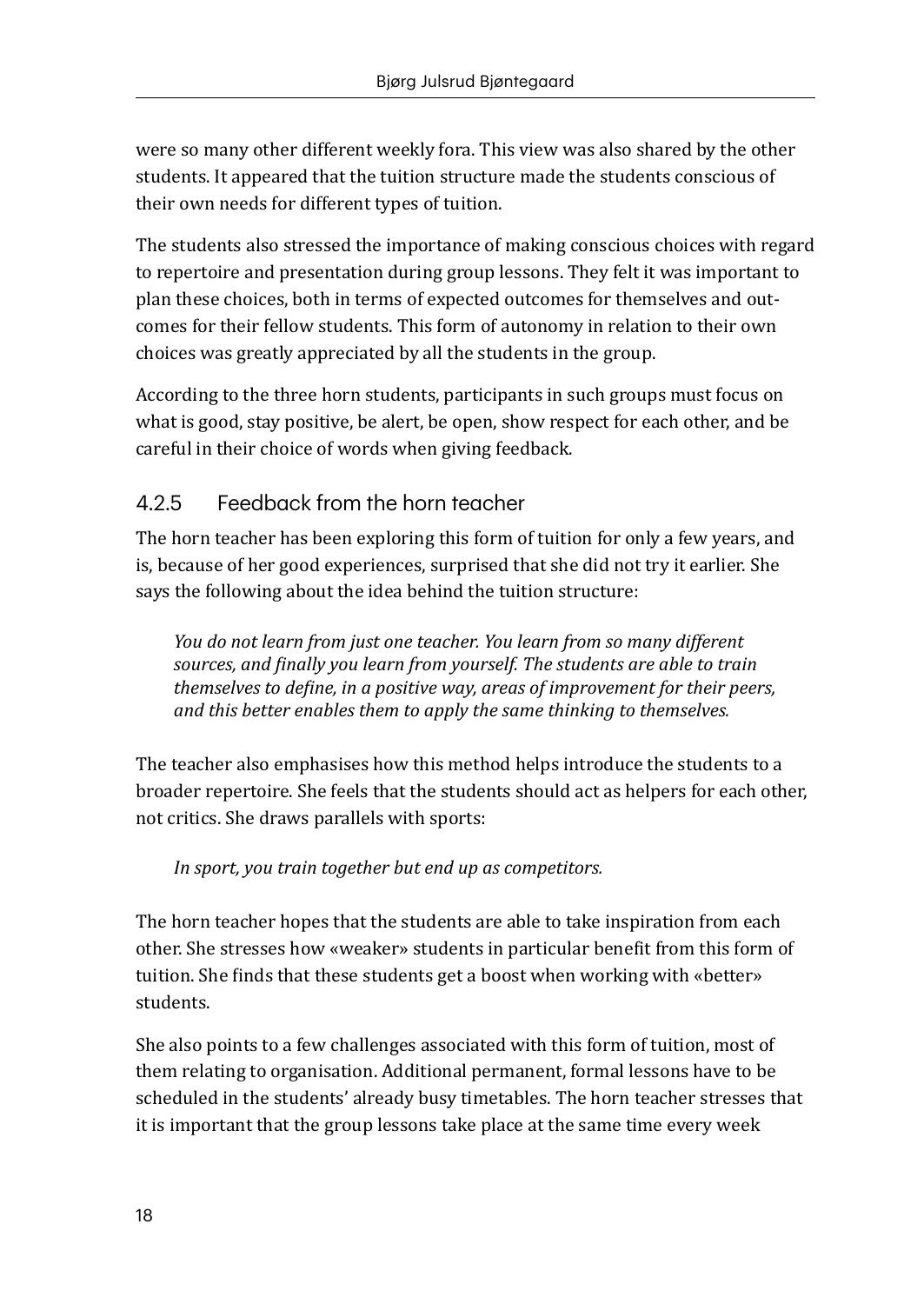were so many other different weekly fora. This view was also shared by the other students. It appeared that the tuition structure made the students conscious of their own needs for different types of tuition.

The students also stressed the importance of making conscious choices with regard to repertoire and presentation during group lessons. They felt it was important to plan these choices, both in terms of expected outcomes for themselves and outcomes for their fellow students. This form of autonomy in relation to their own choices was greatly appreciated by all the students in the group.

According to the three horn students, participants in such groups must focus on what is good, stay positive, be alert, be open, show respect for each other, and be careful in their choice of words when giving feedback.

### 4.2.5 Feedback from the horn teacher

The horn teacher has been exploring this form of tuition for only a few years, and is, because of her good experiences, surprised that she did not try it earlier. She says the following about the idea behind the tuition structure:

> *You do not learn from just one teacher. You learn from so many different sources, and finally you learn from yourself. The students are able to train themselves to define, in a positive way, areas of improvement for their peers, and this better enables them to apply the same thinking to themselves.*

The teacher also emphasises how this method helps introduce the students to a broader repertoire. She feels that the students should act as helpers for each other, not critics. She draws parallels with sports:

> *In sport, you train together but end up as competitors.*

The horn teacher hopes that the students are able to take inspiration from each other. She stresses how «weaker» students in particular benefit from this form of tuition. She finds that these students get a boost when working with «better» students.

She also points to a few challenges associated with this form of tuition, most of them relating to organisation. Additional permanent, formal lessons have to be scheduled in the students' already busy timetables. The horn teacher stresses that it is important that the group lessons take place at the same time every week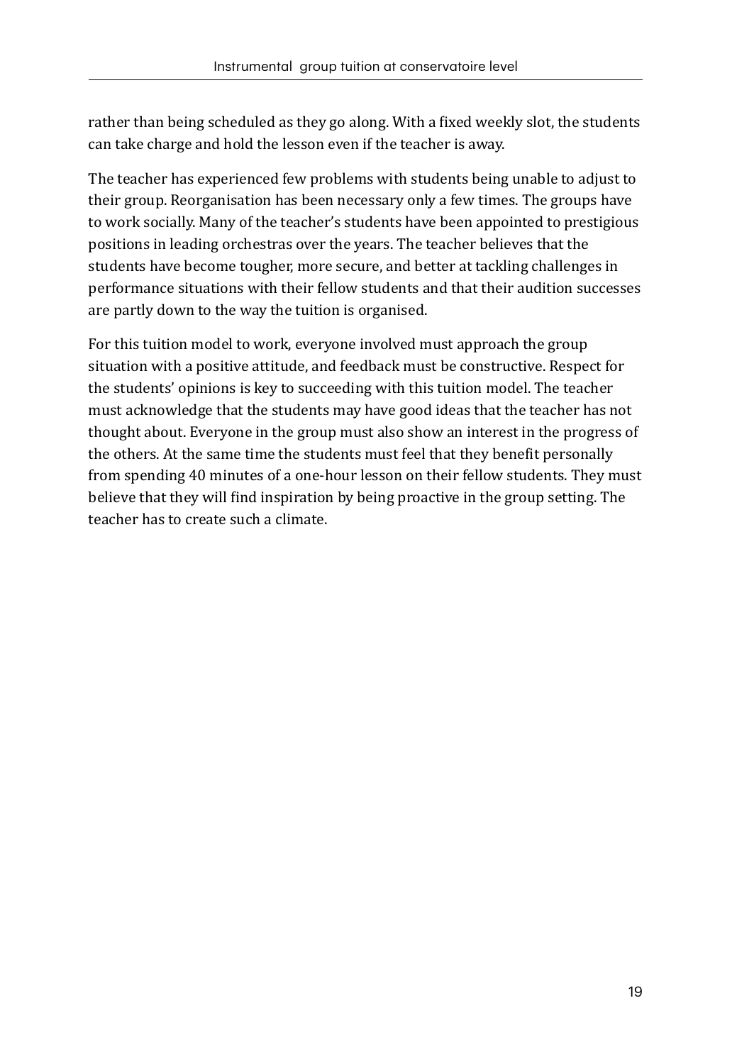rather than being scheduled as they go along. With a fixed weekly slot, the students can take charge and hold the lesson even if the teacher is away.

The teacher has experienced few problems with students being unable to adjust to their group. Reorganisation has been necessary only a few times. The groups have to work socially. Many of the teacher's students have been appointed to prestigious positions in leading orchestras over the years. The teacher believes that the students have become tougher, more secure, and better at tackling challenges in performance situations with their fellow students and that their audition successes are partly down to the way the tuition is organised.

For this tuition model to work, everyone involved must approach the group situation with a positive attitude, and feedback must be constructive. Respect for the students' opinions is key to succeeding with this tuition model. The teacher must acknowledge that the students may have good ideas that the teacher has not thought about. Everyone in the group must also show an interest in the progress of the others. At the same time the students must feel that they benefit personally from spending 40 minutes of a one-hour lesson on their fellow students. They must believe that they will find inspiration by being proactive in the group setting. The teacher has to create such a climate.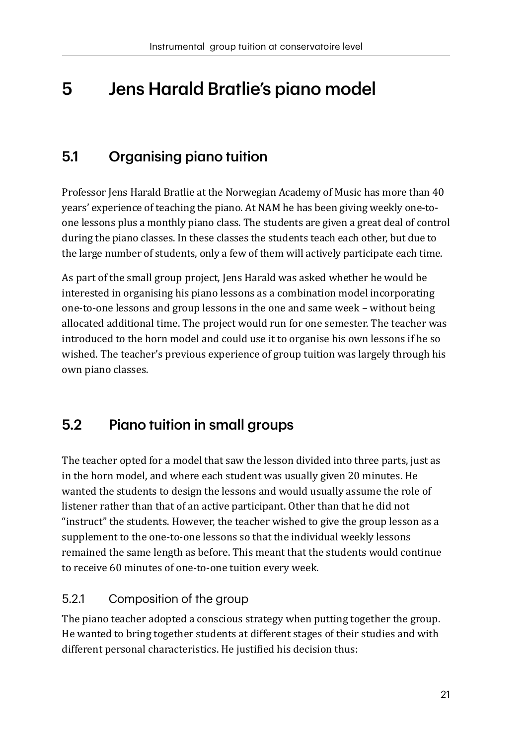# 5 Jens Harald Bratlie's piano model

## 5.1 Organising piano tuition

Professor Jens Harald Bratlie at the Norwegian Academy of Music has more than 40 years' experience of teaching the piano. At NAM he has been giving weekly one-to-one lessons plus a monthly piano class. The students are given a great deal of control during the piano classes. In these classes the students teach each other, but due to the large number of students, only a few of them will actively participate each time.

As part of the small group project, Jens Harald was asked whether he would be interested in organising his piano lessons as a combination model incorporating one-to-one lessons and group lessons in the one and same week – without being allocated additional time. The project would run for one semester. The teacher was introduced to the horn model and could use it to organise his own lessons if he so wished. The teacher's previous experience of group tuition was largely through his own piano classes.

## 5.2 Piano tuition in small groups

The teacher opted for a model that saw the lesson divided into three parts, just as in the horn model, and where each student was usually given 20 minutes. He wanted the students to design the lessons and would usually assume the role of listener rather than that of an active participant. Other than that he did not "instruct" the students. However, the teacher wished to give the group lesson as a supplement to the one-to-one lessons so that the individual weekly lessons remained the same length as before. This meant that the students would continue to receive 60 minutes of one-to-one tuition every week.

### 5.2.1 Composition of the group

The piano teacher adopted a conscious strategy when putting together the group. He wanted to bring together students at different stages of their studies and with different personal characteristics. He justified his decision thus: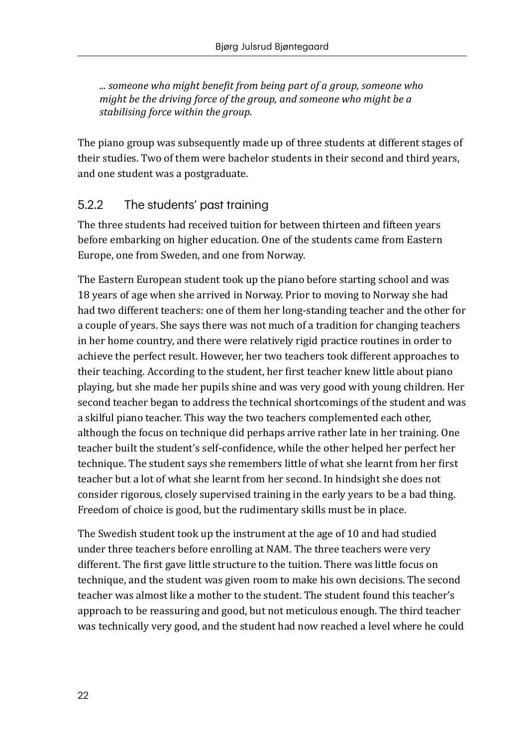*... someone who might benefit from being part of a group, someone who might be the driving force of the group, and someone who might be a stabilising force within the group.*

The piano group was subsequently made up of three students at different stages of their studies. Two of them were bachelor students in their second and third years, and one student was a postgraduate.

### 5.2.2 The students' past training

The three students had received tuition for between thirteen and fifteen years before embarking on higher education. One of the students came from Eastern Europe, one from Sweden, and one from Norway.

The Eastern European student took up the piano before starting school and was 18 years of age when she arrived in Norway. Prior to moving to Norway she had had two different teachers: one of them her long-standing teacher and the other for a couple of years. She says there was not much of a tradition for changing teachers in her home country, and there were relatively rigid practice routines in order to achieve the perfect result. However, her two teachers took different approaches to their teaching. According to the student, her first teacher knew little about piano playing, but she made her pupils shine and was very good with young children. Her second teacher began to address the technical shortcomings of the student and was a skilful piano teacher. This way the two teachers complemented each other, although the focus on technique did perhaps arrive rather late in her training. One teacher built the student's self-confidence, while the other helped her perfect her technique. The student says she remembers little of what she learnt from her first teacher but a lot of what she learnt from her second. In hindsight she does not consider rigorous, closely supervised training in the early years to be a bad thing. Freedom of choice is good, but the rudimentary skills must be in place.

The Swedish student took up the instrument at the age of 10 and had studied under three teachers before enrolling at NAM. The three teachers were very different. The first gave little structure to the tuition. There was little focus on technique, and the student was given room to make his own decisions. The second teacher was almost like a mother to the student. The student found this teacher's approach to be reassuring and good, but not meticulous enough. The third teacher was technically very good, and the student had now reached a level where he could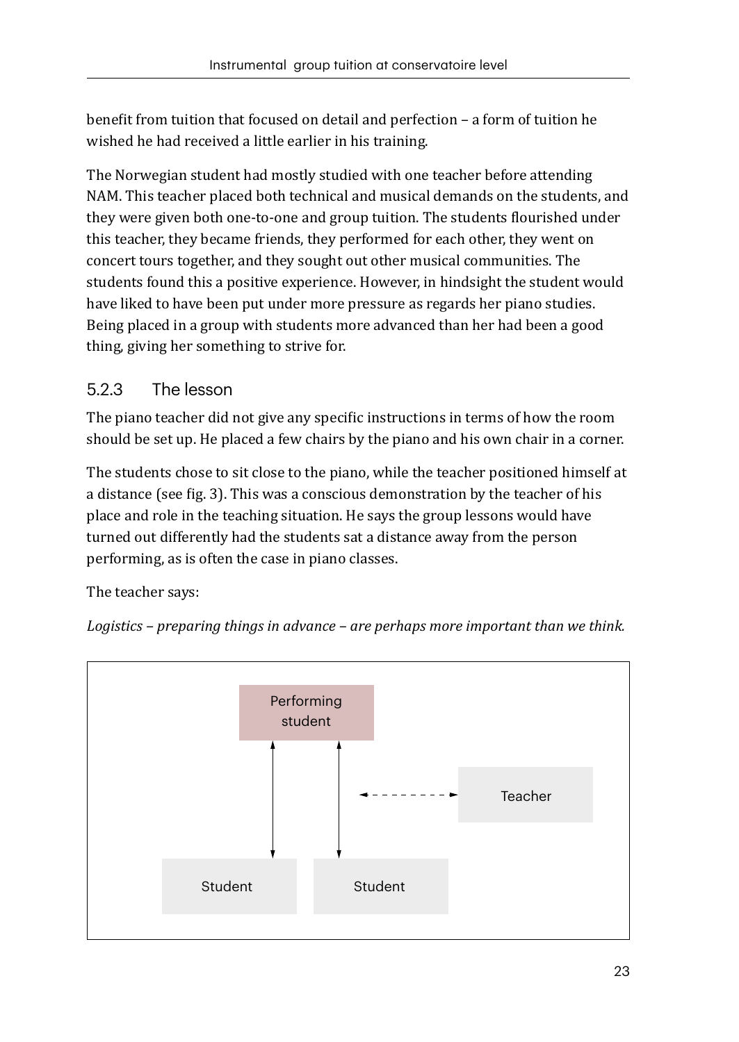benefit from tuition that focused on detail and perfection – a form of tuition he wished he had received a little earlier in his training.

The Norwegian student had mostly studied with one teacher before attending NAM. This teacher placed both technical and musical demands on the students, and they were given both one-to-one and group tuition. The students flourished under this teacher, they became friends, they performed for each other, they went on concert tours together, and they sought out other musical communities. The students found this a positive experience. However, in hindsight the student would have liked to have been put under more pressure as regards her piano studies. Being placed in a group with students more advanced than her had been a good thing, giving her something to strive for.

### 5.2.3 The lesson

The piano teacher did not give any specific instructions in terms of how the room should be set up. He placed a few chairs by the piano and his own chair in a corner.

The students chose to sit close to the piano, while the teacher positioned himself at a distance (see fig. 3). This was a conscious demonstration by the teacher of his place and role in the teaching situation. He says the group lessons would have turned out differently had the students sat a distance away from the person performing, as is often the case in piano classes.

The teacher says:

*Logistics – preparing things in advance – are perhaps more important than we think.*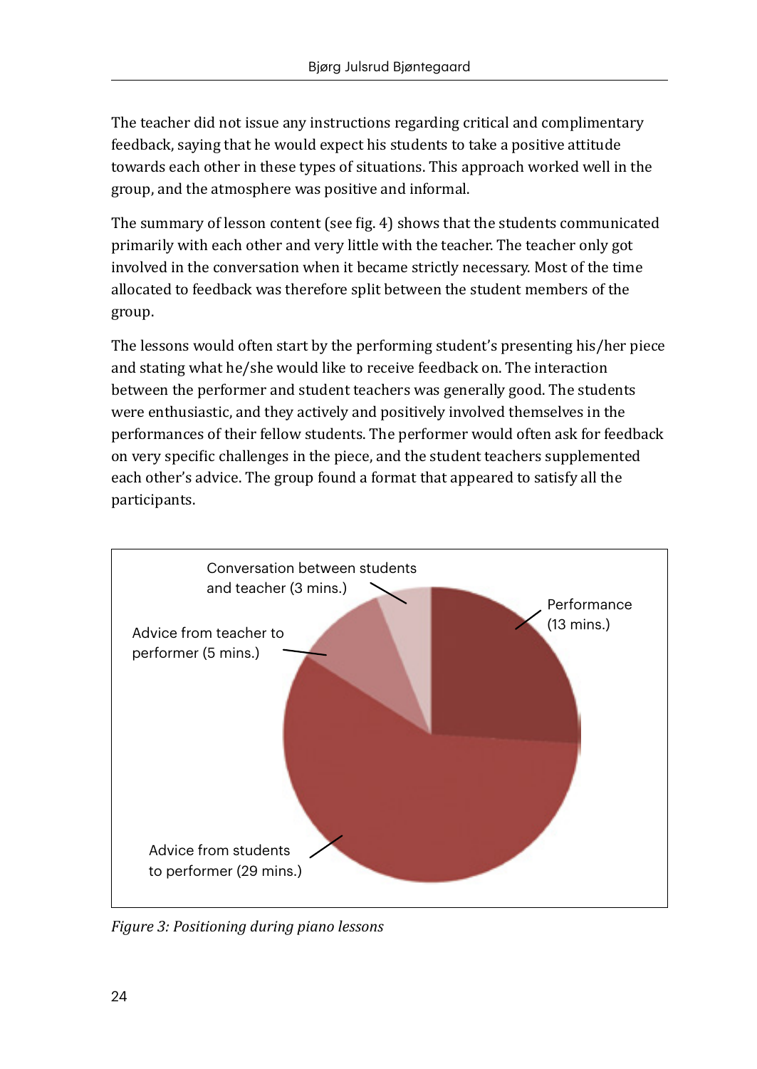The teacher did not issue any instructions regarding critical and complimentary feedback, saying that he would expect his students to take a positive attitude towards each other in these types of situations. This approach worked well in the group, and the atmosphere was positive and informal.

The summary of lesson content (see fig. 4) shows that the students communicated primarily with each other and very little with the teacher. The teacher only got involved in the conversation when it became strictly necessary. Most of the time allocated to feedback was therefore split between the student members of the group.

The lessons would often start by the performing student's presenting his/her piece and stating what he/she would like to receive feedback on. The interaction between the performer and student teachers was generally good. The students were enthusiastic, and they actively and positively involved themselves in the performances of their fellow students. The performer would often ask for feedback on very specific challenges in the piece, and the student teachers supplemented each other's advice. The group found a format that appeared to satisfy all the participants.

Conversation between students and teacher (3 mins.)

Performance (13 mins.)

Advice from teacher to performer (5 mins.)

Advice from students to performer (29 mins.)

*Figure 3: Positioning during piano lessons*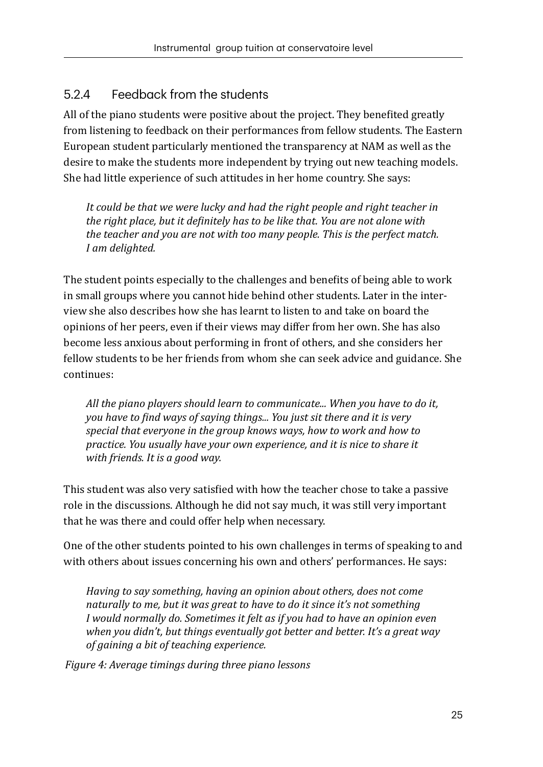### 5.2.4 Feedback from the students

All of the piano students were positive about the project. They benefited greatly from listening to feedback on their performances from fellow students. The Eastern European student particularly mentioned the transparency at NAM as well as the desire to make the students more independent by trying out new teaching models. She had little experience of such attitudes in her home country. She says:

> *It could be that we were lucky and had the right people and right teacher in the right place, but it definitely has to be like that. You are not alone with the teacher and you are not with too many people. This is the perfect match. I am delighted.*

The student points especially to the challenges and benefits of being able to work in small groups where you cannot hide behind other students. Later in the interview she also describes how she has learnt to listen to and take on board the opinions of her peers, even if their views may differ from her own. She has also become less anxious about performing in front of others, and she considers her fellow students to be her friends from whom she can seek advice and guidance. She continues:

> *All the piano players should learn to communicate... When you have to do it, you have to find ways of saying things... You just sit there and it is very special that everyone in the group knows ways, how to work and how to practice. You usually have your own experience, and it is nice to share it with friends. It is a good way.*

This student was also very satisfied with how the teacher chose to take a passive role in the discussions. Although he did not say much, it was still very important that he was there and could offer help when necessary.

One of the other students pointed to his own challenges in terms of speaking to and with others about issues concerning his own and others' performances. He says:

> *Having to say something, having an opinion about others, does not come naturally to me, but it was great to have to do it since it's not something I would normally do. Sometimes it felt as if you had to have an opinion even when you didn't, but things eventually got better and better. It's a great way of gaining a bit of teaching experience.*

*Figure 4: Average timings during three piano lessons*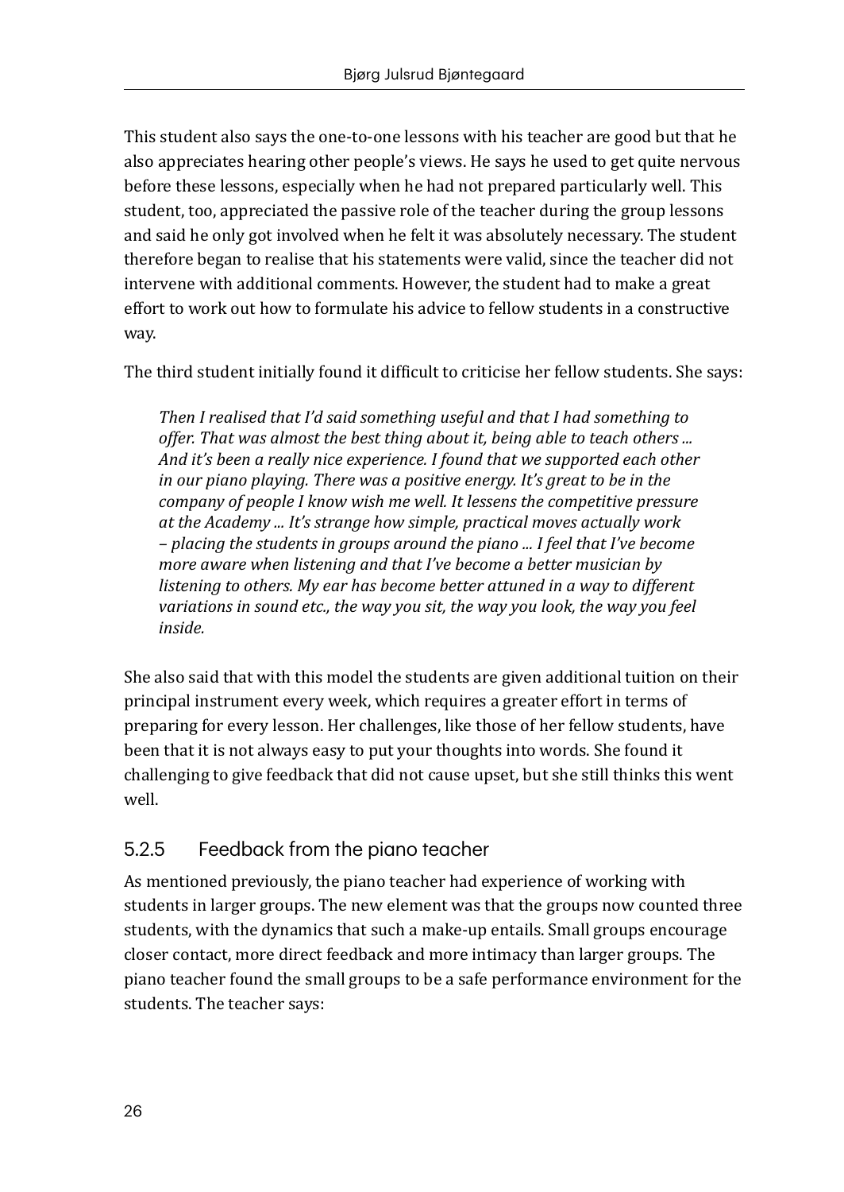This student also says the one-to-one lessons with his teacher are good but that he also appreciates hearing other people's views. He says he used to get quite nervous before these lessons, especially when he had not prepared particularly well. This student, too, appreciated the passive role of the teacher during the group lessons and said he only got involved when he felt it was absolutely necessary. The student therefore began to realise that his statements were valid, since the teacher did not intervene with additional comments. However, the student had to make a great effort to work out how to formulate his advice to fellow students in a constructive way.

The third student initially found it difficult to criticise her fellow students. She says:

> *Then I realised that I'd said something useful and that I had something to offer. That was almost the best thing about it, being able to teach others ... And it's been a really nice experience. I found that we supported each other in our piano playing. There was a positive energy. It's great to be in the company of people I know wish me well. It lessens the competitive pressure at the Academy ... It's strange how simple, practical moves actually work – placing the students in groups around the piano ... I feel that I've become more aware when listening and that I've become a better musician by listening to others. My ear has become better attuned in a way to different variations in sound etc., the way you sit, the way you look, the way you feel inside.*

She also said that with this model the students are given additional tuition on their principal instrument every week, which requires a greater effort in terms of preparing for every lesson. Her challenges, like those of her fellow students, have been that it is not always easy to put your thoughts into words. She found it challenging to give feedback that did not cause upset, but she still thinks this went well.

### 5.2.5 Feedback from the piano teacher

As mentioned previously, the piano teacher had experience of working with students in larger groups. The new element was that the groups now counted three students, with the dynamics that such a make-up entails. Small groups encourage closer contact, more direct feedback and more intimacy than larger groups. The piano teacher found the small groups to be a safe performance environment for the students. The teacher says: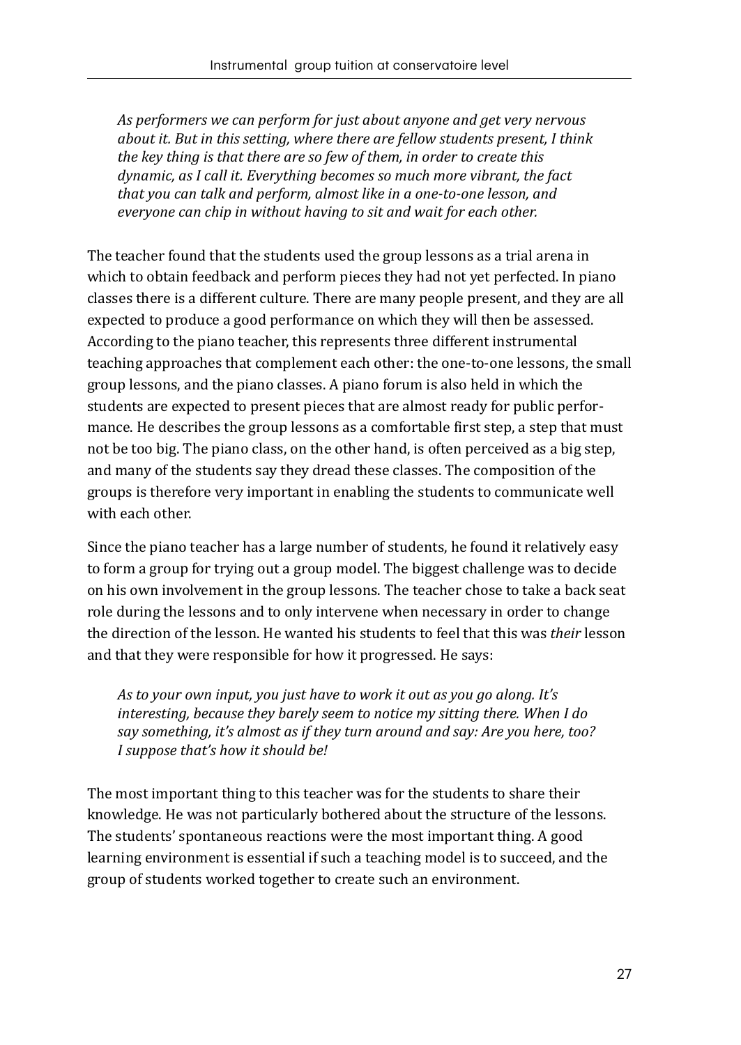> *As performers we can perform for just about anyone and get very nervous about it. But in this setting, where there are fellow students present, I think the key thing is that there are so few of them, in order to create this dynamic, as I call it. Everything becomes so much more vibrant, the fact that you can talk and perform, almost like in a one-to-one lesson, and everyone can chip in without having to sit and wait for each other.*

The teacher found that the students used the group lessons as a trial arena in which to obtain feedback and perform pieces they had not yet perfected. In piano classes there is a different culture. There are many people present, and they are all expected to produce a good performance on which they will then be assessed. According to the piano teacher, this represents three different instrumental teaching approaches that complement each other: the one-to-one lessons, the small group lessons, and the piano classes. A piano forum is also held in which the students are expected to present pieces that are almost ready for public performance. He describes the group lessons as a comfortable first step, a step that must not be too big. The piano class, on the other hand, is often perceived as a big step, and many of the students say they dread these classes. The composition of the groups is therefore very important in enabling the students to communicate well with each other.

Since the piano teacher has a large number of students, he found it relatively easy to form a group for trying out a group model. The biggest challenge was to decide on his own involvement in the group lessons. The teacher chose to take a back seat role during the lessons and to only intervene when necessary in order to change the direction of the lesson. He wanted his students to feel that this was *their* lesson and that they were responsible for how it progressed. He says:

> *As to your own input, you just have to work it out as you go along. It's interesting, because they barely seem to notice my sitting there. When I do say something, it's almost as if they turn around and say: Are you here, too? I suppose that's how it should be!*

The most important thing to this teacher was for the students to share their knowledge. He was not particularly bothered about the structure of the lessons. The students' spontaneous reactions were the most important thing. A good learning environment is essential if such a teaching model is to succeed, and the group of students worked together to create such an environment.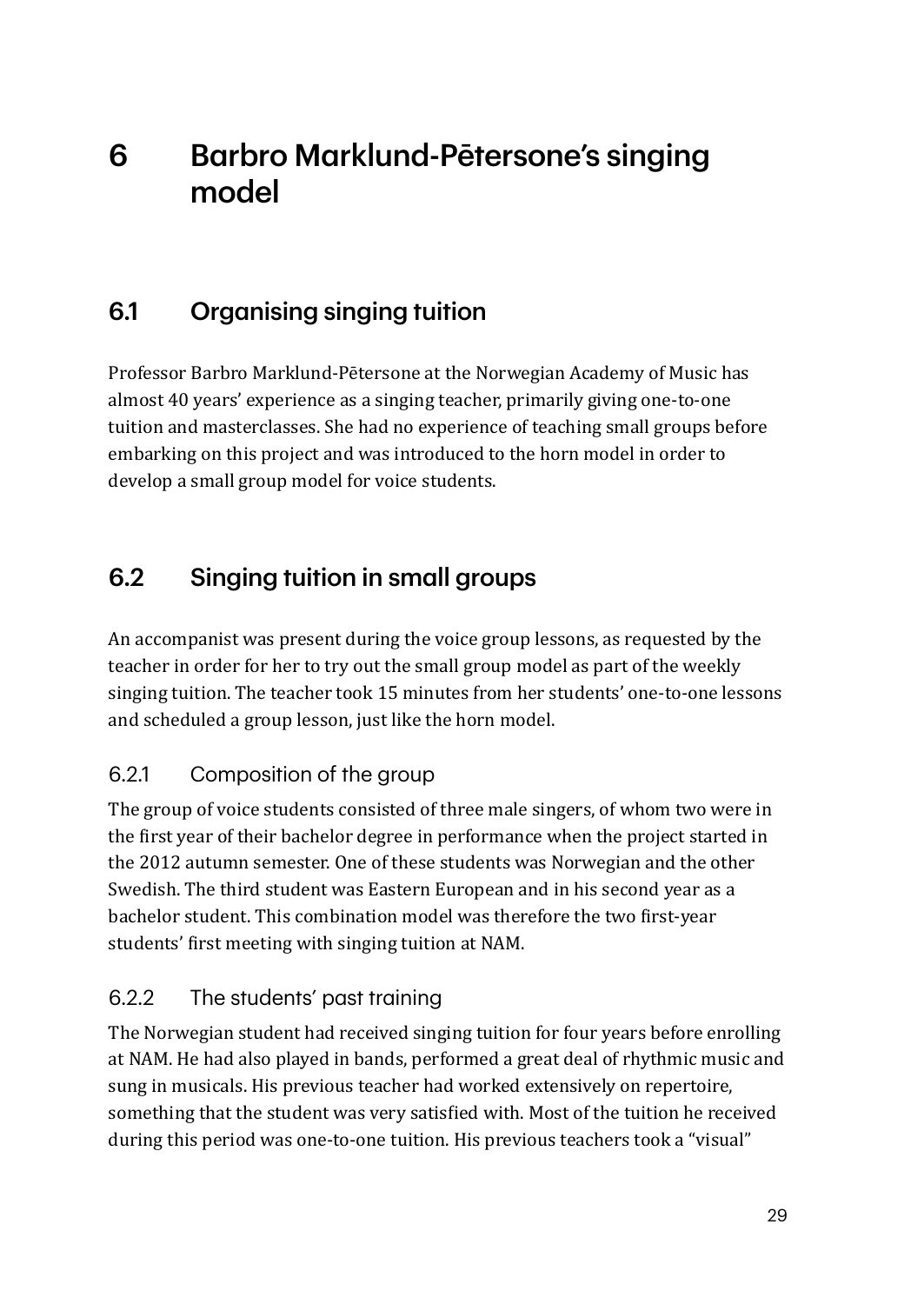# 6 Barbro Marklund-Pētersone's singing model

## 6.1 Organising singing tuition

Professor Barbro Marklund-Pētersone at the Norwegian Academy of Music has almost 40 years' experience as a singing teacher, primarily giving one-to-one tuition and masterclasses. She had no experience of teaching small groups before embarking on this project and was introduced to the horn model in order to develop a small group model for voice students.

## 6.2 Singing tuition in small groups

An accompanist was present during the voice group lessons, as requested by the teacher in order for her to try out the small group model as part of the weekly singing tuition. The teacher took 15 minutes from her students' one-to-one lessons and scheduled a group lesson, just like the horn model.

### 6.2.1 Composition of the group

The group of voice students consisted of three male singers, of whom two were in the first year of their bachelor degree in performance when the project started in the 2012 autumn semester. One of these students was Norwegian and the other Swedish. The third student was Eastern European and in his second year as a bachelor student. This combination model was therefore the two first-year students' first meeting with singing tuition at NAM.

### 6.2.2 The students' past training

The Norwegian student had received singing tuition for four years before enrolling at NAM. He had also played in bands, performed a great deal of rhythmic music and sung in musicals. His previous teacher had worked extensively on repertoire, something that the student was very satisfied with. Most of the tuition he received during this period was one-to-one tuition. His previous teachers took a "visual"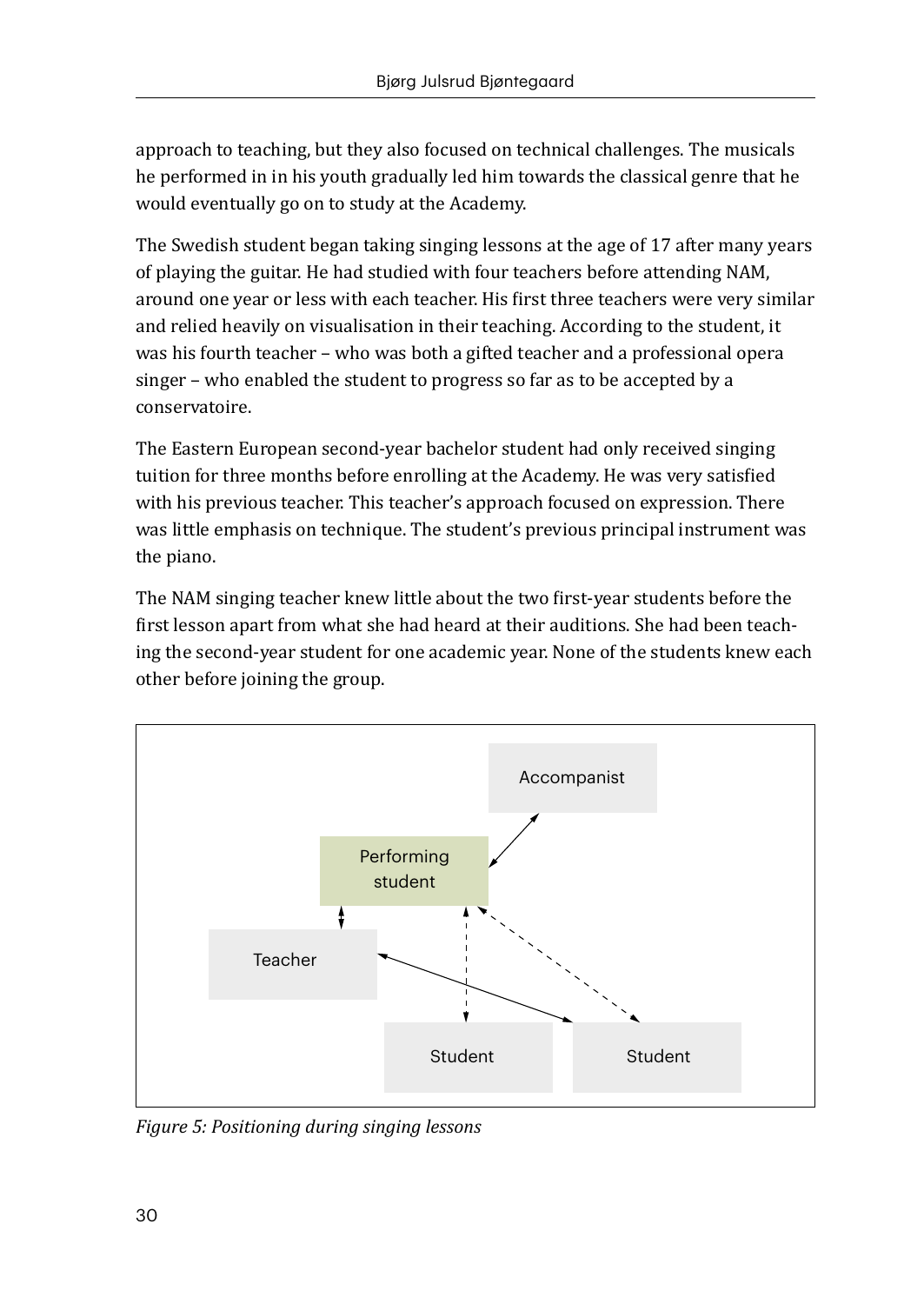approach to teaching, but they also focused on technical challenges. The musicals he performed in in his youth gradually led him towards the classical genre that he would eventually go on to study at the Academy.

The Swedish student began taking singing lessons at the age of 17 after many years of playing the guitar. He had studied with four teachers before attending NAM, around one year or less with each teacher. His first three teachers were very similar and relied heavily on visualisation in their teaching. According to the student, it was his fourth teacher – who was both a gifted teacher and a professional opera singer – who enabled the student to progress so far as to be accepted by a conservatoire.

The Eastern European second-year bachelor student had only received singing tuition for three months before enrolling at the Academy. He was very satisfied with his previous teacher. This teacher's approach focused on expression. There was little emphasis on technique. The student's previous principal instrument was the piano.

The NAM singing teacher knew little about the two first-year students before the first lesson apart from what she had heard at their auditions. She had been teaching the second-year student for one academic year. None of the students knew each other before joining the group.

Accompanist

Performing student

Teacher

Student

Student

*Figure 5: Positioning during singing lessons*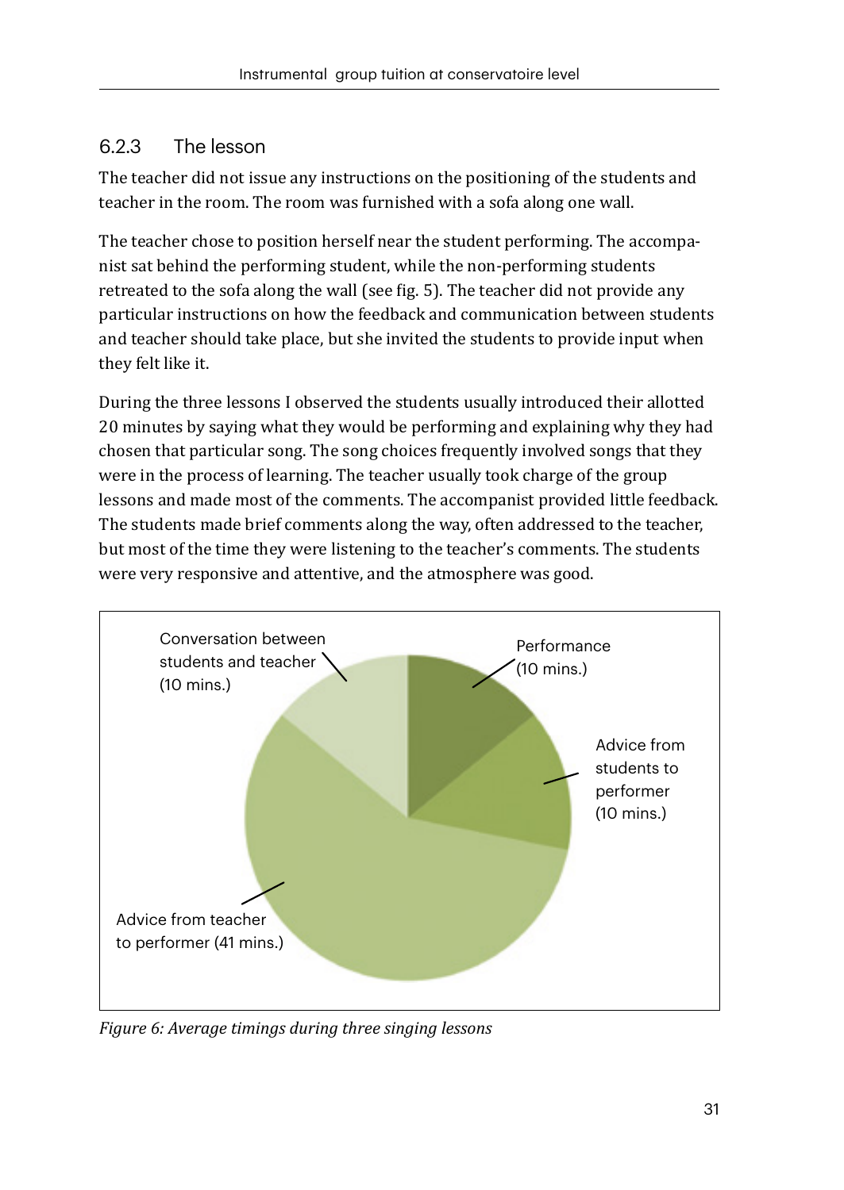### 6.2.3 The lesson

The teacher did not issue any instructions on the positioning of the students and teacher in the room. The room was furnished with a sofa along one wall.

The teacher chose to position herself near the student performing. The accompanist sat behind the performing student, while the non-performing students retreated to the sofa along the wall (see fig. 5). The teacher did not provide any particular instructions on how the feedback and communication between students and teacher should take place, but she invited the students to provide input when they felt like it.

During the three lessons I observed the students usually introduced their allotted 20 minutes by saying what they would be performing and explaining why they had chosen that particular song. The song choices frequently involved songs that they were in the process of learning. The teacher usually took charge of the group lessons and made most of the comments. The accompanist provided little feedback. The students made brief comments along the way, often addressed to the teacher, but most of the time they were listening to the teacher's comments. The students were very responsive and attentive, and the atmosphere was good.

Conversation between students and teacher (10 mins.)

Performance (10 mins.)

Advice from students to performer (10 mins.)

Advice from teacher to performer (41 mins.)

*Figure 6: Average timings during three singing lessons*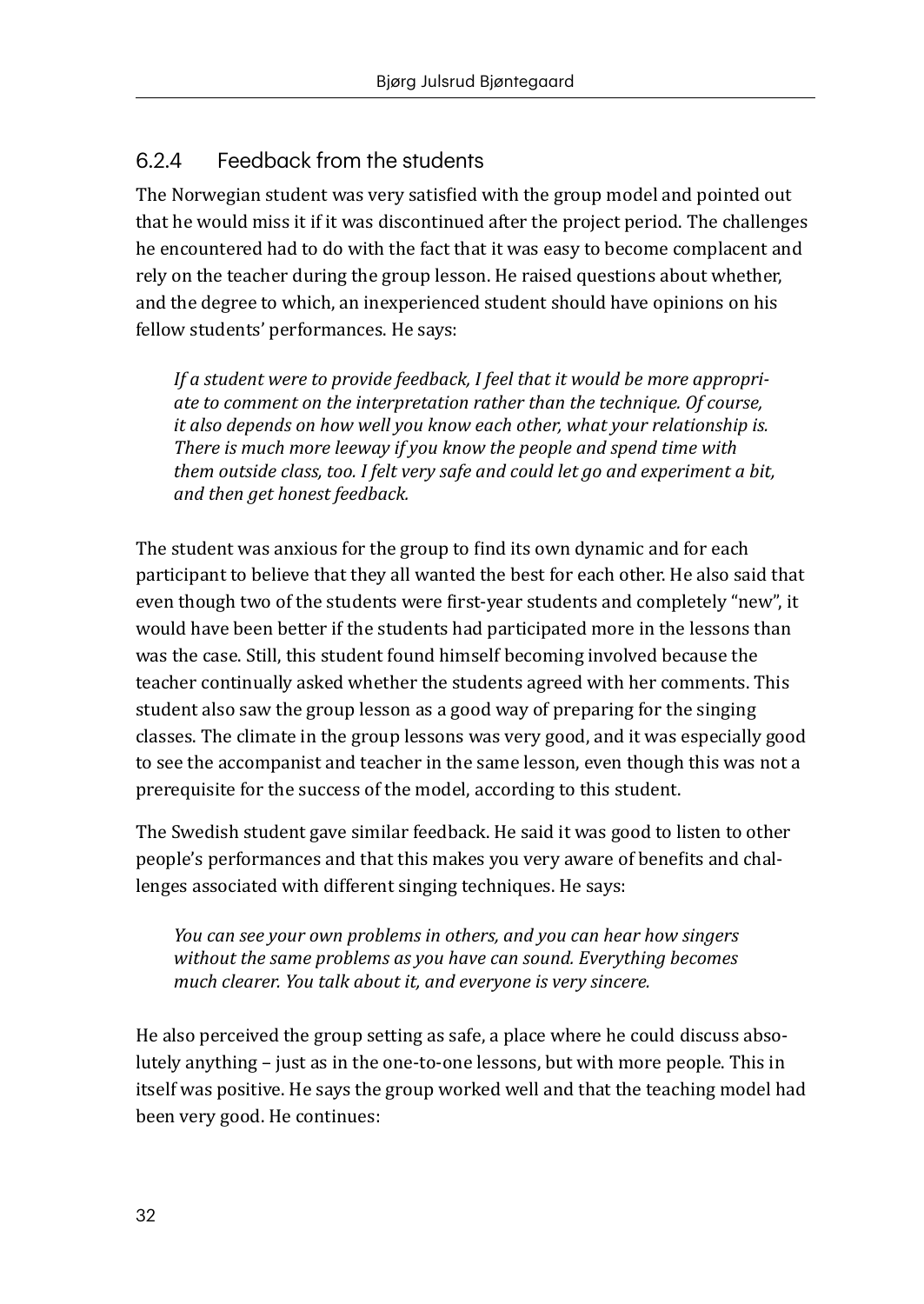### 6.2.4 Feedback from the students

The Norwegian student was very satisfied with the group model and pointed out that he would miss it if it was discontinued after the project period. The challenges he encountered had to do with the fact that it was easy to become complacent and rely on the teacher during the group lesson. He raised questions about whether, and the degree to which, an inexperienced student should have opinions on his fellow students' performances. He says:

> *If a student were to provide feedback, I feel that it would be more appropriate to comment on the interpretation rather than the technique. Of course, it also depends on how well you know each other, what your relationship is. There is much more leeway if you know the people and spend time with them outside class, too. I felt very safe and could let go and experiment a bit, and then get honest feedback.*

The student was anxious for the group to find its own dynamic and for each participant to believe that they all wanted the best for each other. He also said that even though two of the students were first-year students and completely "new", it would have been better if the students had participated more in the lessons than was the case. Still, this student found himself becoming involved because the teacher continually asked whether the students agreed with her comments. This student also saw the group lesson as a good way of preparing for the singing classes. The climate in the group lessons was very good, and it was especially good to see the accompanist and teacher in the same lesson, even though this was not a prerequisite for the success of the model, according to this student.

The Swedish student gave similar feedback. He said it was good to listen to other people's performances and that this makes you very aware of benefits and challenges associated with different singing techniques. He says:

> *You can see your own problems in others, and you can hear how singers without the same problems as you have can sound. Everything becomes much clearer. You talk about it, and everyone is very sincere.*

He also perceived the group setting as safe, a place where he could discuss absolutely anything – just as in the one-to-one lessons, but with more people. This in itself was positive. He says the group worked well and that the teaching model had been very good. He continues: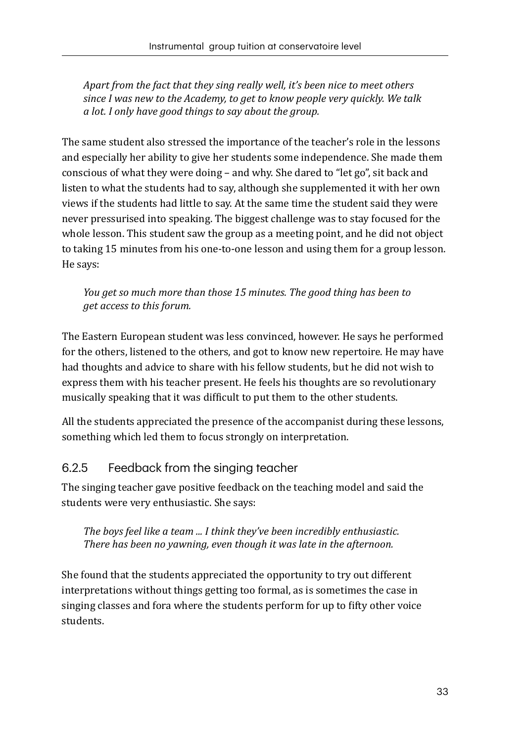*Apart from the fact that they sing really well, it's been nice to meet others since I was new to the Academy, to get to know people very quickly. We talk a lot. I only have good things to say about the group.*

The same student also stressed the importance of the teacher's role in the lessons and especially her ability to give her students some independence. She made them conscious of what they were doing – and why. She dared to "let go", sit back and listen to what the students had to say, although she supplemented it with her own views if the students had little to say. At the same time the student said they were never pressurised into speaking. The biggest challenge was to stay focused for the whole lesson. This student saw the group as a meeting point, and he did not object to taking 15 minutes from his one-to-one lesson and using them for a group lesson. He says:

*You get so much more than those 15 minutes. The good thing has been to get access to this forum.*

The Eastern European student was less convinced, however. He says he performed for the others, listened to the others, and got to know new repertoire. He may have had thoughts and advice to share with his fellow students, but he did not wish to express them with his teacher present. He feels his thoughts are so revolutionary musically speaking that it was difficult to put them to the other students.

All the students appreciated the presence of the accompanist during these lessons, something which led them to focus strongly on interpretation.

### 6.2.5 Feedback from the singing teacher

The singing teacher gave positive feedback on the teaching model and said the students were very enthusiastic. She says:

*The boys feel like a team ... I think they've been incredibly enthusiastic. There has been no yawning, even though it was late in the afternoon.*

She found that the students appreciated the opportunity to try out different interpretations without things getting too formal, as is sometimes the case in singing classes and fora where the students perform for up to fifty other voice students.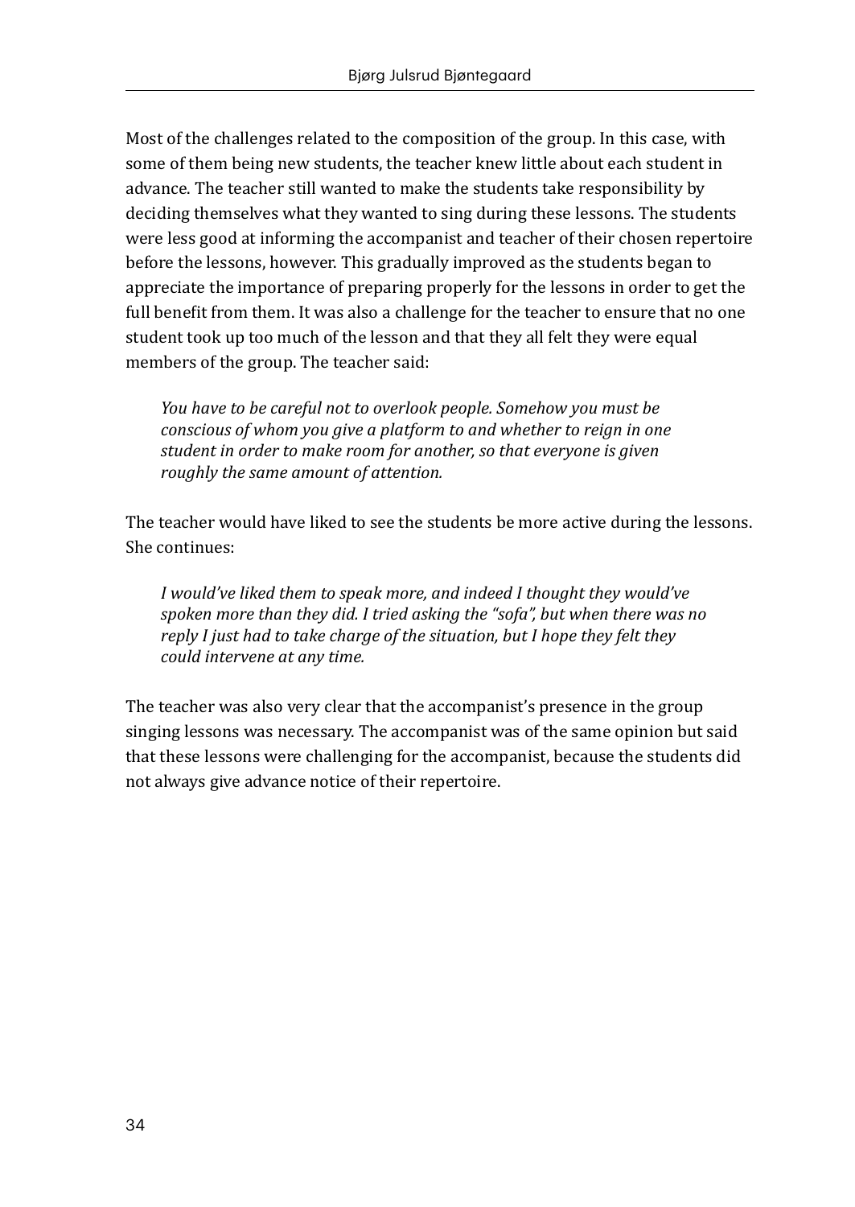Most of the challenges related to the composition of the group. In this case, with some of them being new students, the teacher knew little about each student in advance. The teacher still wanted to make the students take responsibility by deciding themselves what they wanted to sing during these lessons. The students were less good at informing the accompanist and teacher of their chosen repertoire before the lessons, however. This gradually improved as the students began to appreciate the importance of preparing properly for the lessons in order to get the full benefit from them. It was also a challenge for the teacher to ensure that no one student took up too much of the lesson and that they all felt they were equal members of the group. The teacher said:

> *You have to be careful not to overlook people. Somehow you must be conscious of whom you give a platform to and whether to reign in one student in order to make room for another, so that everyone is given roughly the same amount of attention.*

The teacher would have liked to see the students be more active during the lessons. She continues:

> *I would've liked them to speak more, and indeed I thought they would've spoken more than they did. I tried asking the "sofa", but when there was no reply I just had to take charge of the situation, but I hope they felt they could intervene at any time.*

The teacher was also very clear that the accompanist's presence in the group singing lessons was necessary. The accompanist was of the same opinion but said that these lessons were challenging for the accompanist, because the students did not always give advance notice of their repertoire.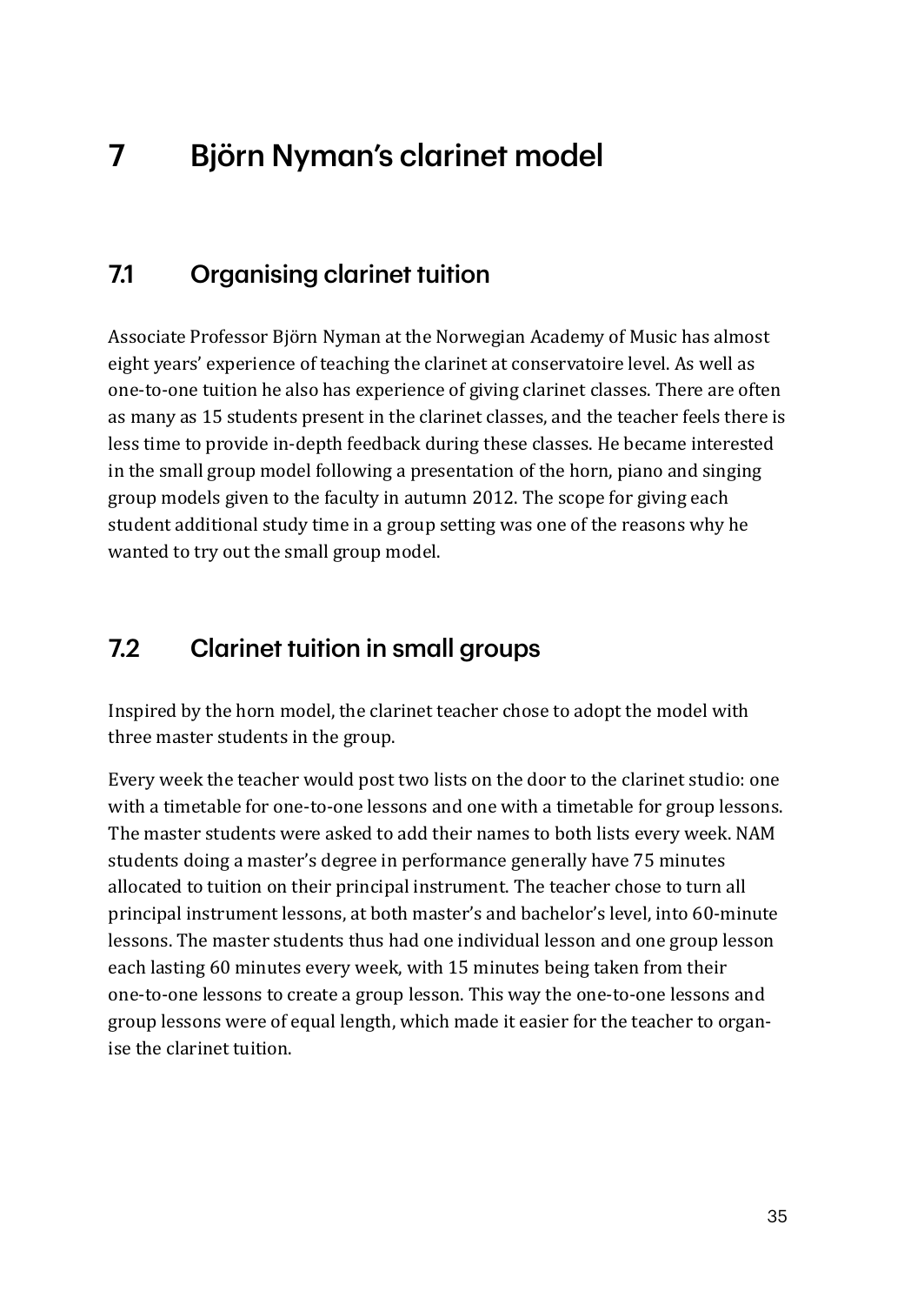# 7 Björn Nyman's clarinet model

## 7.1 Organising clarinet tuition

Associate Professor Björn Nyman at the Norwegian Academy of Music has almost eight years' experience of teaching the clarinet at conservatoire level. As well as one-to-one tuition he also has experience of giving clarinet classes. There are often as many as 15 students present in the clarinet classes, and the teacher feels there is less time to provide in-depth feedback during these classes. He became interested in the small group model following a presentation of the horn, piano and singing group models given to the faculty in autumn 2012. The scope for giving each student additional study time in a group setting was one of the reasons why he wanted to try out the small group model.

## 7.2 Clarinet tuition in small groups

Inspired by the horn model, the clarinet teacher chose to adopt the model with three master students in the group.

Every week the teacher would post two lists on the door to the clarinet studio: one with a timetable for one-to-one lessons and one with a timetable for group lessons. The master students were asked to add their names to both lists every week. NAM students doing a master's degree in performance generally have 75 minutes allocated to tuition on their principal instrument. The teacher chose to turn all principal instrument lessons, at both master's and bachelor's level, into 60-minute lessons. The master students thus had one individual lesson and one group lesson each lasting 60 minutes every week, with 15 minutes being taken from their one-to-one lessons to create a group lesson. This way the one-to-one lessons and group lessons were of equal length, which made it easier for the teacher to organise the clarinet tuition.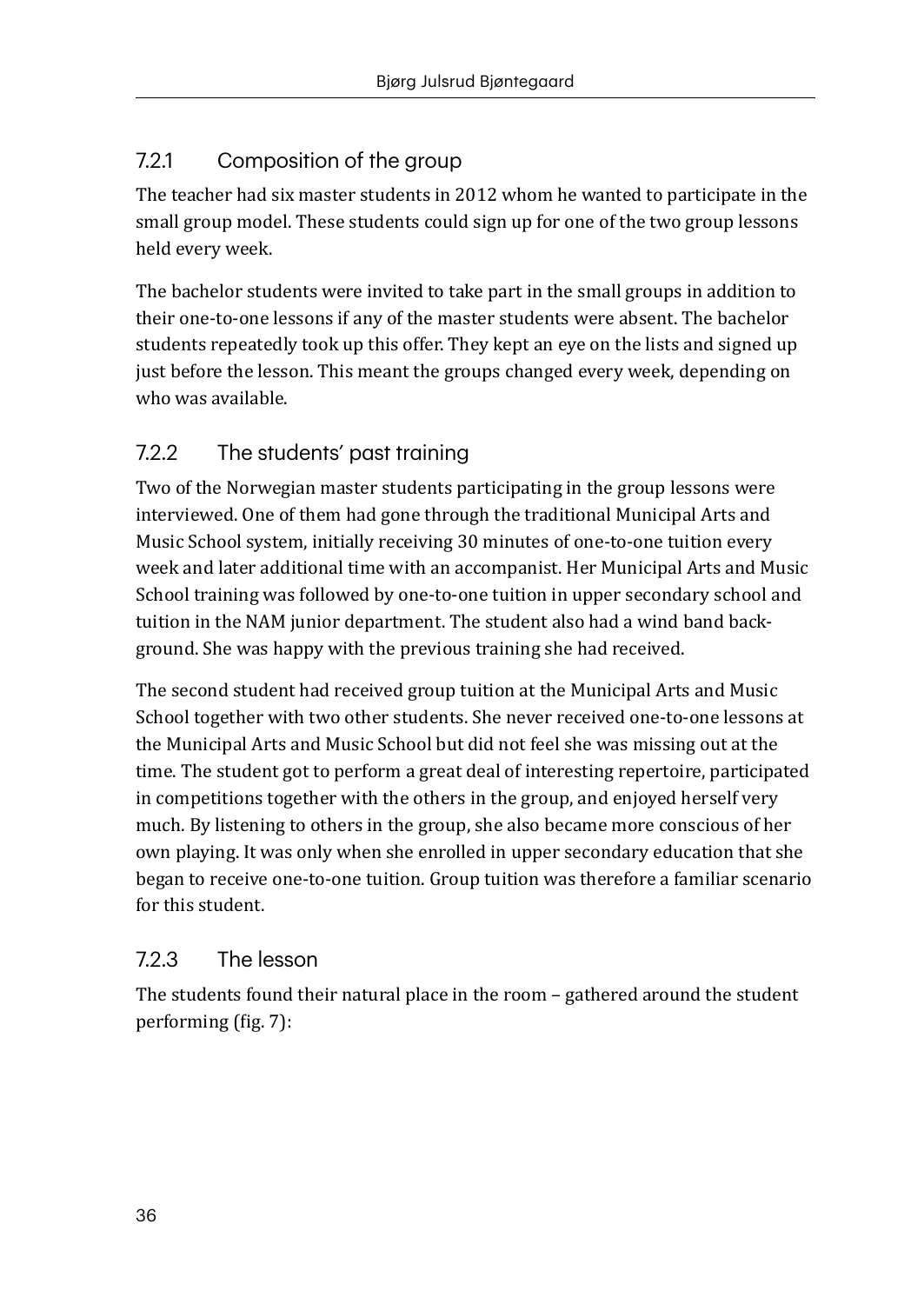### 7.2.1 Composition of the group

The teacher had six master students in 2012 whom he wanted to participate in the small group model. These students could sign up for one of the two group lessons held every week.

The bachelor students were invited to take part in the small groups in addition to their one-to-one lessons if any of the master students were absent. The bachelor students repeatedly took up this offer. They kept an eye on the lists and signed up just before the lesson. This meant the groups changed every week, depending on who was available.

### 7.2.2 The students' past training

Two of the Norwegian master students participating in the group lessons were interviewed. One of them had gone through the traditional Municipal Arts and Music School system, initially receiving 30 minutes of one-to-one tuition every week and later additional time with an accompanist. Her Municipal Arts and Music School training was followed by one-to-one tuition in upper secondary school and tuition in the NAM junior department. The student also had a wind band background. She was happy with the previous training she had received.

The second student had received group tuition at the Municipal Arts and Music School together with two other students. She never received one-to-one lessons at the Municipal Arts and Music School but did not feel she was missing out at the time. The student got to perform a great deal of interesting repertoire, participated in competitions together with the others in the group, and enjoyed herself very much. By listening to others in the group, she also became more conscious of her own playing. It was only when she enrolled in upper secondary education that she began to receive one-to-one tuition. Group tuition was therefore a familiar scenario for this student.

### 7.2.3 The lesson

The students found their natural place in the room – gathered around the student performing (fig. 7):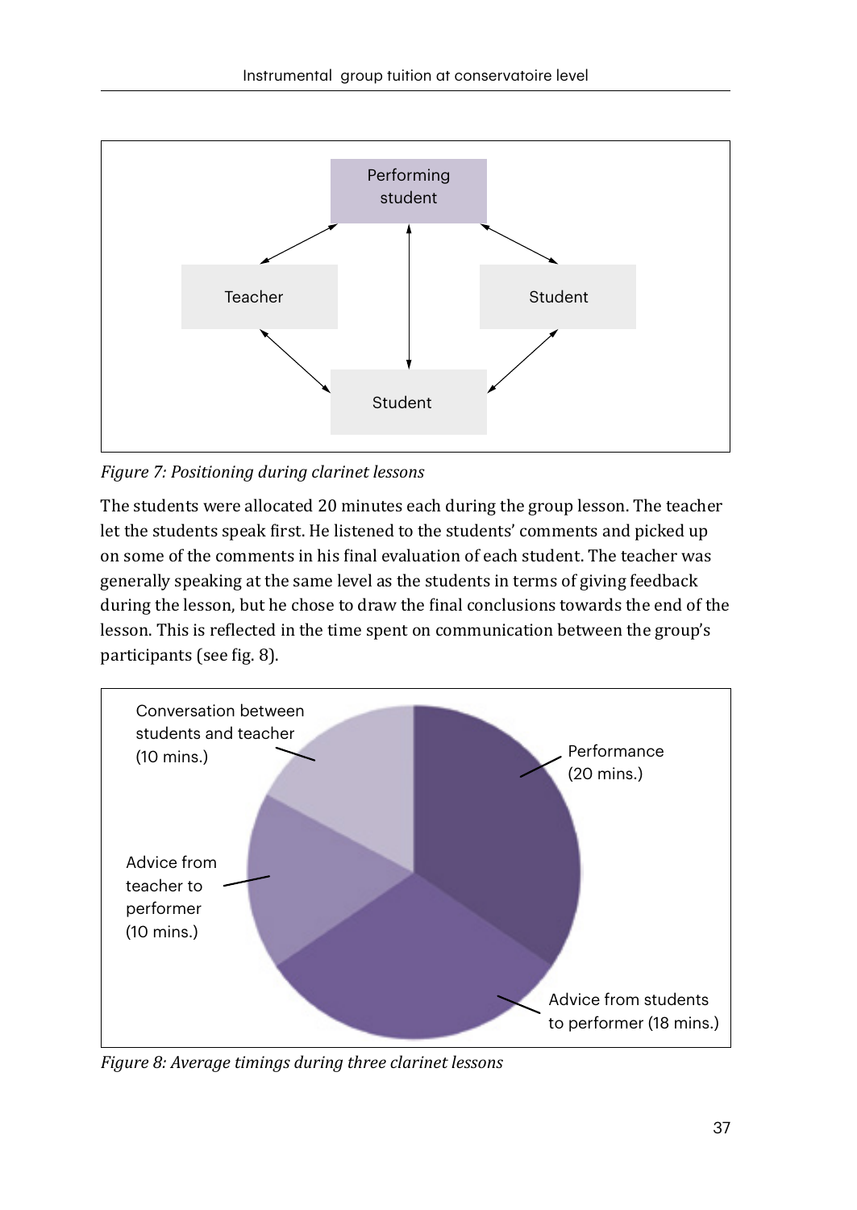Performing student

Teacher

Student

Student

*Figure 7: Positioning during clarinet lessons*

The students were allocated 20 minutes each during the group lesson. The teacher let the students speak first. He listened to the students' comments and picked up on some of the comments in his final evaluation of each student. The teacher was generally speaking at the same level as the students in terms of giving feedback during the lesson, but he chose to draw the final conclusions towards the end of the lesson. This is reflected in the time spent on communication between the group's participants (see fig. 8).

Conversation between students and teacher (10 mins.)

Performance (20 mins.)

Advice from teacher to performer (10 mins.)

Advice from students to performer (18 mins.)

*Figure 8: Average timings during three clarinet lessons*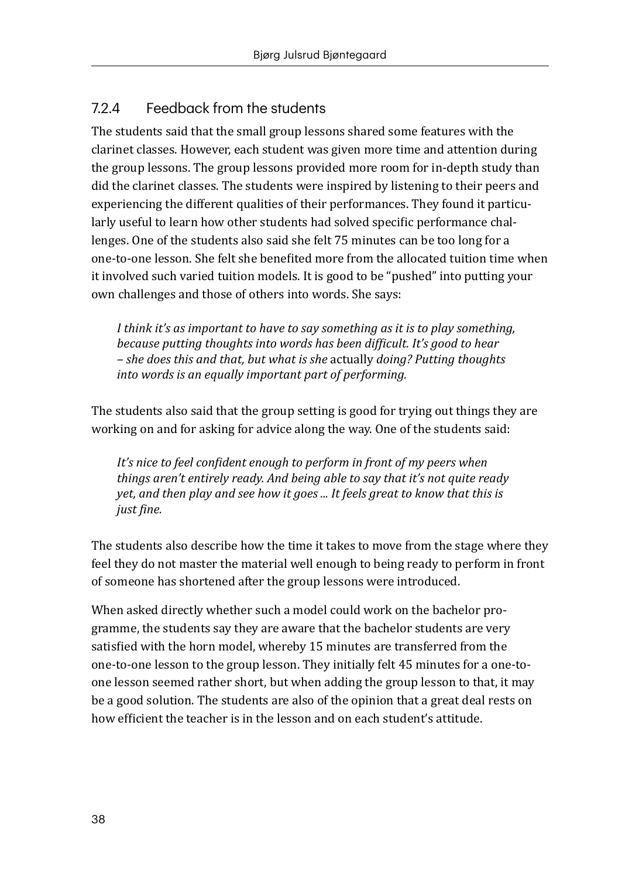### 7.2.4 Feedback from the students

The students said that the small group lessons shared some features with the clarinet classes. However, each student was given more time and attention during the group lessons. The group lessons provided more room for in-depth study than did the clarinet classes. The students were inspired by listening to their peers and experiencing the different qualities of their performances. They found it particularly useful to learn how other students had solved specific performance challenges. One of the students also said she felt 75 minutes can be too long for a one-to-one lesson. She felt she benefited more from the allocated tuition time when it involved such varied tuition models. It is good to be "pushed" into putting your own challenges and those of others into words. She says:

> *I think it's as important to have to say something as it is to play something, because putting thoughts into words has been difficult. It's good to hear – she does this and that, but what is she* actually *doing? Putting thoughts into words is an equally important part of performing.*

The students also said that the group setting is good for trying out things they are working on and for asking for advice along the way. One of the students said:

> *It's nice to feel confident enough to perform in front of my peers when things aren't entirely ready. And being able to say that it's not quite ready yet, and then play and see how it goes ... It feels great to know that this is just fine.*

The students also describe how the time it takes to move from the stage where they feel they do not master the material well enough to being ready to perform in front of someone has shortened after the group lessons were introduced.

When asked directly whether such a model could work on the bachelor programme, the students say they are aware that the bachelor students are very satisfied with the horn model, whereby 15 minutes are transferred from the one-to-one lesson to the group lesson. They initially felt 45 minutes for a one-to-one lesson seemed rather short, but when adding the group lesson to that, it may be a good solution. The students are also of the opinion that a great deal rests on how efficient the teacher is in the lesson and on each student's attitude.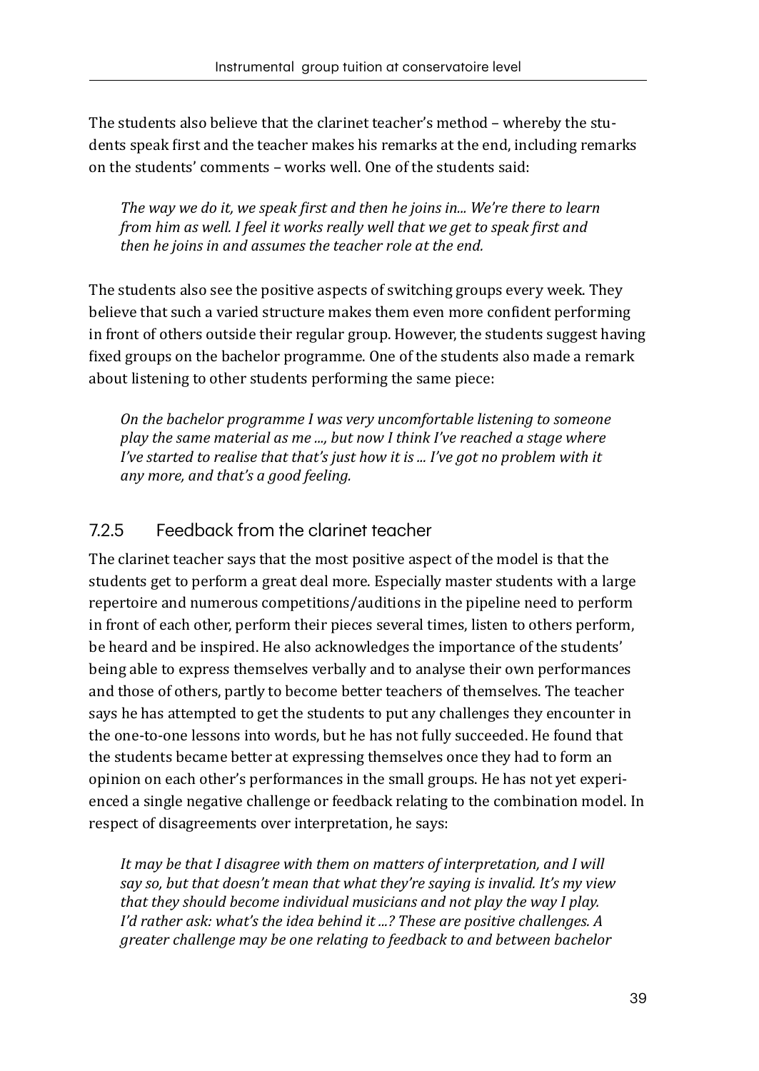The students also believe that the clarinet teacher's method – whereby the students speak first and the teacher makes his remarks at the end, including remarks on the students' comments – works well. One of the students said:

> *The way we do it, we speak first and then he joins in... We're there to learn from him as well. I feel it works really well that we get to speak first and then he joins in and assumes the teacher role at the end.*

The students also see the positive aspects of switching groups every week. They believe that such a varied structure makes them even more confident performing in front of others outside their regular group. However, the students suggest having fixed groups on the bachelor programme. One of the students also made a remark about listening to other students performing the same piece:

> *On the bachelor programme I was very uncomfortable listening to someone play the same material as me ..., but now I think I've reached a stage where I've started to realise that that's just how it is ... I've got no problem with it any more, and that's a good feeling.*

### 7.2.5 Feedback from the clarinet teacher

The clarinet teacher says that the most positive aspect of the model is that the students get to perform a great deal more. Especially master students with a large repertoire and numerous competitions/auditions in the pipeline need to perform in front of each other, perform their pieces several times, listen to others perform, be heard and be inspired. He also acknowledges the importance of the students' being able to express themselves verbally and to analyse their own performances and those of others, partly to become better teachers of themselves. The teacher says he has attempted to get the students to put any challenges they encounter in the one-to-one lessons into words, but he has not fully succeeded. He found that the students became better at expressing themselves once they had to form an opinion on each other's performances in the small groups. He has not yet experienced a single negative challenge or feedback relating to the combination model. In respect of disagreements over interpretation, he says:

> *It may be that I disagree with them on matters of interpretation, and I will say so, but that doesn't mean that what they're saying is invalid. It's my view that they should become individual musicians and not play the way I play. I'd rather ask: what's the idea behind it ...? These are positive challenges. A greater challenge may be one relating to feedback to and between bachelor*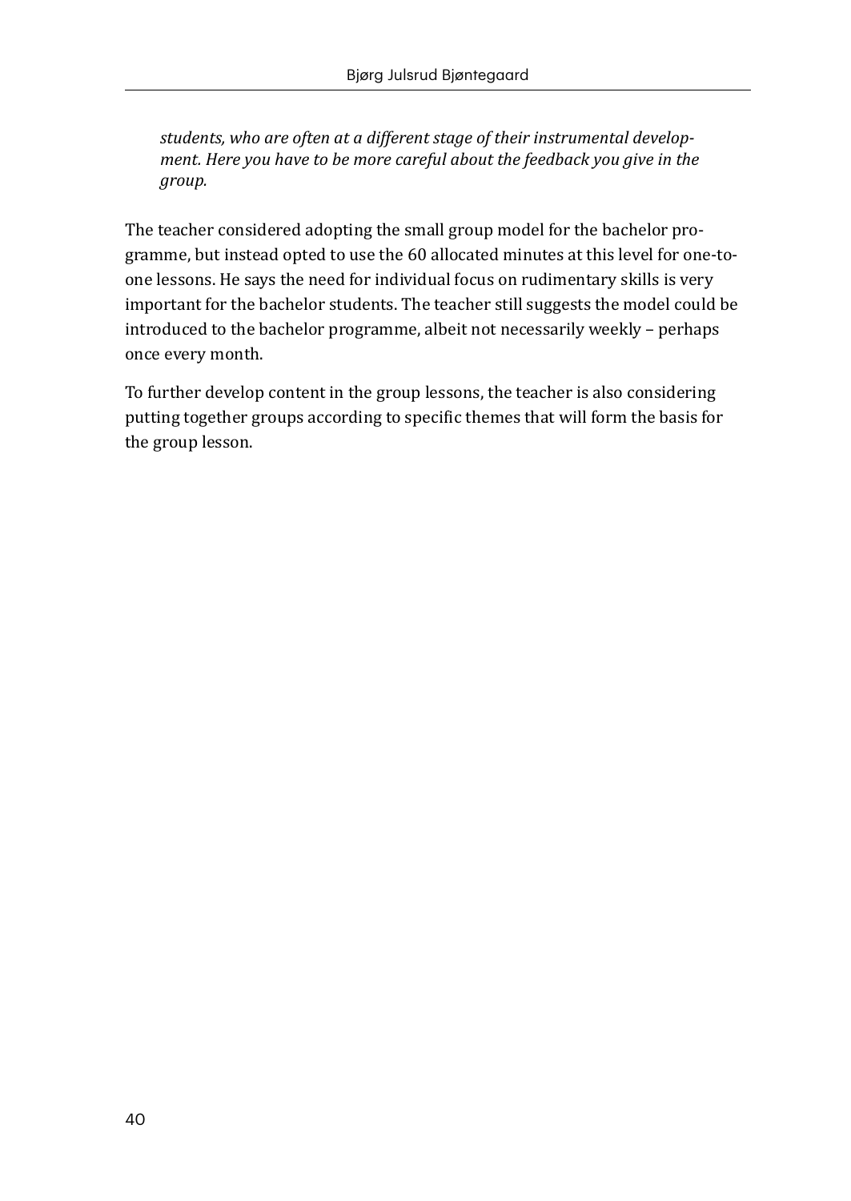*students, who are often at a different stage of their instrumental development. Here you have to be more careful about the feedback you give in the group.*

The teacher considered adopting the small group model for the bachelor programme, but instead opted to use the 60 allocated minutes at this level for one-to-one lessons. He says the need for individual focus on rudimentary skills is very important for the bachelor students. The teacher still suggests the model could be introduced to the bachelor programme, albeit not necessarily weekly – perhaps once every month.

To further develop content in the group lessons, the teacher is also considering putting together groups according to specific themes that will form the basis for the group lesson.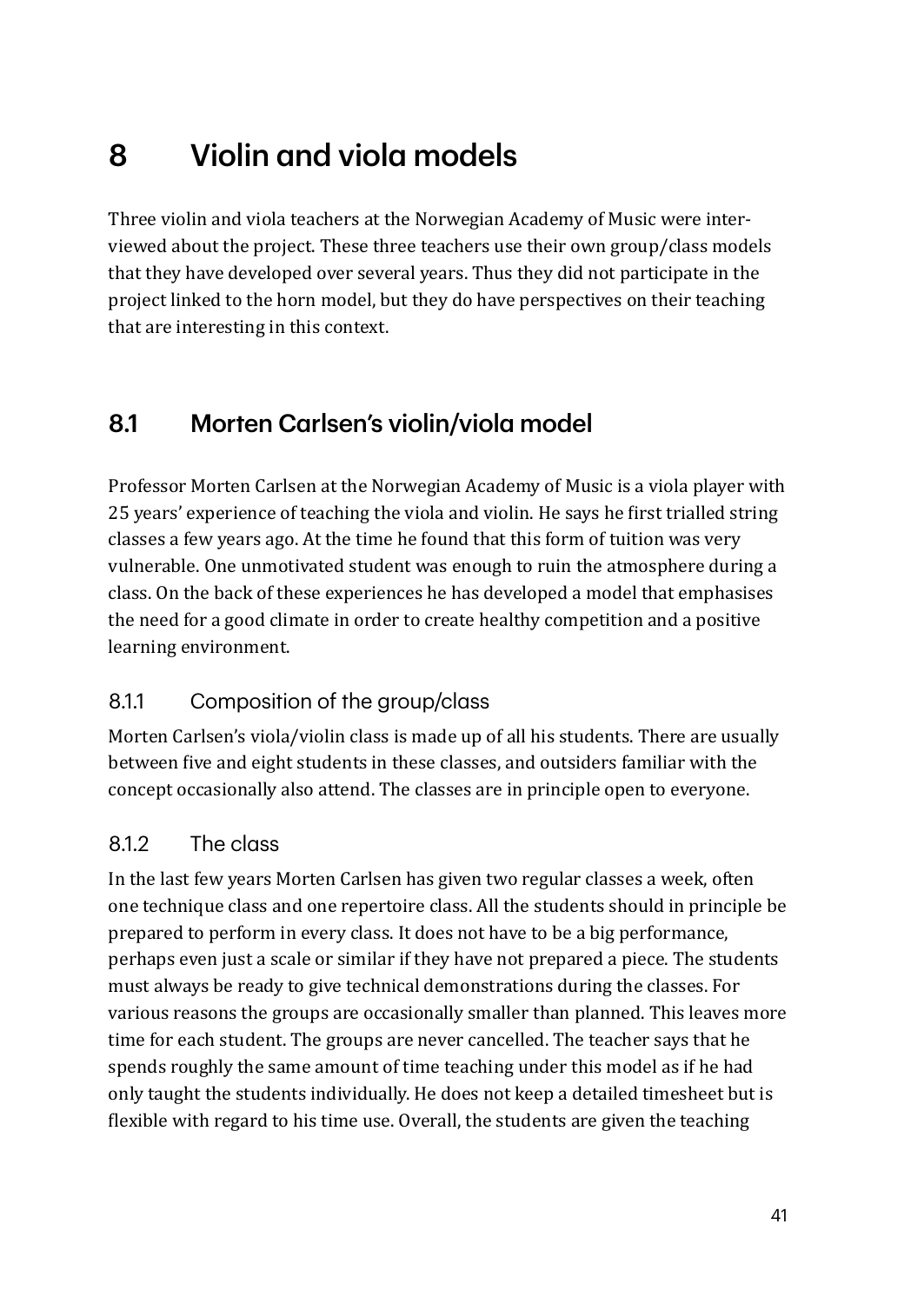# 8 Violin and viola models

Three violin and viola teachers at the Norwegian Academy of Music were interviewed about the project. These three teachers use their own group/class models that they have developed over several years. Thus they did not participate in the project linked to the horn model, but they do have perspectives on their teaching that are interesting in this context.

## 8.1 Morten Carlsen's violin/viola model

Professor Morten Carlsen at the Norwegian Academy of Music is a viola player with 25 years' experience of teaching the viola and violin. He says he first trialled string classes a few years ago. At the time he found that this form of tuition was very vulnerable. One unmotivated student was enough to ruin the atmosphere during a class. On the back of these experiences he has developed a model that emphasises the need for a good climate in order to create healthy competition and a positive learning environment.

### 8.1.1 Composition of the group/class

Morten Carlsen's viola/violin class is made up of all his students. There are usually between five and eight students in these classes, and outsiders familiar with the concept occasionally also attend. The classes are in principle open to everyone.

### 8.1.2 The class

In the last few years Morten Carlsen has given two regular classes a week, often one technique class and one repertoire class. All the students should in principle be prepared to perform in every class. It does not have to be a big performance, perhaps even just a scale or similar if they have not prepared a piece. The students must always be ready to give technical demonstrations during the classes. For various reasons the groups are occasionally smaller than planned. This leaves more time for each student. The groups are never cancelled. The teacher says that he spends roughly the same amount of time teaching under this model as if he had only taught the students individually. He does not keep a detailed timesheet but is flexible with regard to his time use. Overall, the students are given the teaching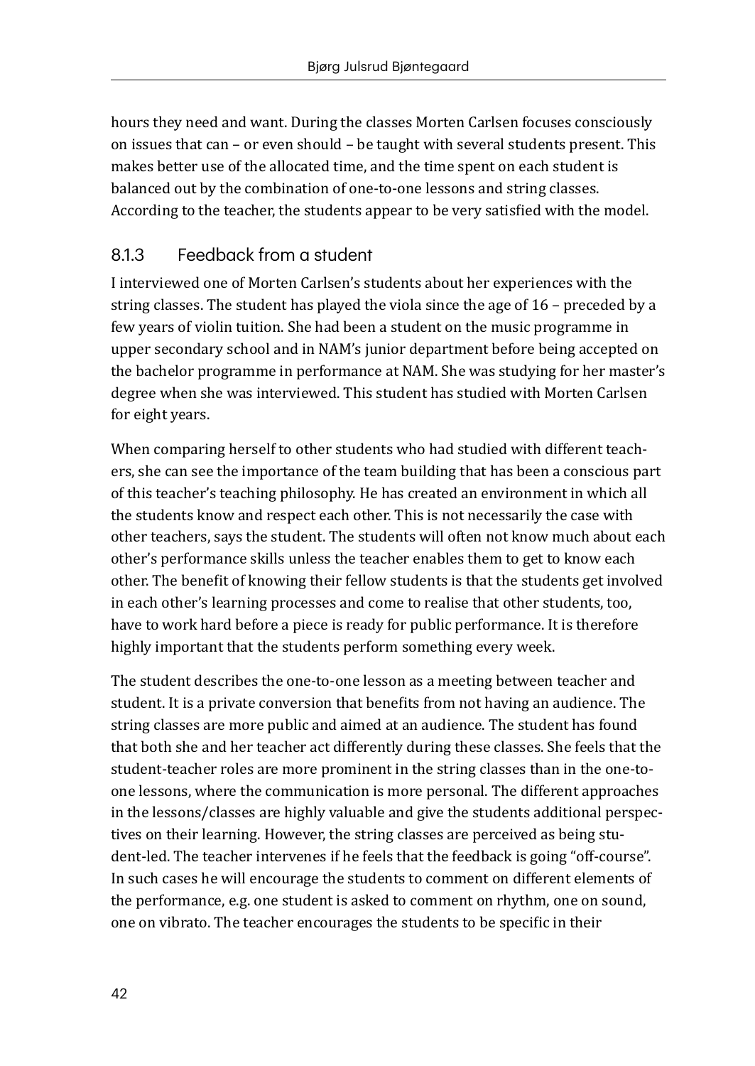hours they need and want. During the classes Morten Carlsen focuses consciously on issues that can – or even should – be taught with several students present. This makes better use of the allocated time, and the time spent on each student is balanced out by the combination of one-to-one lessons and string classes. According to the teacher, the students appear to be very satisfied with the model.

### 8.1.3 Feedback from a student

I interviewed one of Morten Carlsen's students about her experiences with the string classes. The student has played the viola since the age of 16 – preceded by a few years of violin tuition. She had been a student on the music programme in upper secondary school and in NAM's junior department before being accepted on the bachelor programme in performance at NAM. She was studying for her master's degree when she was interviewed. This student has studied with Morten Carlsen for eight years.

When comparing herself to other students who had studied with different teachers, she can see the importance of the team building that has been a conscious part of this teacher's teaching philosophy. He has created an environment in which all the students know and respect each other. This is not necessarily the case with other teachers, says the student. The students will often not know much about each other's performance skills unless the teacher enables them to get to know each other. The benefit of knowing their fellow students is that the students get involved in each other's learning processes and come to realise that other students, too, have to work hard before a piece is ready for public performance. It is therefore highly important that the students perform something every week.

The student describes the one-to-one lesson as a meeting between teacher and student. It is a private conversion that benefits from not having an audience. The string classes are more public and aimed at an audience. The student has found that both she and her teacher act differently during these classes. She feels that the student-teacher roles are more prominent in the string classes than in the one-to-one lessons, where the communication is more personal. The different approaches in the lessons/classes are highly valuable and give the students additional perspectives on their learning. However, the string classes are perceived as being student-led. The teacher intervenes if he feels that the feedback is going "off-course". In such cases he will encourage the students to comment on different elements of the performance, e.g. one student is asked to comment on rhythm, one on sound, one on vibrato. The teacher encourages the students to be specific in their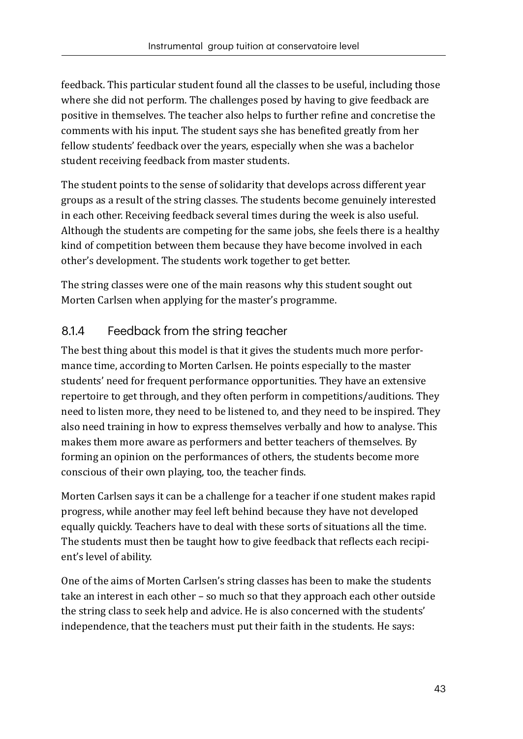feedback. This particular student found all the classes to be useful, including those where she did not perform. The challenges posed by having to give feedback are positive in themselves. The teacher also helps to further refine and concretise the comments with his input. The student says she has benefited greatly from her fellow students' feedback over the years, especially when she was a bachelor student receiving feedback from master students.

The student points to the sense of solidarity that develops across different year groups as a result of the string classes. The students become genuinely interested in each other. Receiving feedback several times during the week is also useful. Although the students are competing for the same jobs, she feels there is a healthy kind of competition between them because they have become involved in each other's development. The students work together to get better.

The string classes were one of the main reasons why this student sought out Morten Carlsen when applying for the master's programme.

### 8.1.4 Feedback from the string teacher

The best thing about this model is that it gives the students much more performance time, according to Morten Carlsen. He points especially to the master students' need for frequent performance opportunities. They have an extensive repertoire to get through, and they often perform in competitions/auditions. They need to listen more, they need to be listened to, and they need to be inspired. They also need training in how to express themselves verbally and how to analyse. This makes them more aware as performers and better teachers of themselves. By forming an opinion on the performances of others, the students become more conscious of their own playing, too, the teacher finds.

Morten Carlsen says it can be a challenge for a teacher if one student makes rapid progress, while another may feel left behind because they have not developed equally quickly. Teachers have to deal with these sorts of situations all the time. The students must then be taught how to give feedback that reflects each recipient's level of ability.

One of the aims of Morten Carlsen's string classes has been to make the students take an interest in each other – so much so that they approach each other outside the string class to seek help and advice. He is also concerned with the students' independence, that the teachers must put their faith in the students. He says: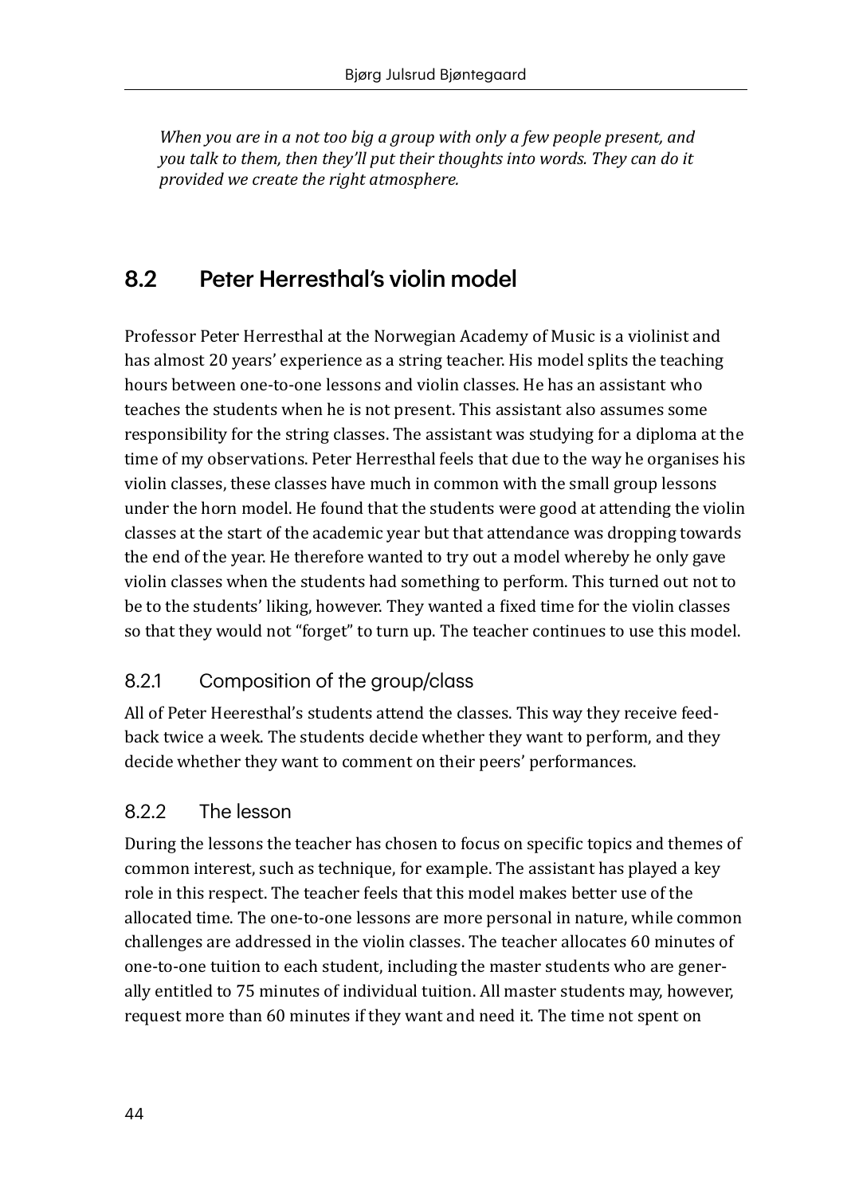*When you are in a not too big a group with only a few people present, and you talk to them, then they'll put their thoughts into words. They can do it provided we create the right atmosphere.*

## 8.2 Peter Herresthal's violin model

Professor Peter Herresthal at the Norwegian Academy of Music is a violinist and has almost 20 years' experience as a string teacher. His model splits the teaching hours between one-to-one lessons and violin classes. He has an assistant who teaches the students when he is not present. This assistant also assumes some responsibility for the string classes. The assistant was studying for a diploma at the time of my observations. Peter Herresthal feels that due to the way he organises his violin classes, these classes have much in common with the small group lessons under the horn model. He found that the students were good at attending the violin classes at the start of the academic year but that attendance was dropping towards the end of the year. He therefore wanted to try out a model whereby he only gave violin classes when the students had something to perform. This turned out not to be to the students' liking, however. They wanted a fixed time for the violin classes so that they would not "forget" to turn up. The teacher continues to use this model.

### 8.2.1 Composition of the group/class

All of Peter Heeresthal's students attend the classes. This way they receive feedback twice a week. The students decide whether they want to perform, and they decide whether they want to comment on their peers' performances.

### 8.2.2 The lesson

During the lessons the teacher has chosen to focus on specific topics and themes of common interest, such as technique, for example. The assistant has played a key role in this respect. The teacher feels that this model makes better use of the allocated time. The one-to-one lessons are more personal in nature, while common challenges are addressed in the violin classes. The teacher allocates 60 minutes of one-to-one tuition to each student, including the master students who are generally entitled to 75 minutes of individual tuition. All master students may, however, request more than 60 minutes if they want and need it. The time not spent on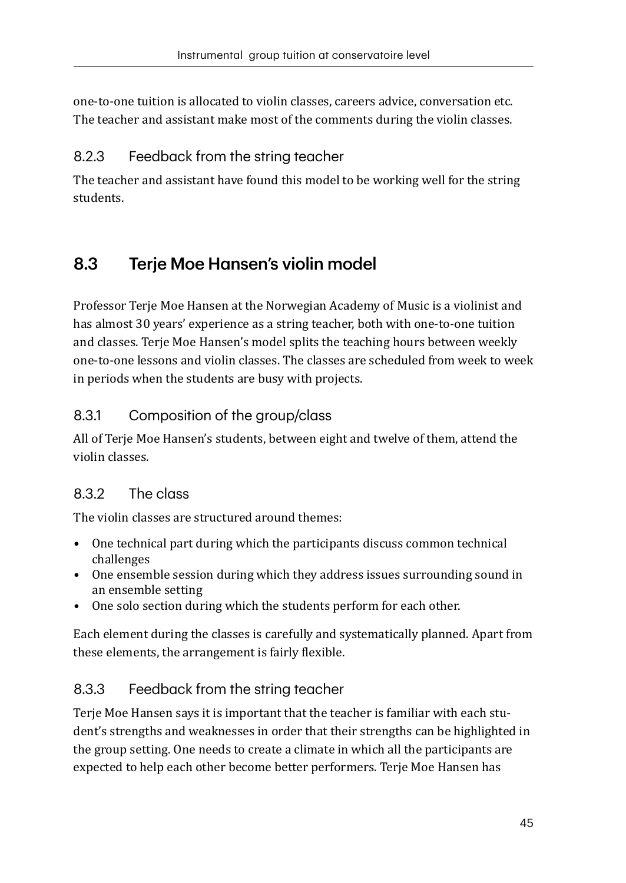one-to-one tuition is allocated to violin classes, careers advice, conversation etc. The teacher and assistant make most of the comments during the violin classes.

### 8.2.3 Feedback from the string teacher

The teacher and assistant have found this model to be working well for the string students.

## 8.3 Terje Moe Hansen's violin model

Professor Terje Moe Hansen at the Norwegian Academy of Music is a violinist and has almost 30 years' experience as a string teacher, both with one-to-one tuition and classes. Terje Moe Hansen's model splits the teaching hours between weekly one-to-one lessons and violin classes. The classes are scheduled from week to week in periods when the students are busy with projects.

### 8.3.1 Composition of the group/class

All of Terje Moe Hansen's students, between eight and twelve of them, attend the violin classes.

### 8.3.2 The class

The violin classes are structured around themes:

- One technical part during which the participants discuss common technical challenges
- One ensemble session during which they address issues surrounding sound in an ensemble setting
- One solo section during which the students perform for each other.

Each element during the classes is carefully and systematically planned. Apart from these elements, the arrangement is fairly flexible.

### 8.3.3 Feedback from the string teacher

Terje Moe Hansen says it is important that the teacher is familiar with each student's strengths and weaknesses in order that their strengths can be highlighted in the group setting. One needs to create a climate in which all the participants are expected to help each other become better performers. Terje Moe Hansen has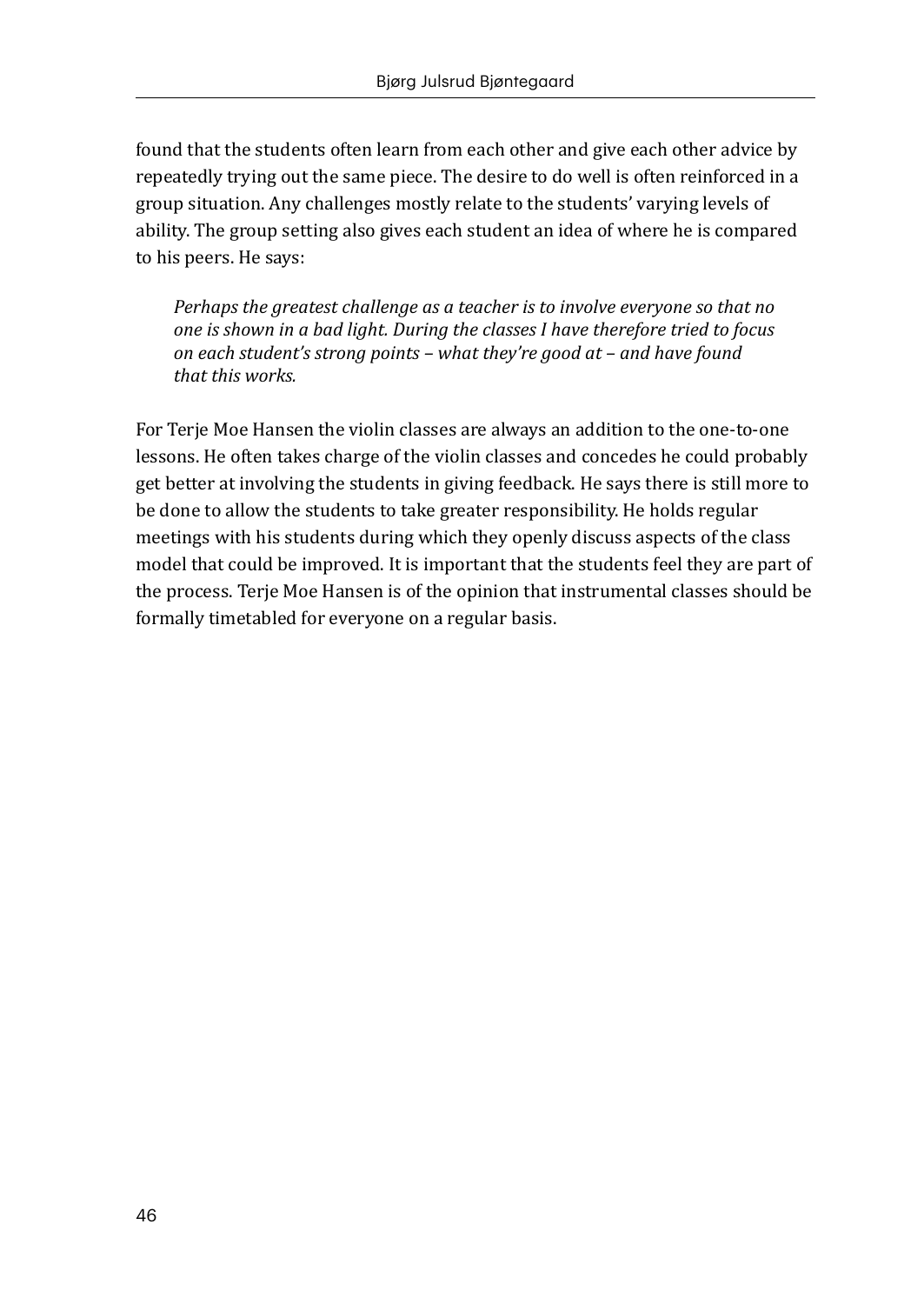found that the students often learn from each other and give each other advice by repeatedly trying out the same piece. The desire to do well is often reinforced in a group situation. Any challenges mostly relate to the students' varying levels of ability. The group setting also gives each student an idea of where he is compared to his peers. He says:

> *Perhaps the greatest challenge as a teacher is to involve everyone so that no one is shown in a bad light. During the classes I have therefore tried to focus on each student's strong points – what they're good at – and have found that this works.*

For Terje Moe Hansen the violin classes are always an addition to the one-to-one lessons. He often takes charge of the violin classes and concedes he could probably get better at involving the students in giving feedback. He says there is still more to be done to allow the students to take greater responsibility. He holds regular meetings with his students during which they openly discuss aspects of the class model that could be improved. It is important that the students feel they are part of the process. Terje Moe Hansen is of the opinion that instrumental classes should be formally timetabled for everyone on a regular basis.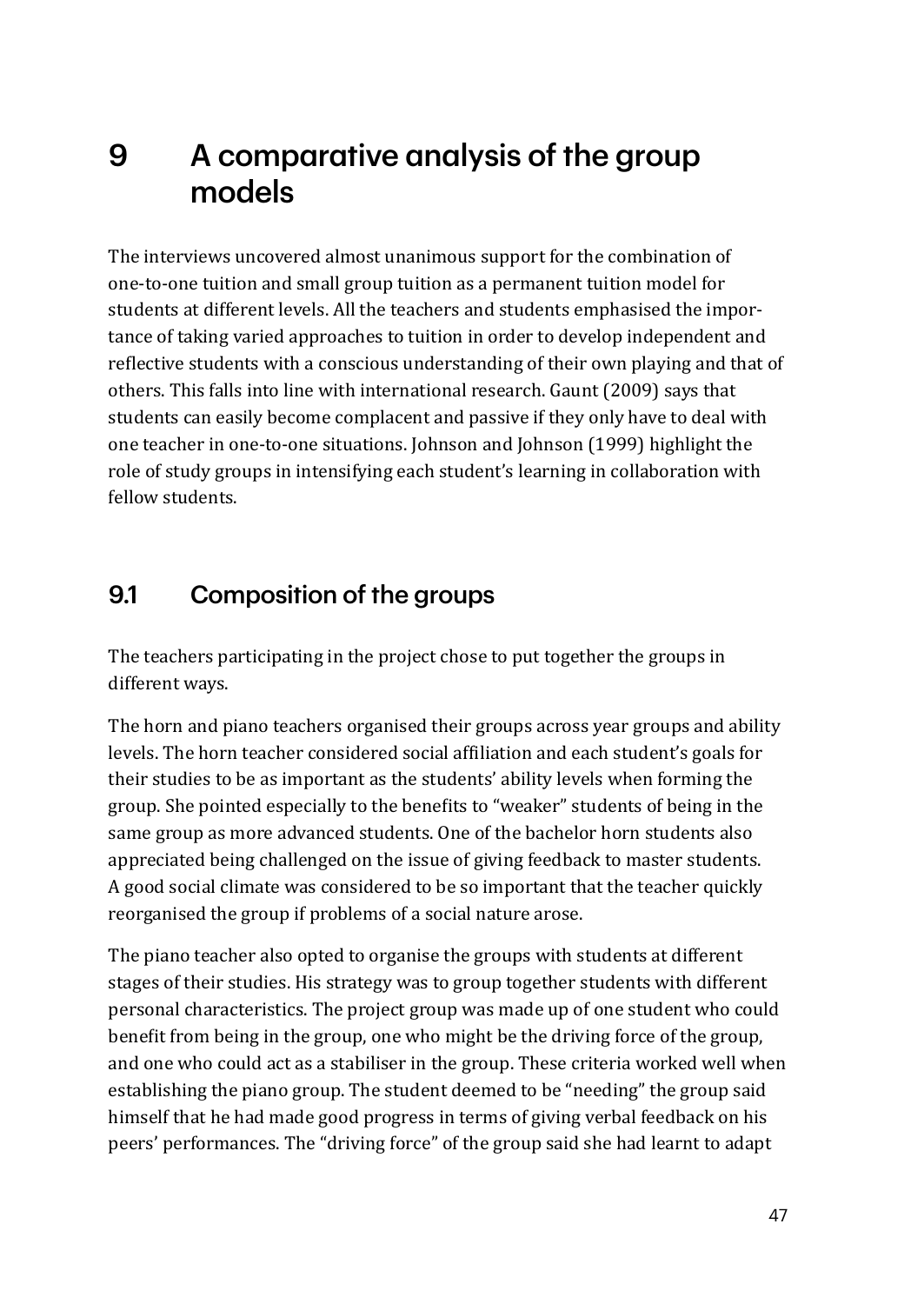# 9 A comparative analysis of the group models

The interviews uncovered almost unanimous support for the combination of one-to-one tuition and small group tuition as a permanent tuition model for students at different levels. All the teachers and students emphasised the importance of taking varied approaches to tuition in order to develop independent and reflective students with a conscious understanding of their own playing and that of others. This falls into line with international research. Gaunt (2009) says that students can easily become complacent and passive if they only have to deal with one teacher in one-to-one situations. Johnson and Johnson (1999) highlight the role of study groups in intensifying each student's learning in collaboration with fellow students.

## 9.1 Composition of the groups

The teachers participating in the project chose to put together the groups in different ways.

The horn and piano teachers organised their groups across year groups and ability levels. The horn teacher considered social affiliation and each student's goals for their studies to be as important as the students' ability levels when forming the group. She pointed especially to the benefits to "weaker" students of being in the same group as more advanced students. One of the bachelor horn students also appreciated being challenged on the issue of giving feedback to master students. A good social climate was considered to be so important that the teacher quickly reorganised the group if problems of a social nature arose.

The piano teacher also opted to organise the groups with students at different stages of their studies. His strategy was to group together students with different personal characteristics. The project group was made up of one student who could benefit from being in the group, one who might be the driving force of the group, and one who could act as a stabiliser in the group. These criteria worked well when establishing the piano group. The student deemed to be "needing" the group said himself that he had made good progress in terms of giving verbal feedback on his peers' performances. The "driving force" of the group said she had learnt to adapt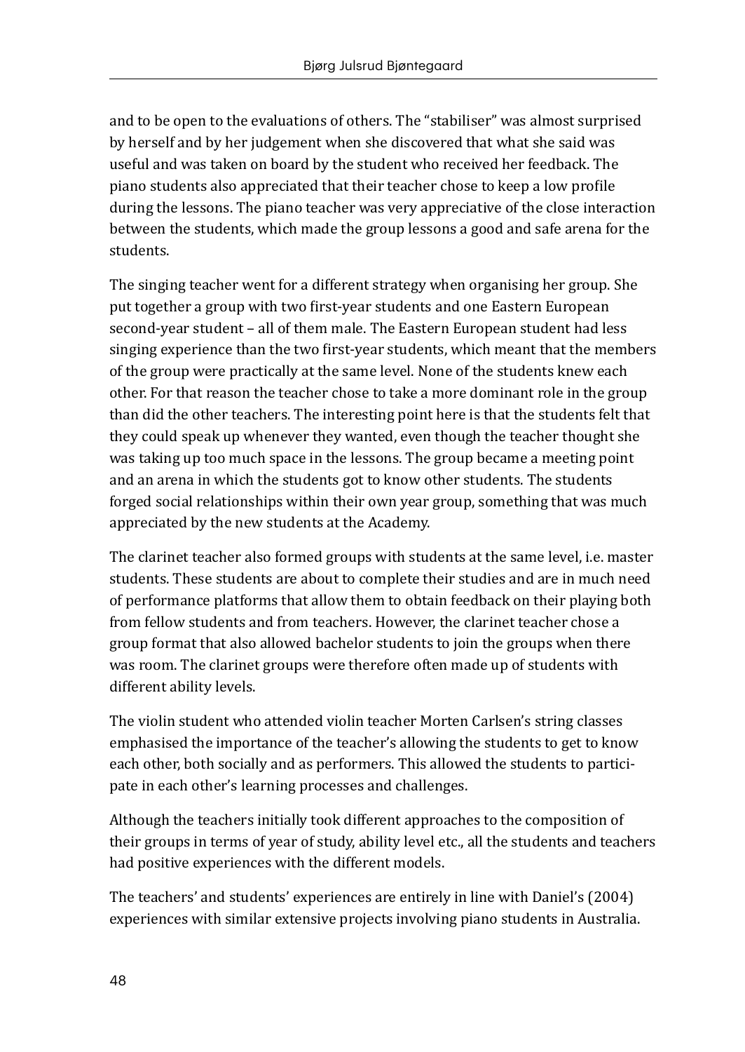and to be open to the evaluations of others. The "stabiliser" was almost surprised by herself and by her judgement when she discovered that what she said was useful and was taken on board by the student who received her feedback. The piano students also appreciated that their teacher chose to keep a low profile during the lessons. The piano teacher was very appreciative of the close interaction between the students, which made the group lessons a good and safe arena for the students.

The singing teacher went for a different strategy when organising her group. She put together a group with two first-year students and one Eastern European second-year student – all of them male. The Eastern European student had less singing experience than the two first-year students, which meant that the members of the group were practically at the same level. None of the students knew each other. For that reason the teacher chose to take a more dominant role in the group than did the other teachers. The interesting point here is that the students felt that they could speak up whenever they wanted, even though the teacher thought she was taking up too much space in the lessons. The group became a meeting point and an arena in which the students got to know other students. The students forged social relationships within their own year group, something that was much appreciated by the new students at the Academy.

The clarinet teacher also formed groups with students at the same level, i.e. master students. These students are about to complete their studies and are in much need of performance platforms that allow them to obtain feedback on their playing both from fellow students and from teachers. However, the clarinet teacher chose a group format that also allowed bachelor students to join the groups when there was room. The clarinet groups were therefore often made up of students with different ability levels.

The violin student who attended violin teacher Morten Carlsen's string classes emphasised the importance of the teacher's allowing the students to get to know each other, both socially and as performers. This allowed the students to participate in each other's learning processes and challenges.

Although the teachers initially took different approaches to the composition of their groups in terms of year of study, ability level etc., all the students and teachers had positive experiences with the different models.

The teachers' and students' experiences are entirely in line with Daniel's (2004) experiences with similar extensive projects involving piano students in Australia.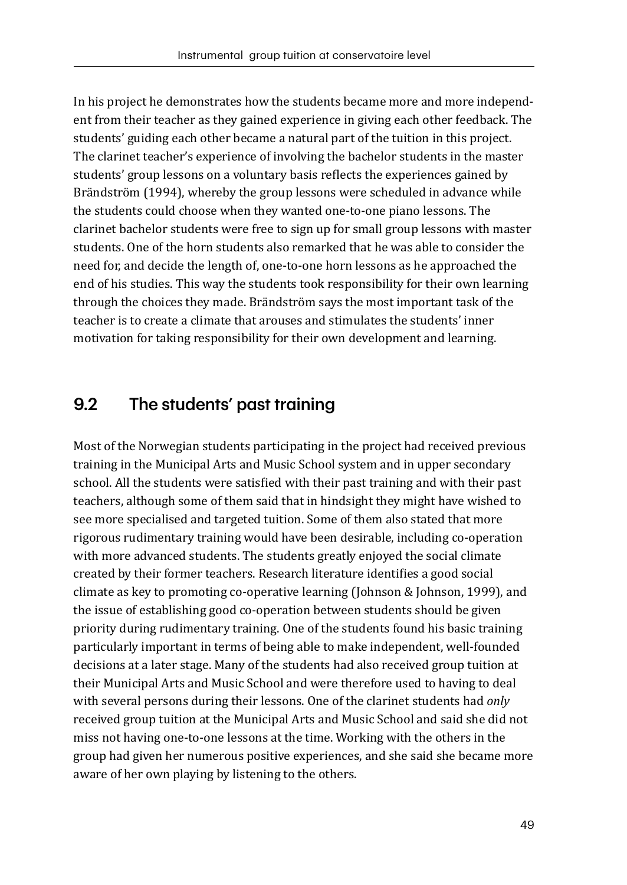In his project he demonstrates how the students became more and more independent from their teacher as they gained experience in giving each other feedback. The students' guiding each other became a natural part of the tuition in this project. The clarinet teacher's experience of involving the bachelor students in the master students' group lessons on a voluntary basis reflects the experiences gained by Brändström (1994), whereby the group lessons were scheduled in advance while the students could choose when they wanted one-to-one piano lessons. The clarinet bachelor students were free to sign up for small group lessons with master students. One of the horn students also remarked that he was able to consider the need for, and decide the length of, one-to-one horn lessons as he approached the end of his studies. This way the students took responsibility for their own learning through the choices they made. Brändström says the most important task of the teacher is to create a climate that arouses and stimulates the students' inner motivation for taking responsibility for their own development and learning.

## 9.2 The students' past training

Most of the Norwegian students participating in the project had received previous training in the Municipal Arts and Music School system and in upper secondary school. All the students were satisfied with their past training and with their past teachers, although some of them said that in hindsight they might have wished to see more specialised and targeted tuition. Some of them also stated that more rigorous rudimentary training would have been desirable, including co-operation with more advanced students. The students greatly enjoyed the social climate created by their former teachers. Research literature identifies a good social climate as key to promoting co-operative learning (Johnson & Johnson, 1999), and the issue of establishing good co-operation between students should be given priority during rudimentary training. One of the students found his basic training particularly important in terms of being able to make independent, well-founded decisions at a later stage. Many of the students had also received group tuition at their Municipal Arts and Music School and were therefore used to having to deal with several persons during their lessons. One of the clarinet students had *only* received group tuition at the Municipal Arts and Music School and said she did not miss not having one-to-one lessons at the time. Working with the others in the group had given her numerous positive experiences, and she said she became more aware of her own playing by listening to the others.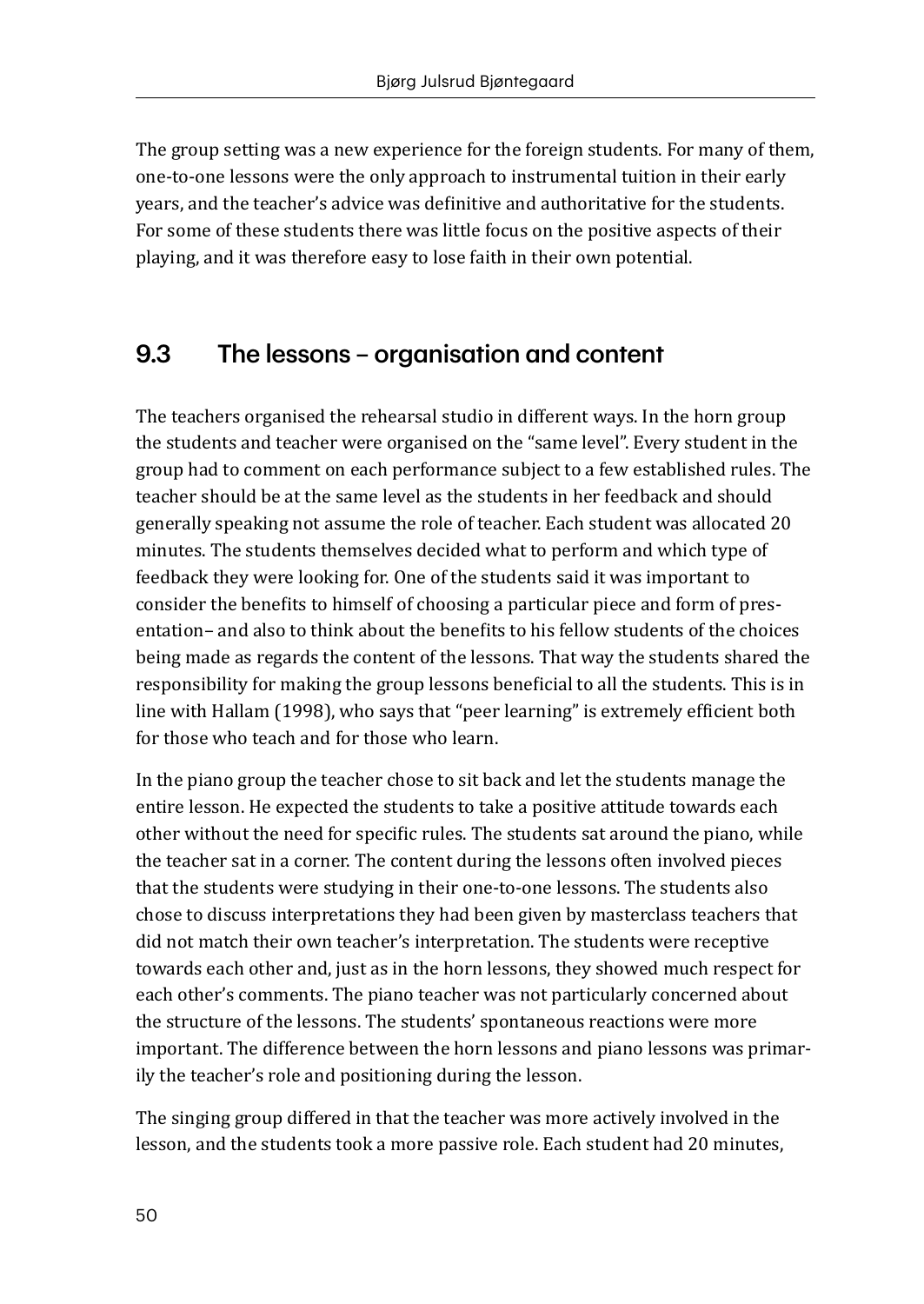The group setting was a new experience for the foreign students. For many of them, one-to-one lessons were the only approach to instrumental tuition in their early years, and the teacher's advice was definitive and authoritative for the students. For some of these students there was little focus on the positive aspects of their playing, and it was therefore easy to lose faith in their own potential.

## 9.3 The lessons – organisation and content

The teachers organised the rehearsal studio in different ways. In the horn group the students and teacher were organised on the "same level". Every student in the group had to comment on each performance subject to a few established rules. The teacher should be at the same level as the students in her feedback and should generally speaking not assume the role of teacher. Each student was allocated 20 minutes. The students themselves decided what to perform and which type of feedback they were looking for. One of the students said it was important to consider the benefits to himself of choosing a particular piece and form of presentation– and also to think about the benefits to his fellow students of the choices being made as regards the content of the lessons. That way the students shared the responsibility for making the group lessons beneficial to all the students. This is in line with Hallam (1998), who says that "peer learning" is extremely efficient both for those who teach and for those who learn.

In the piano group the teacher chose to sit back and let the students manage the entire lesson. He expected the students to take a positive attitude towards each other without the need for specific rules. The students sat around the piano, while the teacher sat in a corner. The content during the lessons often involved pieces that the students were studying in their one-to-one lessons. The students also chose to discuss interpretations they had been given by masterclass teachers that did not match their own teacher's interpretation. The students were receptive towards each other and, just as in the horn lessons, they showed much respect for each other's comments. The piano teacher was not particularly concerned about the structure of the lessons. The students' spontaneous reactions were more important. The difference between the horn lessons and piano lessons was primarily the teacher's role and positioning during the lesson.

The singing group differed in that the teacher was more actively involved in the lesson, and the students took a more passive role. Each student had 20 minutes,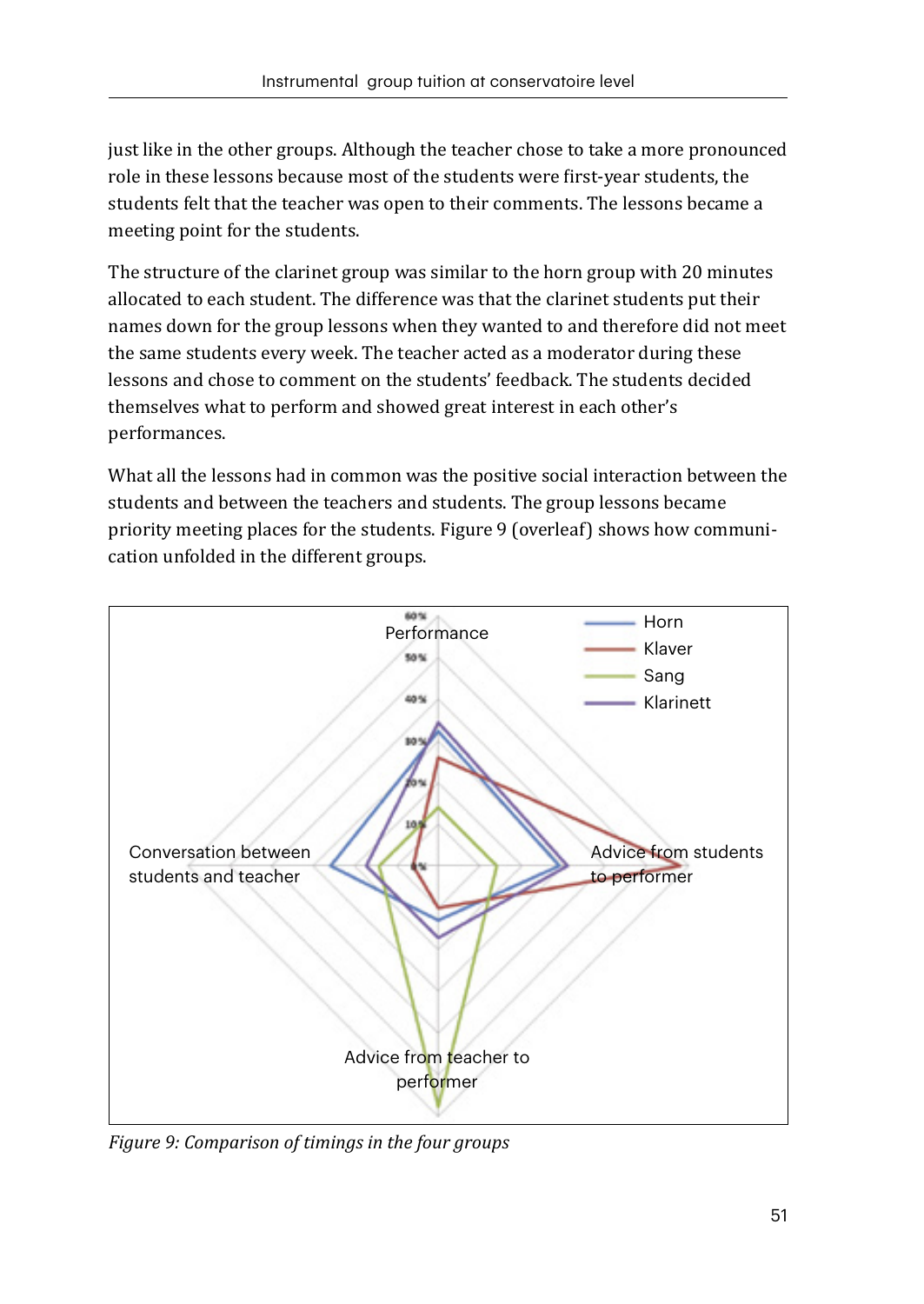just like in the other groups. Although the teacher chose to take a more pronounced role in these lessons because most of the students were first-year students, the students felt that the teacher was open to their comments. The lessons became a meeting point for the students.

The structure of the clarinet group was similar to the horn group with 20 minutes allocated to each student. The difference was that the clarinet students put their names down for the group lessons when they wanted to and therefore did not meet the same students every week. The teacher acted as a moderator during these lessons and chose to comment on the students' feedback. The students decided themselves what to perform and showed great interest in each other's performances.

What all the lessons had in common was the positive social interaction between the students and between the teachers and students. The group lessons became priority meeting places for the students. Figure 9 (overleaf) shows how communication unfolded in the different groups.

*Figure 9: Comparison of timings in the four groups*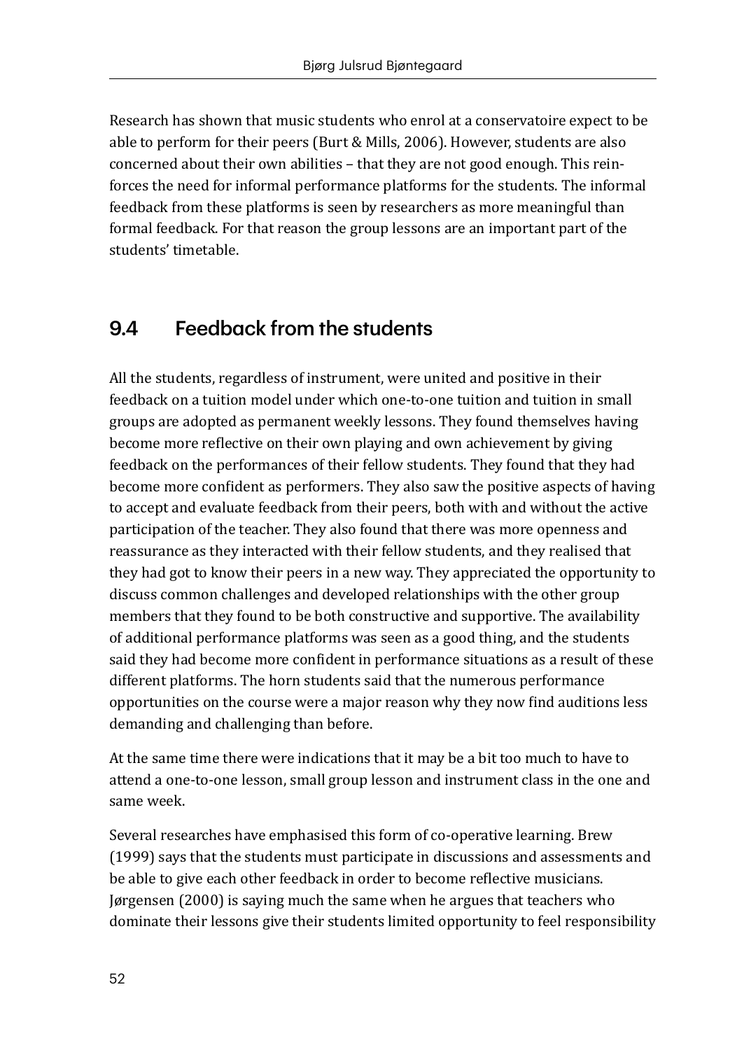Research has shown that music students who enrol at a conservatoire expect to be able to perform for their peers (Burt & Mills, 2006). However, students are also concerned about their own abilities – that they are not good enough. This reinforces the need for informal performance platforms for the students. The informal feedback from these platforms is seen by researchers as more meaningful than formal feedback. For that reason the group lessons are an important part of the students' timetable.

## 9.4 Feedback from the students

All the students, regardless of instrument, were united and positive in their feedback on a tuition model under which one-to-one tuition and tuition in small groups are adopted as permanent weekly lessons. They found themselves having become more reflective on their own playing and own achievement by giving feedback on the performances of their fellow students. They found that they had become more confident as performers. They also saw the positive aspects of having to accept and evaluate feedback from their peers, both with and without the active participation of the teacher. They also found that there was more openness and reassurance as they interacted with their fellow students, and they realised that they had got to know their peers in a new way. They appreciated the opportunity to discuss common challenges and developed relationships with the other group members that they found to be both constructive and supportive. The availability of additional performance platforms was seen as a good thing, and the students said they had become more confident in performance situations as a result of these different platforms. The horn students said that the numerous performance opportunities on the course were a major reason why they now find auditions less demanding and challenging than before.

At the same time there were indications that it may be a bit too much to have to attend a one-to-one lesson, small group lesson and instrument class in the one and same week.

Several researches have emphasised this form of co-operative learning. Brew (1999) says that the students must participate in discussions and assessments and be able to give each other feedback in order to become reflective musicians. Jørgensen (2000) is saying much the same when he argues that teachers who dominate their lessons give their students limited opportunity to feel responsibility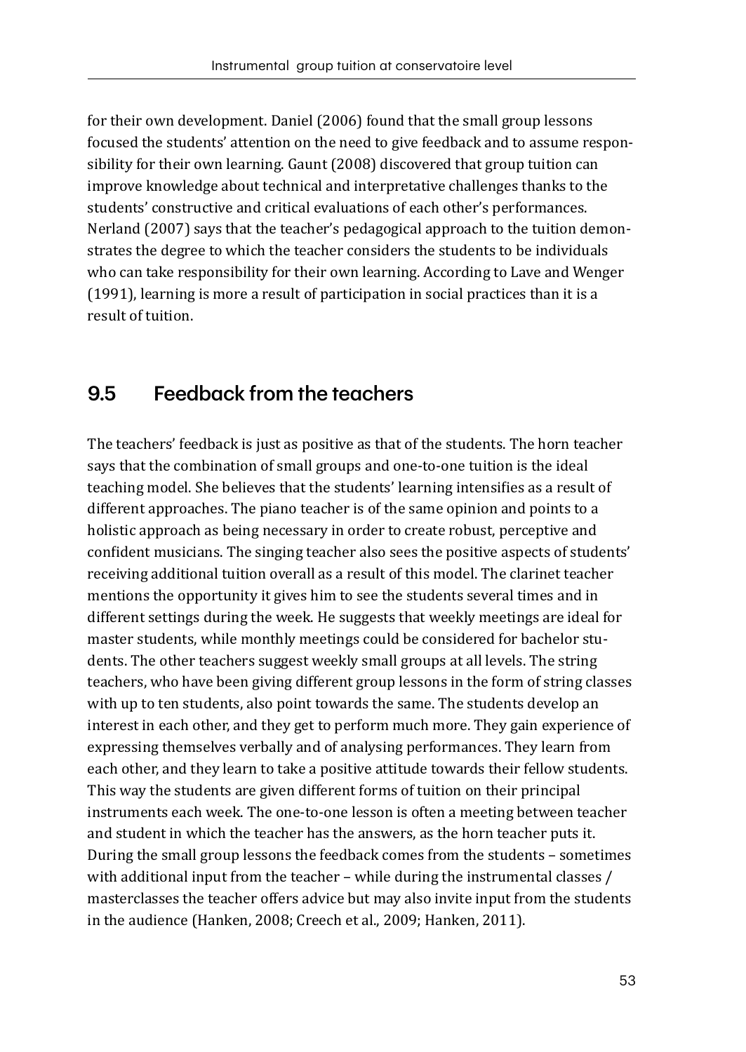for their own development. Daniel (2006) found that the small group lessons focused the students' attention on the need to give feedback and to assume responsibility for their own learning. Gaunt (2008) discovered that group tuition can improve knowledge about technical and interpretative challenges thanks to the students' constructive and critical evaluations of each other's performances. Nerland (2007) says that the teacher's pedagogical approach to the tuition demonstrates the degree to which the teacher considers the students to be individuals who can take responsibility for their own learning. According to Lave and Wenger (1991), learning is more a result of participation in social practices than it is a result of tuition.

## 9.5 Feedback from the teachers

The teachers' feedback is just as positive as that of the students. The horn teacher says that the combination of small groups and one-to-one tuition is the ideal teaching model. She believes that the students' learning intensifies as a result of different approaches. The piano teacher is of the same opinion and points to a holistic approach as being necessary in order to create robust, perceptive and confident musicians. The singing teacher also sees the positive aspects of students' receiving additional tuition overall as a result of this model. The clarinet teacher mentions the opportunity it gives him to see the students several times and in different settings during the week. He suggests that weekly meetings are ideal for master students, while monthly meetings could be considered for bachelor students. The other teachers suggest weekly small groups at all levels. The string teachers, who have been giving different group lessons in the form of string classes with up to ten students, also point towards the same. The students develop an interest in each other, and they get to perform much more. They gain experience of expressing themselves verbally and of analysing performances. They learn from each other, and they learn to take a positive attitude towards their fellow students. This way the students are given different forms of tuition on their principal instruments each week. The one-to-one lesson is often a meeting between teacher and student in which the teacher has the answers, as the horn teacher puts it. During the small group lessons the feedback comes from the students – sometimes with additional input from the teacher – while during the instrumental classes / masterclasses the teacher offers advice but may also invite input from the students in the audience (Hanken, 2008; Creech et al., 2009; Hanken, 2011).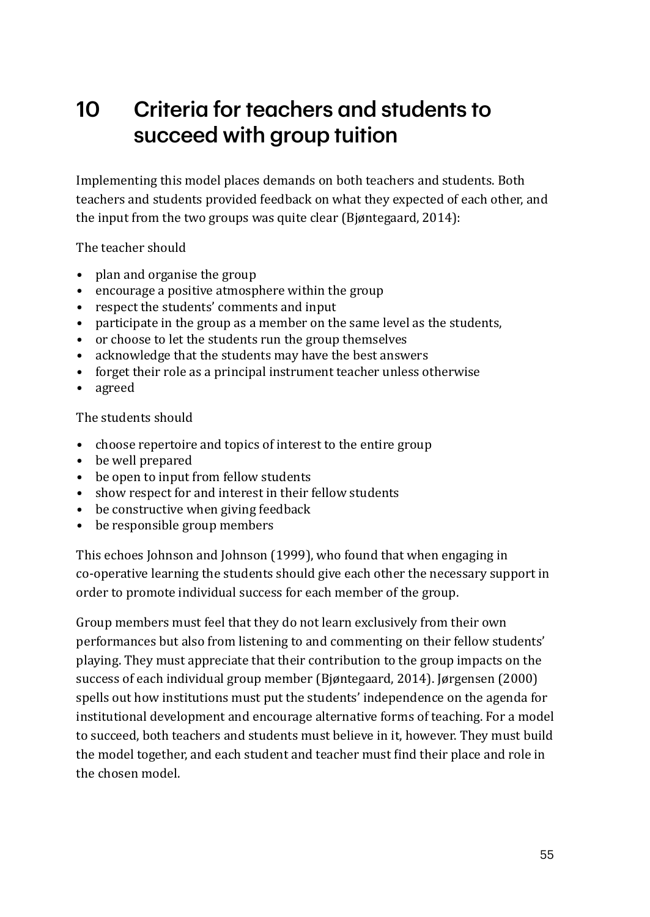# 10 Criteria for teachers and students to succeed with group tuition

Implementing this model places demands on both teachers and students. Both teachers and students provided feedback on what they expected of each other, and the input from the two groups was quite clear (Bjøntegaard, 2014):

The teacher should

- plan and organise the group
- encourage a positive atmosphere within the group
- respect the students' comments and input
- participate in the group as a member on the same level as the students,
- or choose to let the students run the group themselves
- acknowledge that the students may have the best answers
- forget their role as a principal instrument teacher unless otherwise
- agreed

The students should

- choose repertoire and topics of interest to the entire group
- be well prepared
- be open to input from fellow students
- show respect for and interest in their fellow students
- be constructive when giving feedback
- be responsible group members

This echoes Johnson and Johnson (1999), who found that when engaging in co-operative learning the students should give each other the necessary support in order to promote individual success for each member of the group.

Group members must feel that they do not learn exclusively from their own performances but also from listening to and commenting on their fellow students' playing. They must appreciate that their contribution to the group impacts on the success of each individual group member (Bjøntegaard, 2014). Jørgensen (2000) spells out how institutions must put the students' independence on the agenda for institutional development and encourage alternative forms of teaching. For a model to succeed, both teachers and students must believe in it, however. They must build the model together, and each student and teacher must find their place and role in the chosen model.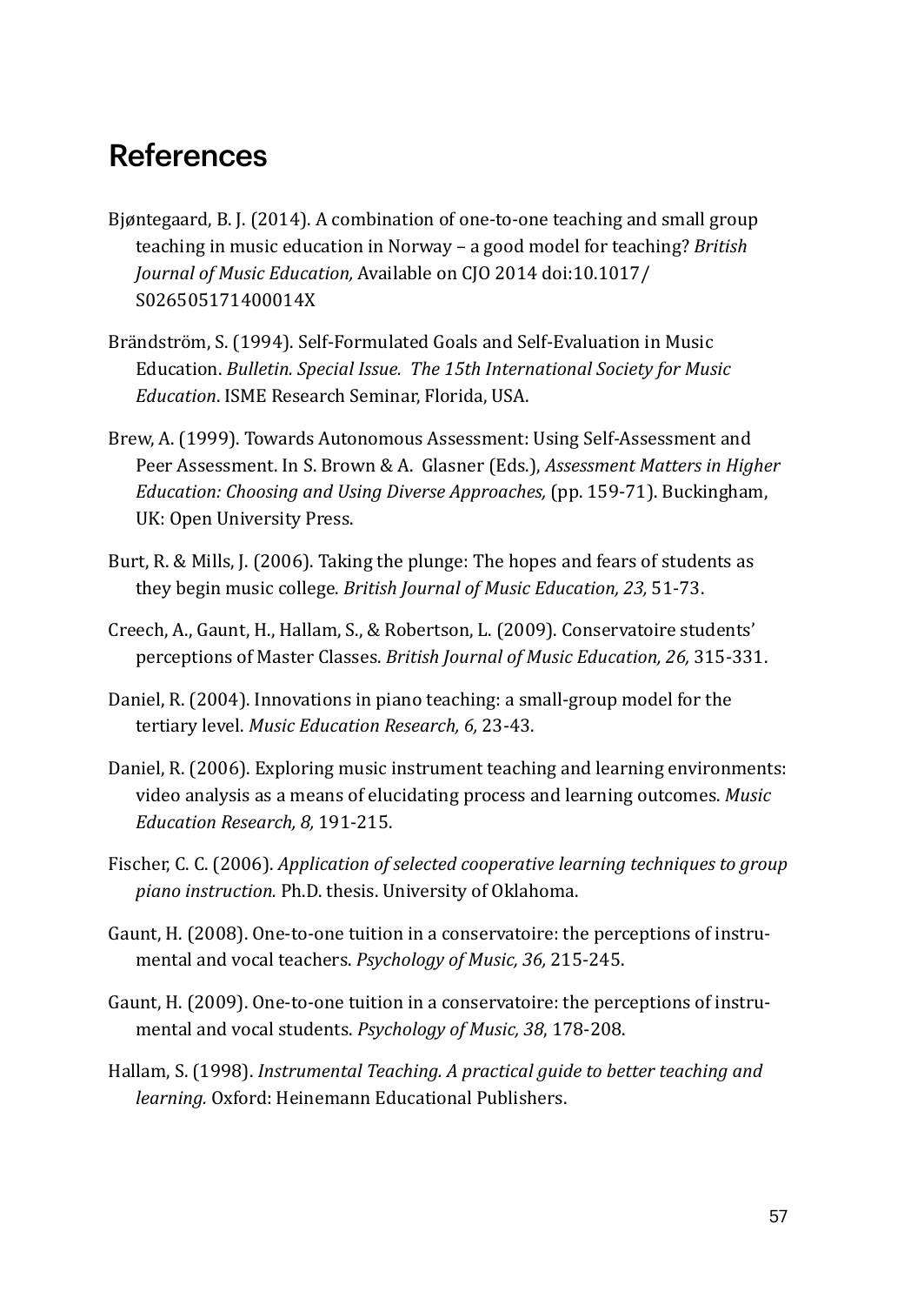# References

Bjøntegaard, B. J. (2014). A combination of one-to-one teaching and small group teaching in music education in Norway – a good model for teaching? *British Journal of Music Education,* Available on CJO 2014 doi:10.1017/S026505171400014X

Brändström, S. (1994). Self-Formulated Goals and Self-Evaluation in Music Education. *Bulletin. Special Issue. The 15th International Society for Music Education*. ISME Research Seminar, Florida, USA.

Brew, A. (1999). Towards Autonomous Assessment: Using Self-Assessment and Peer Assessment. In S. Brown & A. Glasner (Eds.), *Assessment Matters in Higher Education: Choosing and Using Diverse Approaches,* (pp. 159-71). Buckingham, UK: Open University Press.

Burt, R. & Mills, J. (2006). Taking the plunge: The hopes and fears of students as they begin music college. *British Journal of Music Education, 23,* 51-73.

Creech, A., Gaunt, H., Hallam, S., & Robertson, L. (2009). Conservatoire students' perceptions of Master Classes. *British Journal of Music Education, 26,* 315-331.

Daniel, R. (2004). Innovations in piano teaching: a small-group model for the tertiary level. *Music Education Research, 6,* 23-43.

Daniel, R. (2006). Exploring music instrument teaching and learning environments: video analysis as a means of elucidating process and learning outcomes. *Music Education Research, 8,* 191-215.

Fischer, C. C. (2006). *Application of selected cooperative learning techniques to group piano instruction.* Ph.D. thesis. University of Oklahoma.

Gaunt, H. (2008). One-to-one tuition in a conservatoire: the perceptions of instrumental and vocal teachers. *Psychology of Music, 36,* 215-245.

Gaunt, H. (2009). One-to-one tuition in a conservatoire: the perceptions of instrumental and vocal students. *Psychology of Music, 38*, 178-208.

Hallam, S. (1998). *Instrumental Teaching. A practical guide to better teaching and learning.* Oxford: Heinemann Educational Publishers.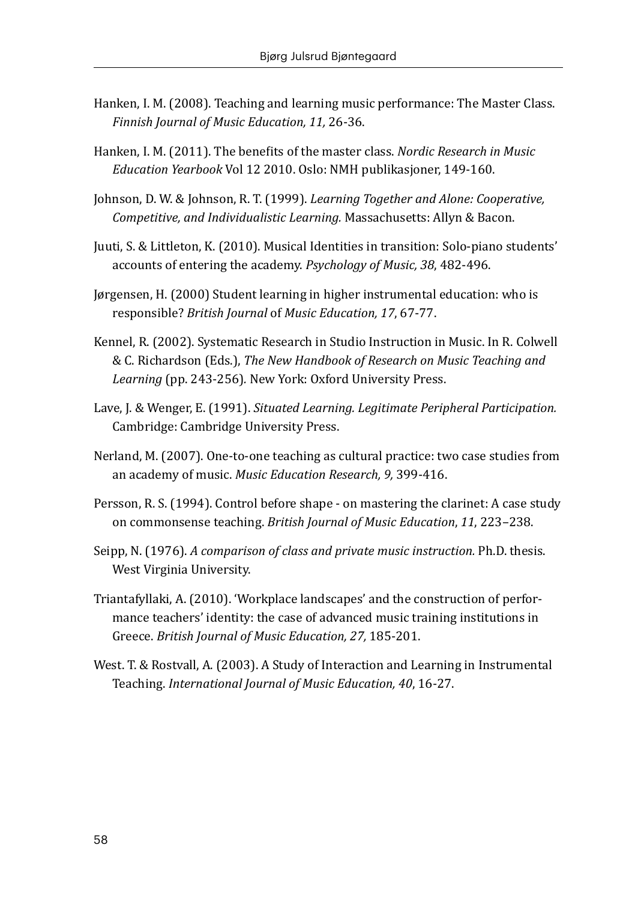Hanken, I. M. (2008). Teaching and learning music performance: The Master Class. *Finnish Journal of Music Education, 11,* 26-36.

Hanken, I. M. (2011). The benefits of the master class. *Nordic Research in Music Education Yearbook* Vol 12 2010. Oslo: NMH publikasjoner, 149-160.

Johnson, D. W. & Johnson, R. T. (1999). *Learning Together and Alone: Cooperative, Competitive, and Individualistic Learning.* Massachusetts: Allyn & Bacon.

Juuti, S. & Littleton, K. (2010). Musical Identities in transition: Solo-piano students' accounts of entering the academy. *Psychology of Music, 38*, 482-496.

Jørgensen, H. (2000) Student learning in higher instrumental education: who is responsible? *British Journal* of *Music Education, 17*, 67-77.

Kennel, R. (2002). Systematic Research in Studio Instruction in Music. In R. Colwell & C. Richardson (Eds.), *The New Handbook of Research on Music Teaching and Learning* (pp. 243-256)*.* New York: Oxford University Press.

Lave, J. & Wenger, E. (1991). *Situated Learning. Legitimate Peripheral Participation.* Cambridge: Cambridge University Press.

Nerland, M. (2007). One-to-one teaching as cultural practice: two case studies from an academy of music. *Music Education Research, 9,* 399-416.

Persson, R. S. (1994). Control before shape - on mastering the clarinet: A case study on commonsense teaching. *British Journal of Music Education*, *11*, 223–238.

Seipp, N. (1976). *A comparison of class and private music instruction.* Ph.D. thesis. West Virginia University.

Triantafyllaki, A. (2010). 'Workplace landscapes' and the construction of performance teachers' identity: the case of advanced music training institutions in Greece. *British Journal of Music Education, 27,* 185-201.

West. T. & Rostvall, A. (2003). A Study of Interaction and Learning in Instrumental Teaching. *International Journal of Music Education, 40*, 16-27.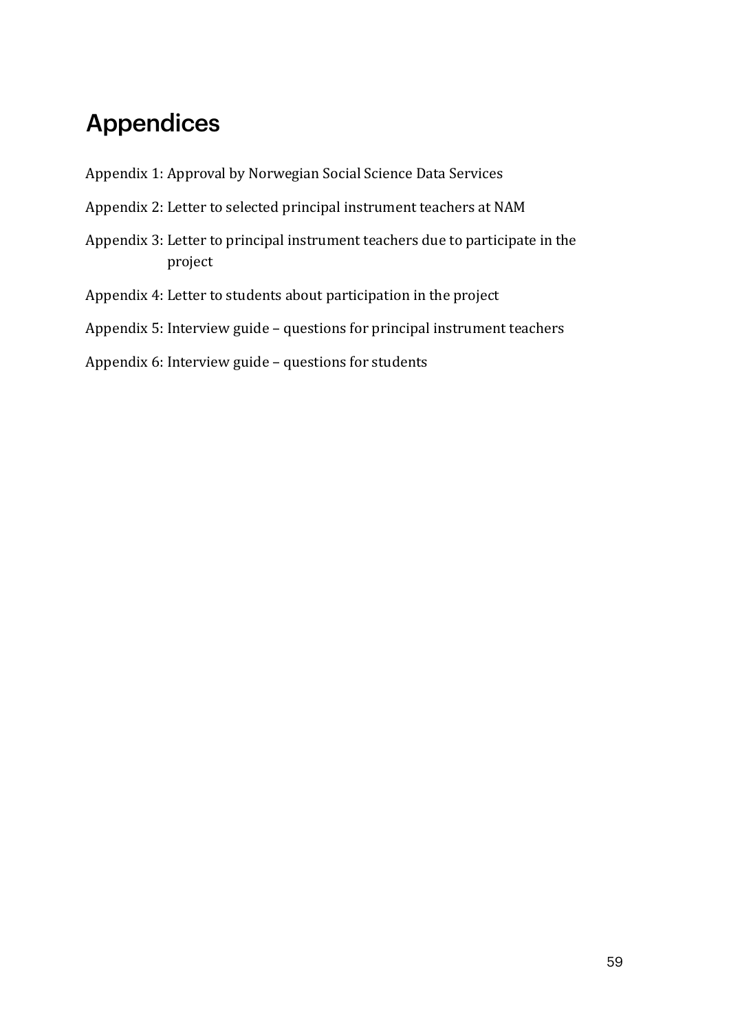# Appendices

Appendix 1: Approval by Norwegian Social Science Data Services

Appendix 2: Letter to selected principal instrument teachers at NAM

Appendix 3: Letter to principal instrument teachers due to participate in the project

Appendix 4: Letter to students about participation in the project

Appendix 5: Interview guide – questions for principal instrument teachers

Appendix 6: Interview guide – questions for students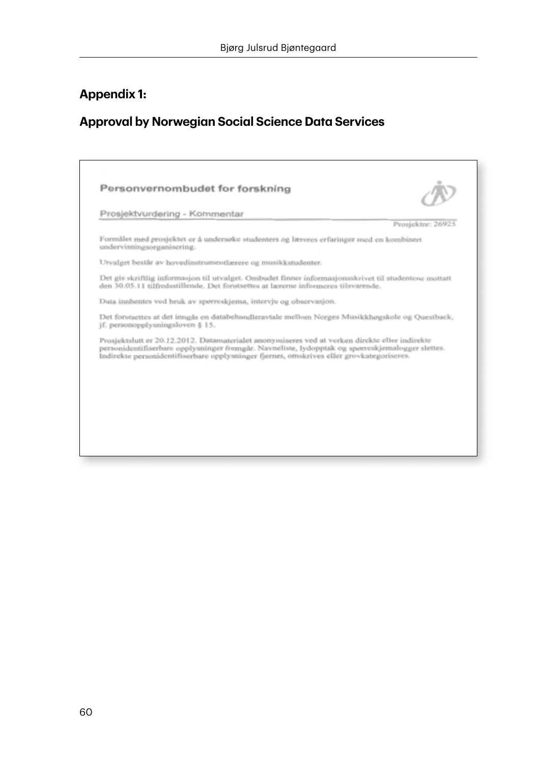## Appendix 1:

## Approval by Norwegian Social Science Data Services

**Personvernombudet for forskning**

Prosjektvurdering - Kommentar

Prosjektnr: 26925

Formålet med prosjektet er å undersøke studenters og læreres erfaringer med en kombinert undervisningsorganisering.

Utvalget består av hovedinstrumentlærere og musikkstudenter.

Det gis skriftlig informasjon til utvalget. Ombudet finner informasjonsskrivet til studentene mottatt den 30.05.11 tilfredsstillende. Det forutsettes at lærerne informeres tilsvarende.

Data innhentes ved bruk av spørreskjema, intervju og observasjon.

Det forutsettes at det inngås en databehandleravtale mellom Norges Musikkhøgskole og Questback, jf. personopplysningsloven § 15.

Prosjektslutt er 20.12.2012. Datamaterialet anonymiseres ved at verken direkte eller indirekte personidentifiserbare opplysninger fremgår. Navneliste, lydopptak og spørreskjemalogger slettes. Indirekte personidentifiserbare opplysninger fjernes, omskrives eller grovkategoriseres.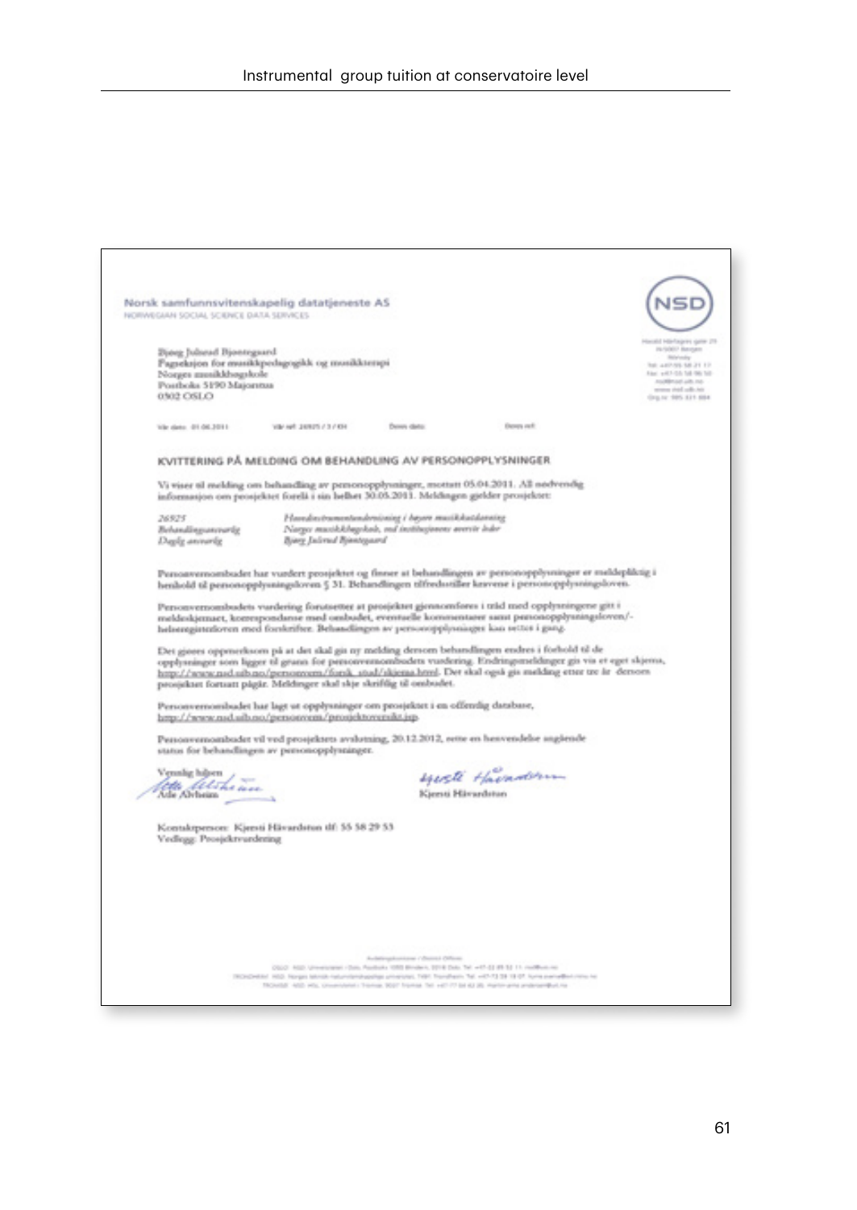**Norsk samfunnsvitenskapelig datatjeneste AS**
NORWEGIAN SOCIAL SCIENCE DATA SERVICES

**NSD**

Harald Hårfagres gate 29
N-5007 Bergen
Norway
Tel: +47-55 58 21 17
Fax: +47-55 58 96 50
nsd@nsd.uib.no
www.nsd.uib.no
Org.nr. 985 321 884

Bjørg Julsrud Bjøntegaard
Fagseksjon for musikkpedagogikk og musikkterapi
Norges musikkhøgskole
Postboks 5190 Majorstua
0302 OSLO

Vår dato: 01.06.2011  Vår ref: 26925 / 3 / KH  Deres dato:  Deres ref:

**KVITTERING PÅ MELDING OM BEHANDLING AV PERSONOPPLYSNINGER**

Vi viser til melding om behandling av personopplysninger, mottatt 05.04.2011. All nødvendig informasjon om prosjektet forelå i sin helhet 30.05.2011. Meldingen gjelder prosjektet:

| | |
|---|---|
| *26925* | *Hovedinstrumentundervisning i høyere musikkutdanning* |
| *Behandlingsansvarlig* | *Norges musikkhøgskole, ved institusjonens øverste leder* |
| *Daglig ansvarlig* | *Bjørg Julsrud Bjøntegaard* |

Personvernombudet har vurdert prosjektet og finner at behandlingen av personopplysninger er meldepliktig i henhold til personopplysningsloven § 31. Behandlingen tilfredsstiller kravene i personopplysningsloven.

Personvernombudets vurdering forutsetter at prosjektet gjennomføres i tråd med opplysningene gitt i meldeskjemaet, korrespondanse med ombudet, eventuelle kommentarer samt personopplysningsloven/-helseregisterloven med forskrifter. Behandlingen av personopplysninger kan settes i gang.

Det gjøres oppmerksom på at det skal gis ny melding dersom behandlingen endres i forhold til de opplysninger som ligger til grunn for personvernombudets vurdering. Endringsmeldinger gis via et eget skjema, http://www.nsd.uib.no/personvern/forsk_stud/skjema.html. Det skal også gis melding etter tre år dersom prosjektet fortsatt pågår. Meldinger skal skje skriftlig til ombudet.

Personvernombudet har lagt ut opplysninger om prosjektet i en offentlig database, http://www.nsd.uib.no/personvern/prosjektoversikt.jsp.

Personvernombudet vil ved prosjektets avslutning, 20.12.2012, rette en henvendelse angående status for behandlingen av personopplysninger.

Vennlig hilsen

Atle Alvheim    Kjersti Håvardstun

Kontaktperson: Kjersti Håvardstun tlf: 55 58 29 53
Vedlegg: Prosjektvurdering

Avdelingskontorer / District Offices:
OSLO: NSD. Universitetet i Oslo, Postboks 1055 Blindern, 0316 Oslo. Tel: +47-22 85 52 11. nsd@uio.no
TRONDHEIM: NSD. Norges teknisk-naturvitenskapelige universitet, 7491 Trondheim. Tel: +47-73 59 19 07. kyrre.svarva@svt.ntnu.no
TROMSØ: NSD. HSL, Universitetet i Tromsø, 9037 Tromsø. Tel: +47-77 64 43 36. martin-arne.andersen@uit.no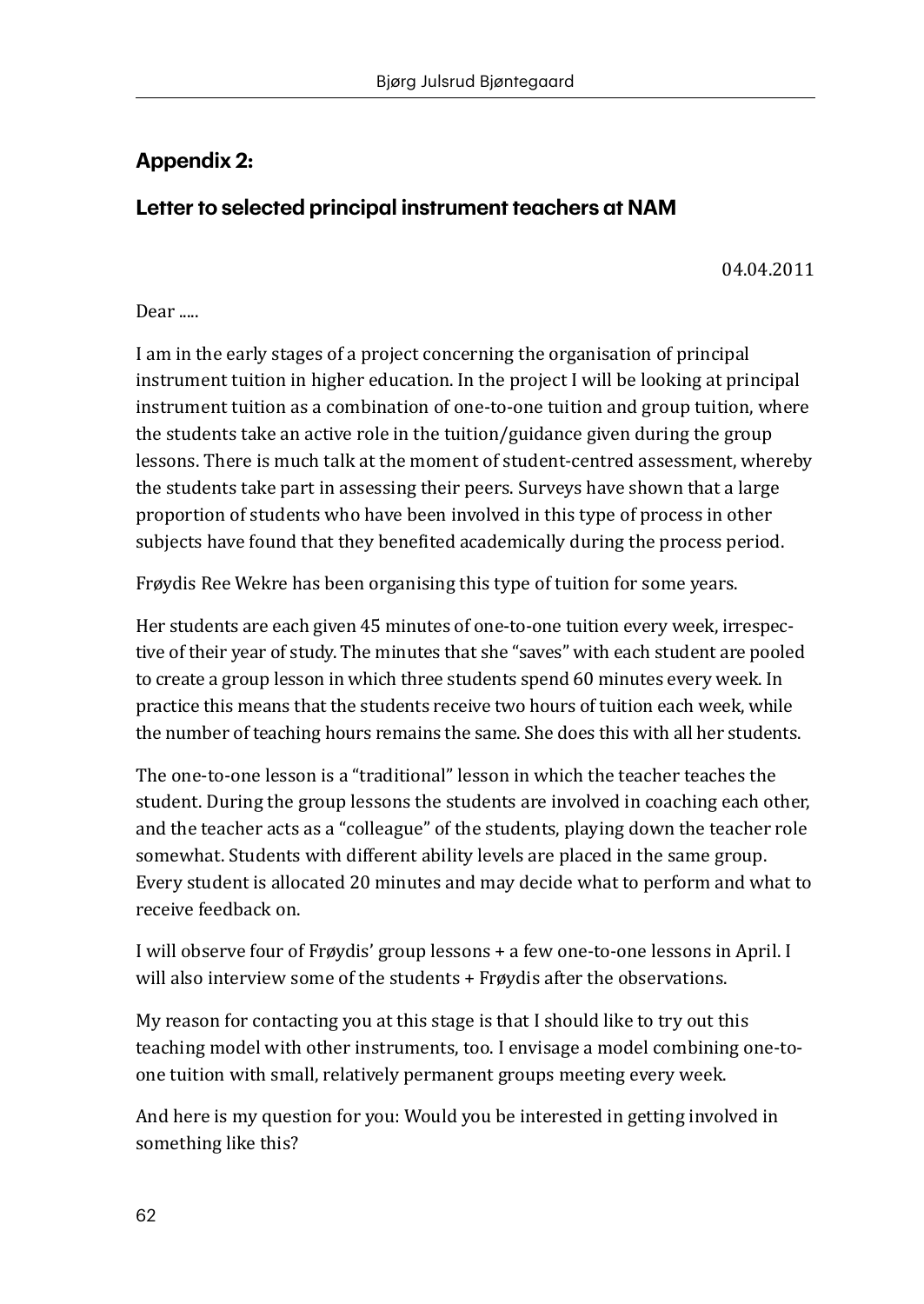## Appendix 2:

### Letter to selected principal instrument teachers at NAM

04.04.2011

Dear .....

I am in the early stages of a project concerning the organisation of principal instrument tuition in higher education. In the project I will be looking at principal instrument tuition as a combination of one-to-one tuition and group tuition, where the students take an active role in the tuition/guidance given during the group lessons. There is much talk at the moment of student-centred assessment, whereby the students take part in assessing their peers. Surveys have shown that a large proportion of students who have been involved in this type of process in other subjects have found that they benefited academically during the process period.

Frøydis Ree Wekre has been organising this type of tuition for some years.

Her students are each given 45 minutes of one-to-one tuition every week, irrespective of their year of study. The minutes that she "saves" with each student are pooled to create a group lesson in which three students spend 60 minutes every week. In practice this means that the students receive two hours of tuition each week, while the number of teaching hours remains the same. She does this with all her students.

The one-to-one lesson is a "traditional" lesson in which the teacher teaches the student. During the group lessons the students are involved in coaching each other, and the teacher acts as a "colleague" of the students, playing down the teacher role somewhat. Students with different ability levels are placed in the same group. Every student is allocated 20 minutes and may decide what to perform and what to receive feedback on.

I will observe four of Frøydis' group lessons + a few one-to-one lessons in April. I will also interview some of the students + Frøydis after the observations.

My reason for contacting you at this stage is that I should like to try out this teaching model with other instruments, too. I envisage a model combining one-to-one tuition with small, relatively permanent groups meeting every week.

And here is my question for you: Would you be interested in getting involved in something like this?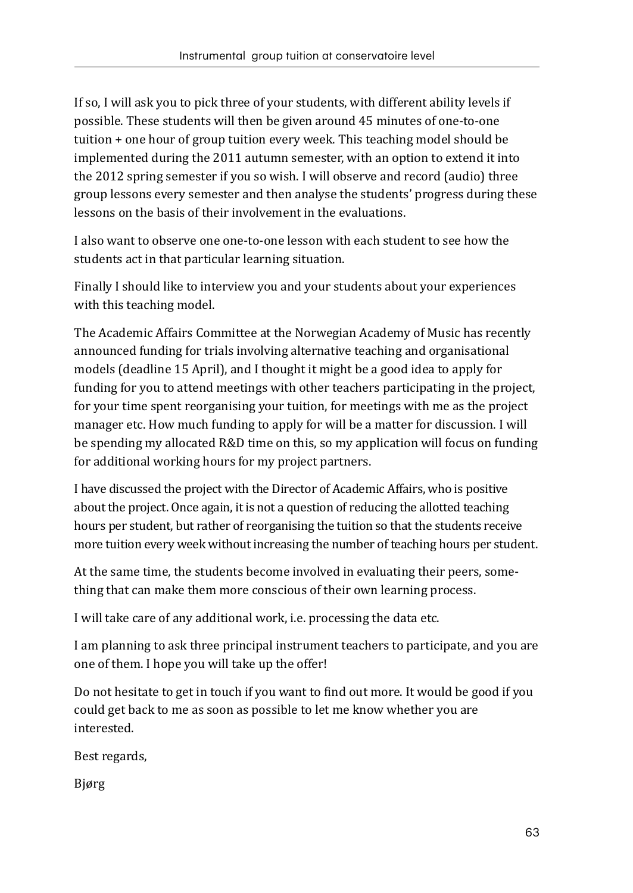If so, I will ask you to pick three of your students, with different ability levels if possible. These students will then be given around 45 minutes of one-to-one tuition + one hour of group tuition every week. This teaching model should be implemented during the 2011 autumn semester, with an option to extend it into the 2012 spring semester if you so wish. I will observe and record (audio) three group lessons every semester and then analyse the students' progress during these lessons on the basis of their involvement in the evaluations.

I also want to observe one one-to-one lesson with each student to see how the students act in that particular learning situation.

Finally I should like to interview you and your students about your experiences with this teaching model.

The Academic Affairs Committee at the Norwegian Academy of Music has recently announced funding for trials involving alternative teaching and organisational models (deadline 15 April), and I thought it might be a good idea to apply for funding for you to attend meetings with other teachers participating in the project, for your time spent reorganising your tuition, for meetings with me as the project manager etc. How much funding to apply for will be a matter for discussion. I will be spending my allocated R&D time on this, so my application will focus on funding for additional working hours for my project partners.

I have discussed the project with the Director of Academic Affairs, who is positive about the project. Once again, it is not a question of reducing the allotted teaching hours per student, but rather of reorganising the tuition so that the students receive more tuition every week without increasing the number of teaching hours per student.

At the same time, the students become involved in evaluating their peers, something that can make them more conscious of their own learning process.

I will take care of any additional work, i.e. processing the data etc.

I am planning to ask three principal instrument teachers to participate, and you are one of them. I hope you will take up the offer!

Do not hesitate to get in touch if you want to find out more. It would be good if you could get back to me as soon as possible to let me know whether you are interested.

Best regards,

Bjørg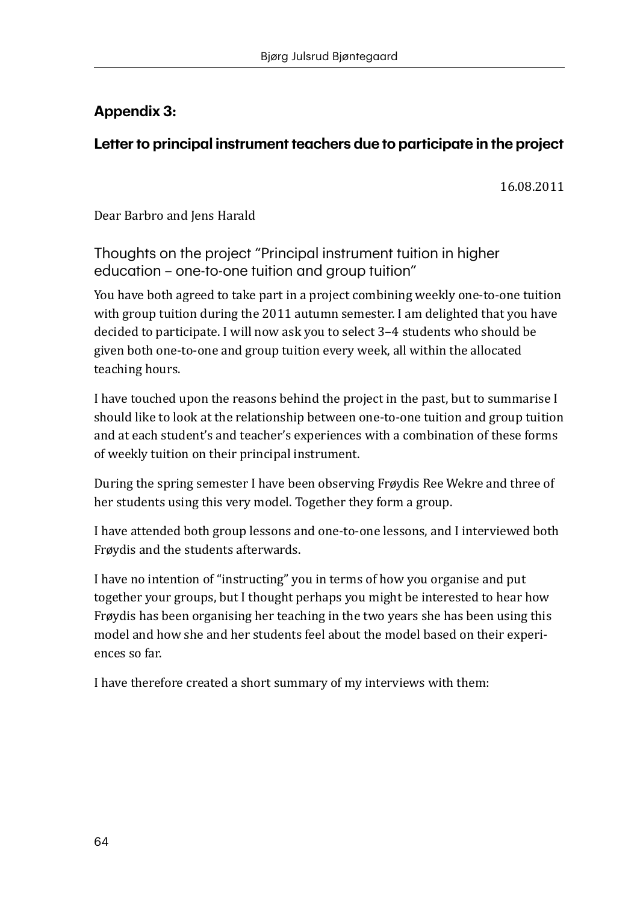## Appendix 3:

### Letter to principal instrument teachers due to participate in the project

16.08.2011

Dear Barbro and Jens Harald

#### Thoughts on the project "Principal instrument tuition in higher education – one-to-one tuition and group tuition"

You have both agreed to take part in a project combining weekly one-to-one tuition with group tuition during the 2011 autumn semester. I am delighted that you have decided to participate. I will now ask you to select 3–4 students who should be given both one-to-one and group tuition every week, all within the allocated teaching hours.

I have touched upon the reasons behind the project in the past, but to summarise I should like to look at the relationship between one-to-one tuition and group tuition and at each student's and teacher's experiences with a combination of these forms of weekly tuition on their principal instrument.

During the spring semester I have been observing Frøydis Ree Wekre and three of her students using this very model. Together they form a group.

I have attended both group lessons and one-to-one lessons, and I interviewed both Frøydis and the students afterwards.

I have no intention of "instructing" you in terms of how you organise and put together your groups, but I thought perhaps you might be interested to hear how Frøydis has been organising her teaching in the two years she has been using this model and how she and her students feel about the model based on their experiences so far.

I have therefore created a short summary of my interviews with them: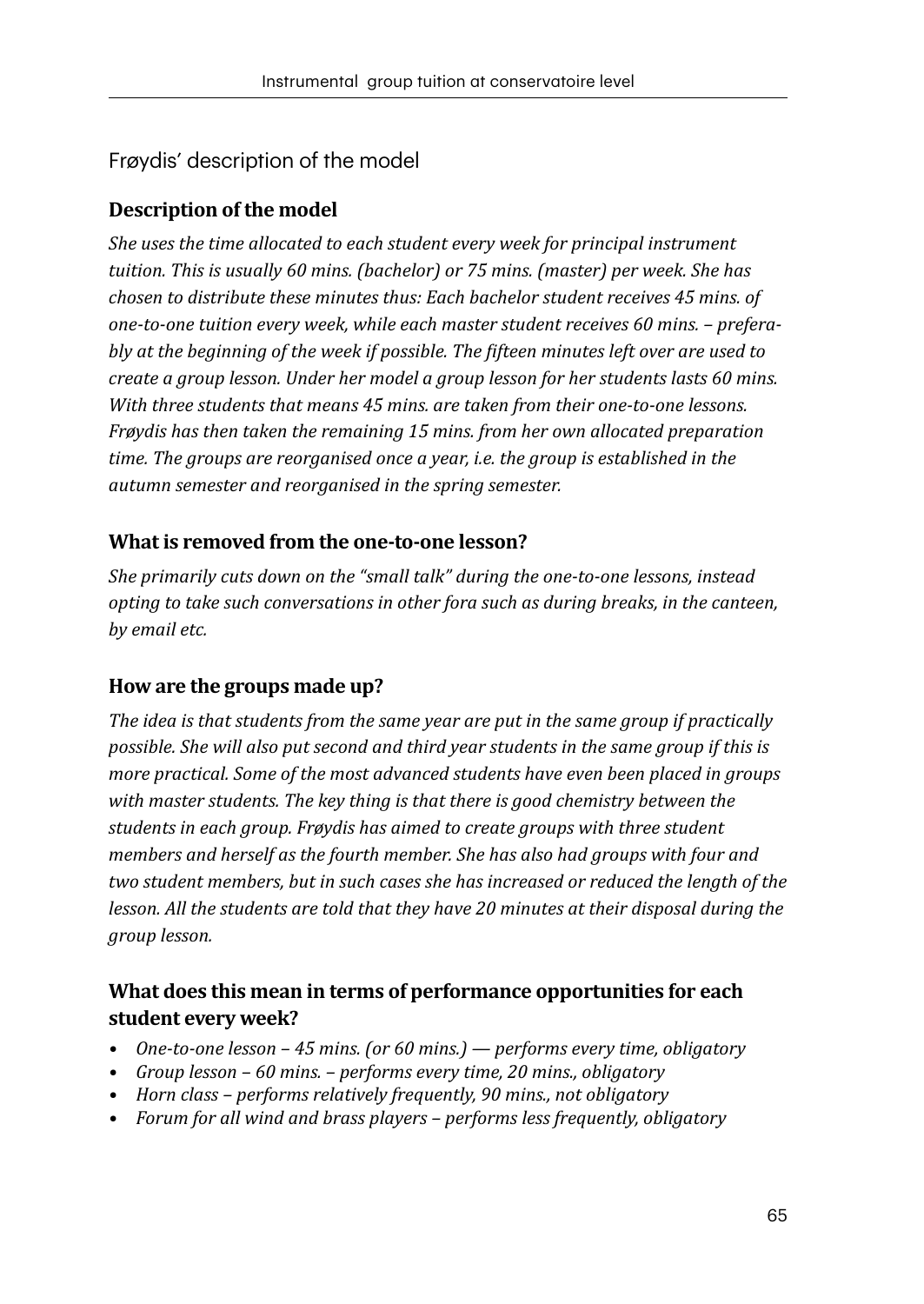## Frøydis' description of the model

### Description of the model

*She uses the time allocated to each student every week for principal instrument tuition. This is usually 60 mins. (bachelor) or 75 mins. (master) per week. She has chosen to distribute these minutes thus: Each bachelor student receives 45 mins. of one-to-one tuition every week, while each master student receives 60 mins. – preferably at the beginning of the week if possible. The fifteen minutes left over are used to create a group lesson. Under her model a group lesson for her students lasts 60 mins. With three students that means 45 mins. are taken from their one-to-one lessons. Frøydis has then taken the remaining 15 mins. from her own allocated preparation time. The groups are reorganised once a year, i.e. the group is established in the autumn semester and reorganised in the spring semester.*

### What is removed from the one-to-one lesson?

*She primarily cuts down on the "small talk" during the one-to-one lessons, instead opting to take such conversations in other fora such as during breaks, in the canteen, by email etc.*

### How are the groups made up?

*The idea is that students from the same year are put in the same group if practically possible. She will also put second and third year students in the same group if this is more practical. Some of the most advanced students have even been placed in groups with master students. The key thing is that there is good chemistry between the students in each group. Frøydis has aimed to create groups with three student members and herself as the fourth member. She has also had groups with four and two student members, but in such cases she has increased or reduced the length of the lesson. All the students are told that they have 20 minutes at their disposal during the group lesson.*

### What does this mean in terms of performance opportunities for each student every week?

- *One-to-one lesson – 45 mins. (or 60 mins.) — performs every time, obligatory*
- *Group lesson – 60 mins. – performs every time, 20 mins., obligatory*
- *Horn class – performs relatively frequently, 90 mins., not obligatory*
- *Forum for all wind and brass players – performs less frequently, obligatory*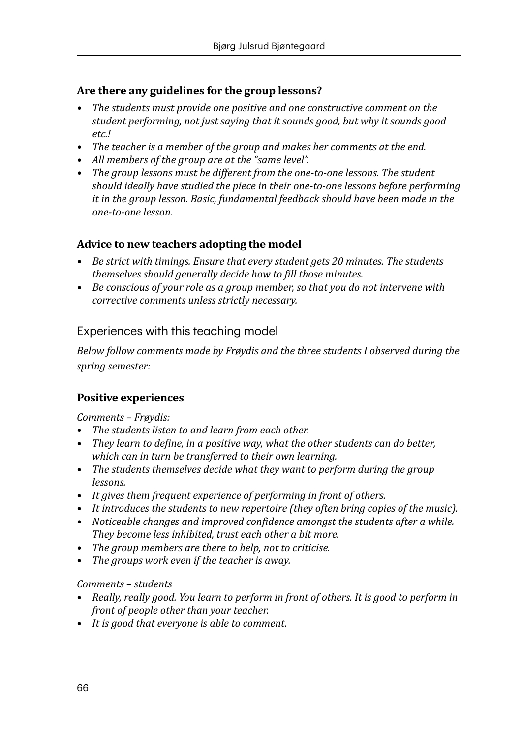### Are there any guidelines for the group lessons?

- *The students must provide one positive and one constructive comment on the student performing, not just saying that it sounds good, but why it sounds good etc.!*
- *The teacher is a member of the group and makes her comments at the end.*
- *All members of the group are at the "same level".*
- *The group lessons must be different from the one-to-one lessons. The student should ideally have studied the piece in their one-to-one lessons before performing it in the group lesson. Basic, fundamental feedback should have been made in the one-to-one lesson.*

### Advice to new teachers adopting the model

- *Be strict with timings. Ensure that every student gets 20 minutes. The students themselves should generally decide how to fill those minutes.*
- *Be conscious of your role as a group member, so that you do not intervene with corrective comments unless strictly necessary.*

## Experiences with this teaching model

*Below follow comments made by Frøydis and the three students I observed during the spring semester:*

### Positive experiences

*Comments – Frøydis:*

- *The students listen to and learn from each other.*
- *They learn to define, in a positive way, what the other students can do better, which can in turn be transferred to their own learning.*
- *The students themselves decide what they want to perform during the group lessons.*
- *It gives them frequent experience of performing in front of others.*
- *It introduces the students to new repertoire (they often bring copies of the music).*
- *Noticeable changes and improved confidence amongst the students after a while. They become less inhibited, trust each other a bit more.*
- *The group members are there to help, not to criticise.*
- *The groups work even if the teacher is away.*

*Comments – students*

- *Really, really good. You learn to perform in front of others. It is good to perform in front of people other than your teacher.*
- *It is good that everyone is able to comment.*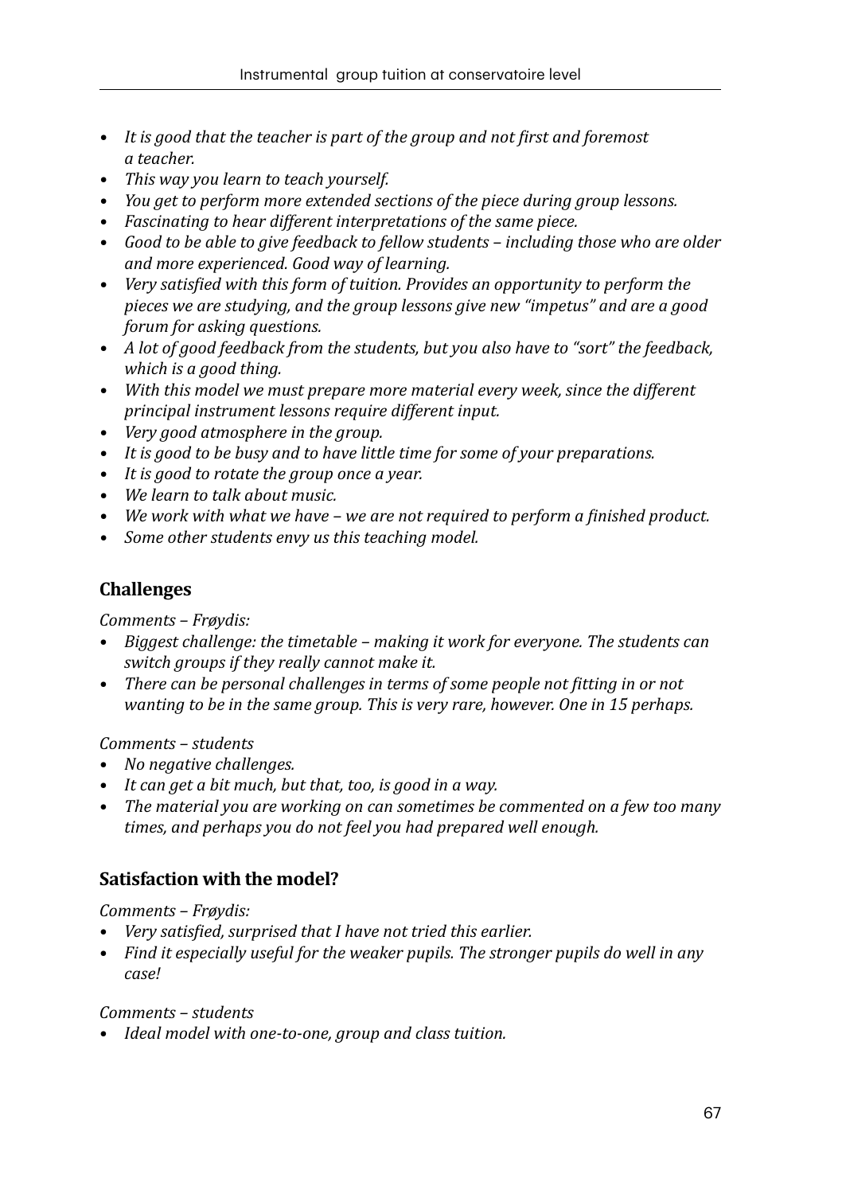- *It is good that the teacher is part of the group and not first and foremost a teacher.*
- *This way you learn to teach yourself.*
- *You get to perform more extended sections of the piece during group lessons.*
- *Fascinating to hear different interpretations of the same piece.*
- *Good to be able to give feedback to fellow students – including those who are older and more experienced. Good way of learning.*
- *Very satisfied with this form of tuition. Provides an opportunity to perform the pieces we are studying, and the group lessons give new "impetus" and are a good forum for asking questions.*
- *A lot of good feedback from the students, but you also have to "sort" the feedback, which is a good thing.*
- *With this model we must prepare more material every week, since the different principal instrument lessons require different input.*
- *Very good atmosphere in the group.*
- *It is good to be busy and to have little time for some of your preparations.*
- *It is good to rotate the group once a year.*
- *We learn to talk about music.*
- *We work with what we have – we are not required to perform a finished product.*
- *Some other students envy us this teaching model.*

## Challenges

*Comments – Frøydis:*

- *Biggest challenge: the timetable – making it work for everyone. The students can switch groups if they really cannot make it.*
- *There can be personal challenges in terms of some people not fitting in or not wanting to be in the same group. This is very rare, however. One in 15 perhaps.*

*Comments – students*

- *No negative challenges.*
- *It can get a bit much, but that, too, is good in a way.*
- *The material you are working on can sometimes be commented on a few too many times, and perhaps you do not feel you had prepared well enough.*

## Satisfaction with the model?

*Comments – Frøydis:*

- *Very satisfied, surprised that I have not tried this earlier.*
- *Find it especially useful for the weaker pupils. The stronger pupils do well in any case!*

*Comments – students*

- *Ideal model with one-to-one, group and class tuition.*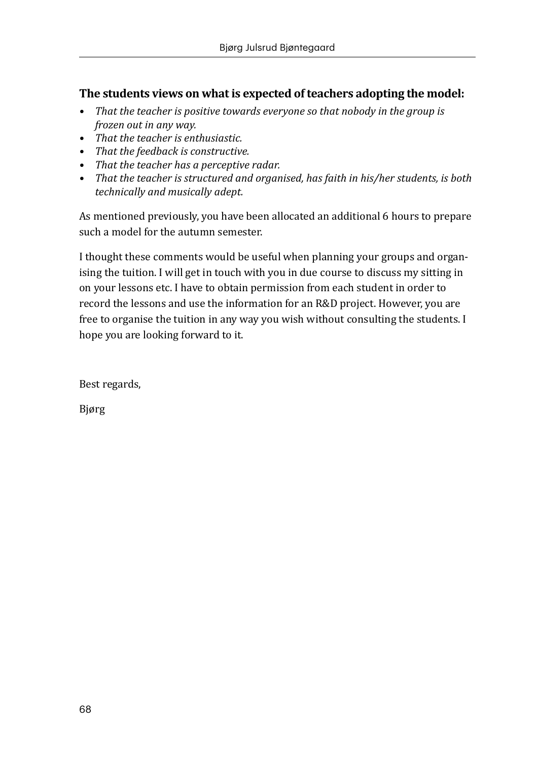**The students views on what is expected of teachers adopting the model:**

- *That the teacher is positive towards everyone so that nobody in the group is frozen out in any way.*
- *That the teacher is enthusiastic.*
- *That the feedback is constructive.*
- *That the teacher has a perceptive radar.*
- *That the teacher is structured and organised, has faith in his/her students, is both technically and musically adept.*

As mentioned previously, you have been allocated an additional 6 hours to prepare such a model for the autumn semester.

I thought these comments would be useful when planning your groups and organising the tuition. I will get in touch with you in due course to discuss my sitting in on your lessons etc. I have to obtain permission from each student in order to record the lessons and use the information for an R&D project. However, you are free to organise the tuition in any way you wish without consulting the students. I hope you are looking forward to it.

Best regards,

Bjørg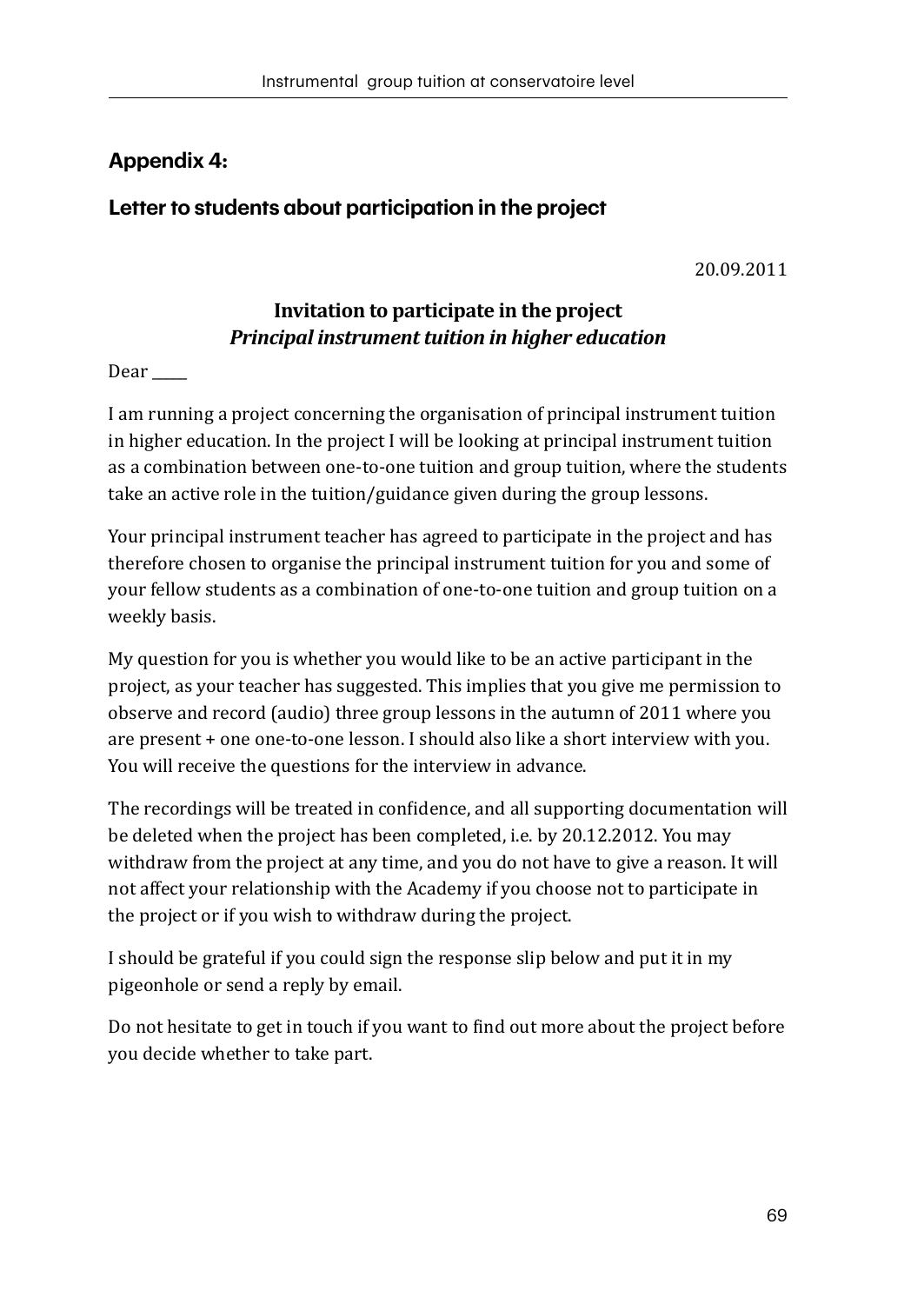## Appendix 4:

### Letter to students about participation in the project

20.09.2011

**Invitation to participate in the project**
***Principal instrument tuition in higher education***

Dear _____

I am running a project concerning the organisation of principal instrument tuition in higher education. In the project I will be looking at principal instrument tuition as a combination between one-to-one tuition and group tuition, where the students take an active role in the tuition/guidance given during the group lessons.

Your principal instrument teacher has agreed to participate in the project and has therefore chosen to organise the principal instrument tuition for you and some of your fellow students as a combination of one-to-one tuition and group tuition on a weekly basis.

My question for you is whether you would like to be an active participant in the project, as your teacher has suggested. This implies that you give me permission to observe and record (audio) three group lessons in the autumn of 2011 where you are present + one one-to-one lesson. I should also like a short interview with you. You will receive the questions for the interview in advance.

The recordings will be treated in confidence, and all supporting documentation will be deleted when the project has been completed, i.e. by 20.12.2012. You may withdraw from the project at any time, and you do not have to give a reason. It will not affect your relationship with the Academy if you choose not to participate in the project or if you wish to withdraw during the project.

I should be grateful if you could sign the response slip below and put it in my pigeonhole or send a reply by email.

Do not hesitate to get in touch if you want to find out more about the project before you decide whether to take part.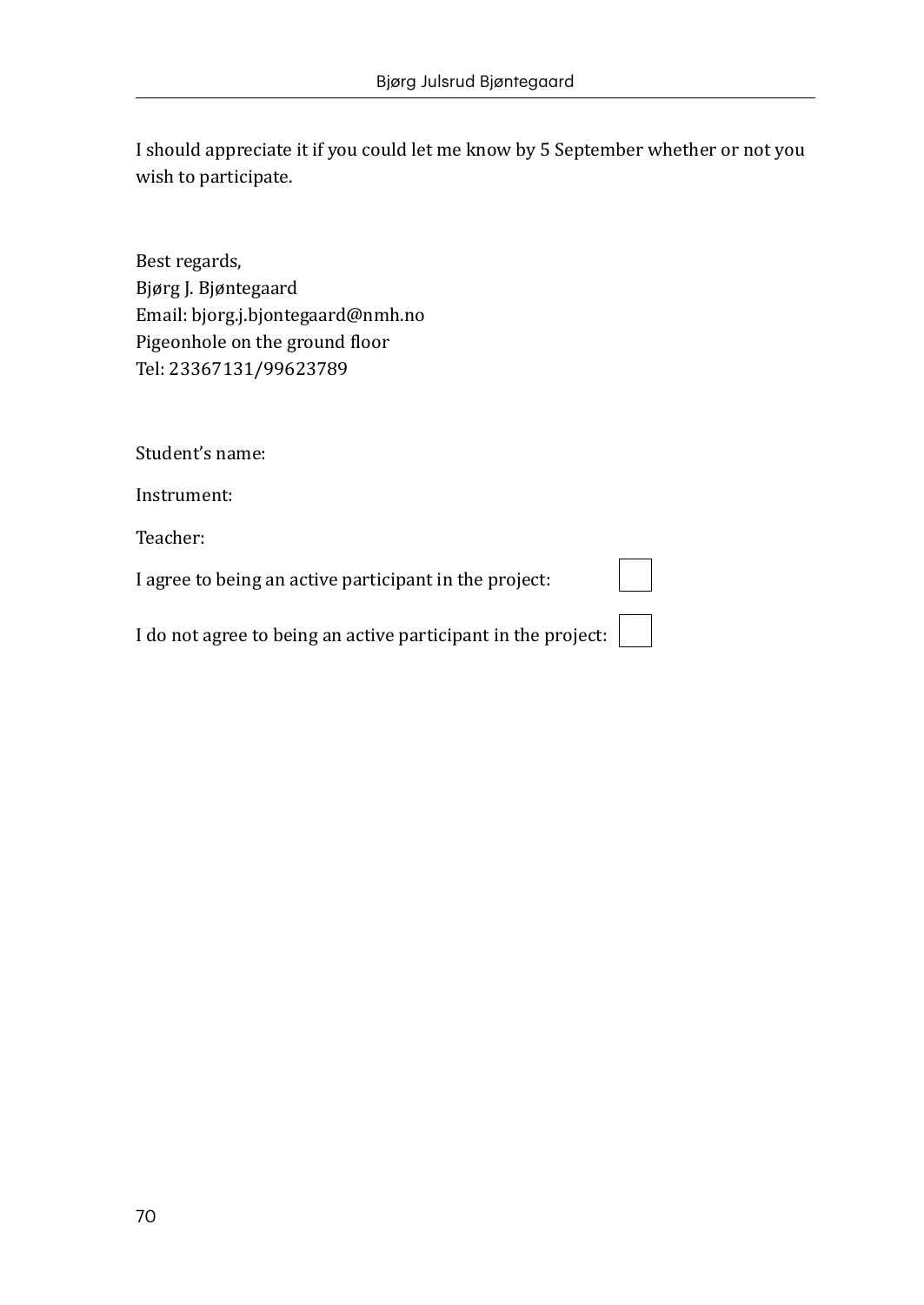I should appreciate it if you could let me know by 5 September whether or not you wish to participate.

Best regards,  
Bjørg J. Bjøntegaard  
Email: bjorg.j.bjontegaard@nmh.no  
Pigeonhole on the ground floor  
Tel: 23367131/99623789

Student's name:

Instrument:

Teacher:

I agree to being an active participant in the project: ☐

I do not agree to being an active participant in the project: ☐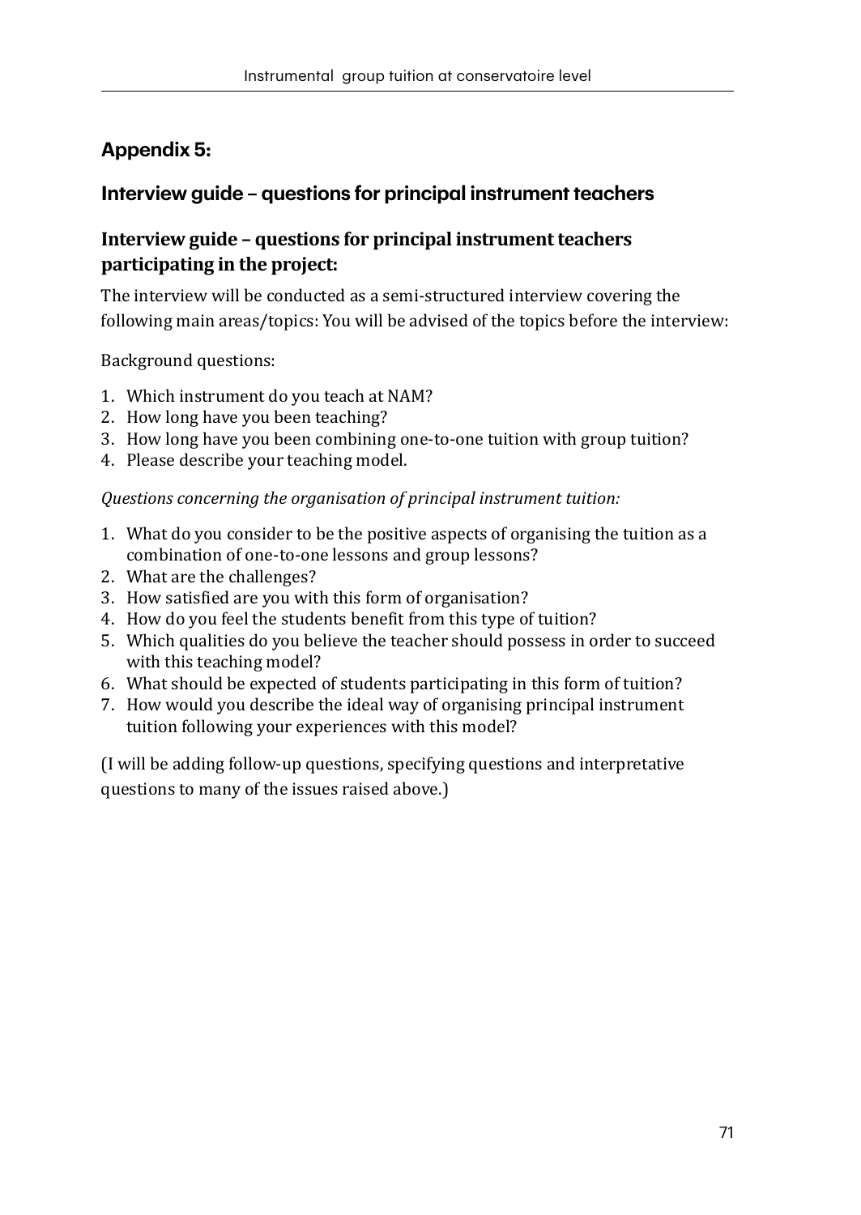## Appendix 5:

### Interview guide – questions for principal instrument teachers

#### Interview guide – questions for principal instrument teachers participating in the project:

The interview will be conducted as a semi-structured interview covering the following main areas/topics: You will be advised of the topics before the interview:

Background questions:

1. Which instrument do you teach at NAM?
2. How long have you been teaching?
3. How long have you been combining one-to-one tuition with group tuition?
4. Please describe your teaching model.

*Questions concerning the organisation of principal instrument tuition:*

1. What do you consider to be the positive aspects of organising the tuition as a combination of one-to-one lessons and group lessons?
2. What are the challenges?
3. How satisfied are you with this form of organisation?
4. How do you feel the students benefit from this type of tuition?
5. Which qualities do you believe the teacher should possess in order to succeed with this teaching model?
6. What should be expected of students participating in this form of tuition?
7. How would you describe the ideal way of organising principal instrument tuition following your experiences with this model?

(I will be adding follow-up questions, specifying questions and interpretative questions to many of the issues raised above.)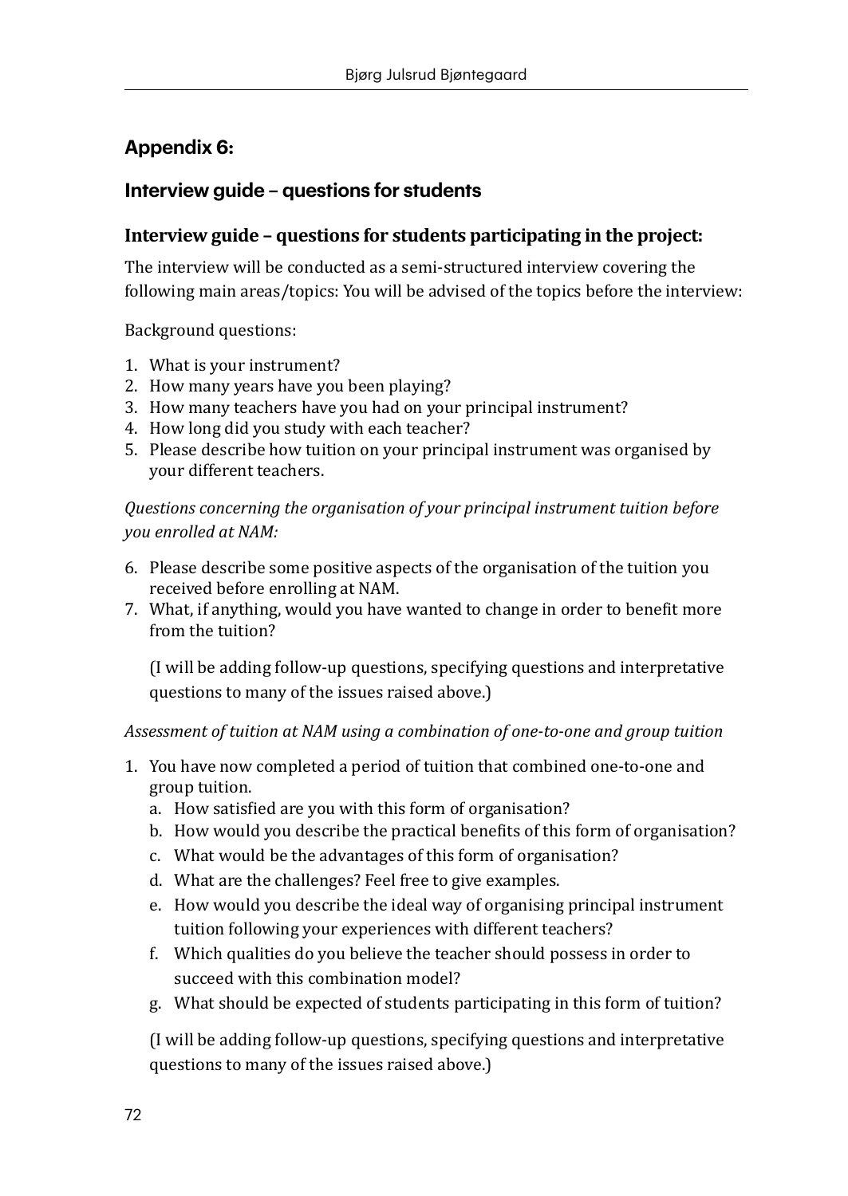## Appendix 6:

## Interview guide – questions for students

### Interview guide – questions for students participating in the project:

The interview will be conducted as a semi-structured interview covering the following main areas/topics: You will be advised of the topics before the interview:

Background questions:

1. What is your instrument?
2. How many years have you been playing?
3. How many teachers have you had on your principal instrument?
4. How long did you study with each teacher?
5. Please describe how tuition on your principal instrument was organised by your different teachers.

*Questions concerning the organisation of your principal instrument tuition before you enrolled at NAM:*

6. Please describe some positive aspects of the organisation of the tuition you received before enrolling at NAM.
7. What, if anything, would you have wanted to change in order to benefit more from the tuition?

   (I will be adding follow-up questions, specifying questions and interpretative questions to many of the issues raised above.)

*Assessment of tuition at NAM using a combination of one-to-one and group tuition*

1. You have now completed a period of tuition that combined one-to-one and group tuition.
   a. How satisfied are you with this form of organisation?
   b. How would you describe the practical benefits of this form of organisation?
   c. What would be the advantages of this form of organisation?
   d. What are the challenges? Feel free to give examples.
   e. How would you describe the ideal way of organising principal instrument tuition following your experiences with different teachers?
   f. Which qualities do you believe the teacher should possess in order to succeed with this combination model?
   g. What should be expected of students participating in this form of tuition?

   (I will be adding follow-up questions, specifying questions and interpretative questions to many of the issues raised above.)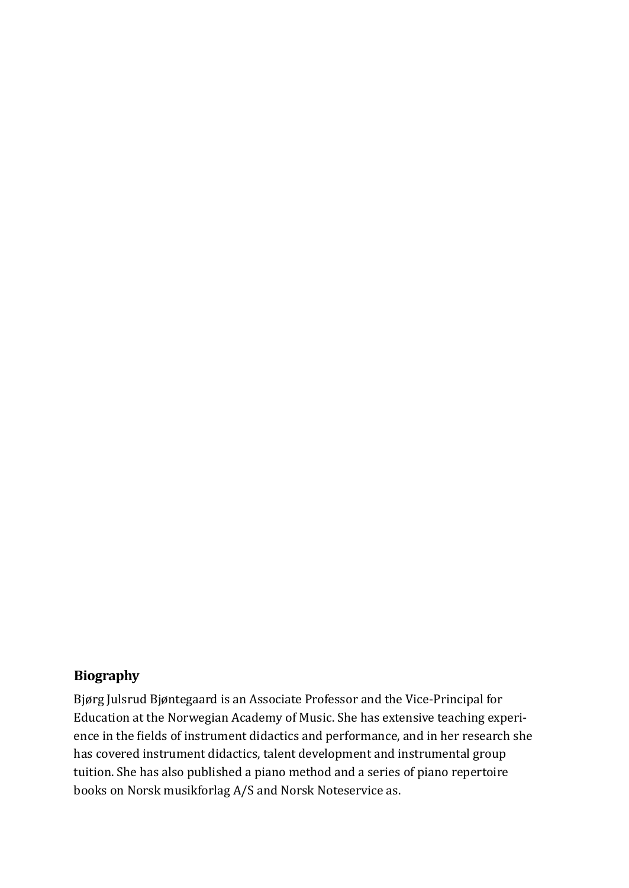## Biography

Bjørg Julsrud Bjøntegaard is an Associate Professor and the Vice-Principal for Education at the Norwegian Academy of Music. She has extensive teaching experience in the fields of instrument didactics and performance, and in her research she has covered instrument didactics, talent development and instrumental group tuition. She has also published a piano method and a series of piano repertoire books on Norsk musikforlag A/S and Norsk Noteservice as.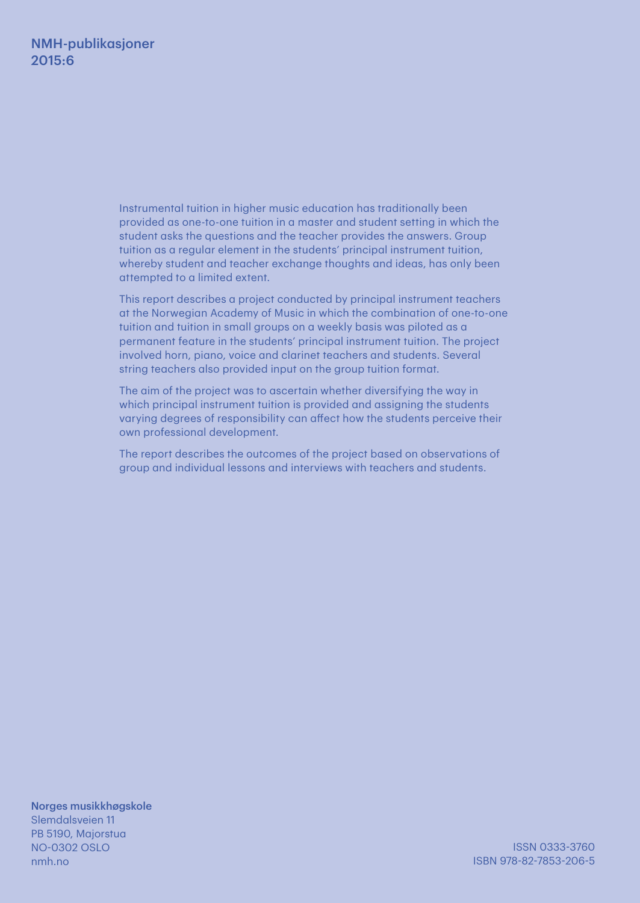**NMH-publikasjoner**
**2015:6**

Instrumental tuition in higher music education has traditionally been provided as one-to-one tuition in a master and student setting in which the student asks the questions and the teacher provides the answers. Group tuition as a regular element in the students' principal instrument tuition, whereby student and teacher exchange thoughts and ideas, has only been attempted to a limited extent.

This report describes a project conducted by principal instrument teachers at the Norwegian Academy of Music in which the combination of one-to-one tuition and tuition in small groups on a weekly basis was piloted as a permanent feature in the students' principal instrument tuition. The project involved horn, piano, voice and clarinet teachers and students. Several string teachers also provided input on the group tuition format.

The aim of the project was to ascertain whether diversifying the way in which principal instrument tuition is provided and assigning the students varying degrees of responsibility can affect how the students perceive their own professional development.

The report describes the outcomes of the project based on observations of group and individual lessons and interviews with teachers and students.

**Norges musikkhøgskole**
Slemdalsveien 11
PB 5190, Majorstua
NO-0302 OSLO
nmh.no

ISSN 0333-3760
ISBN 978-82-7853-206-5